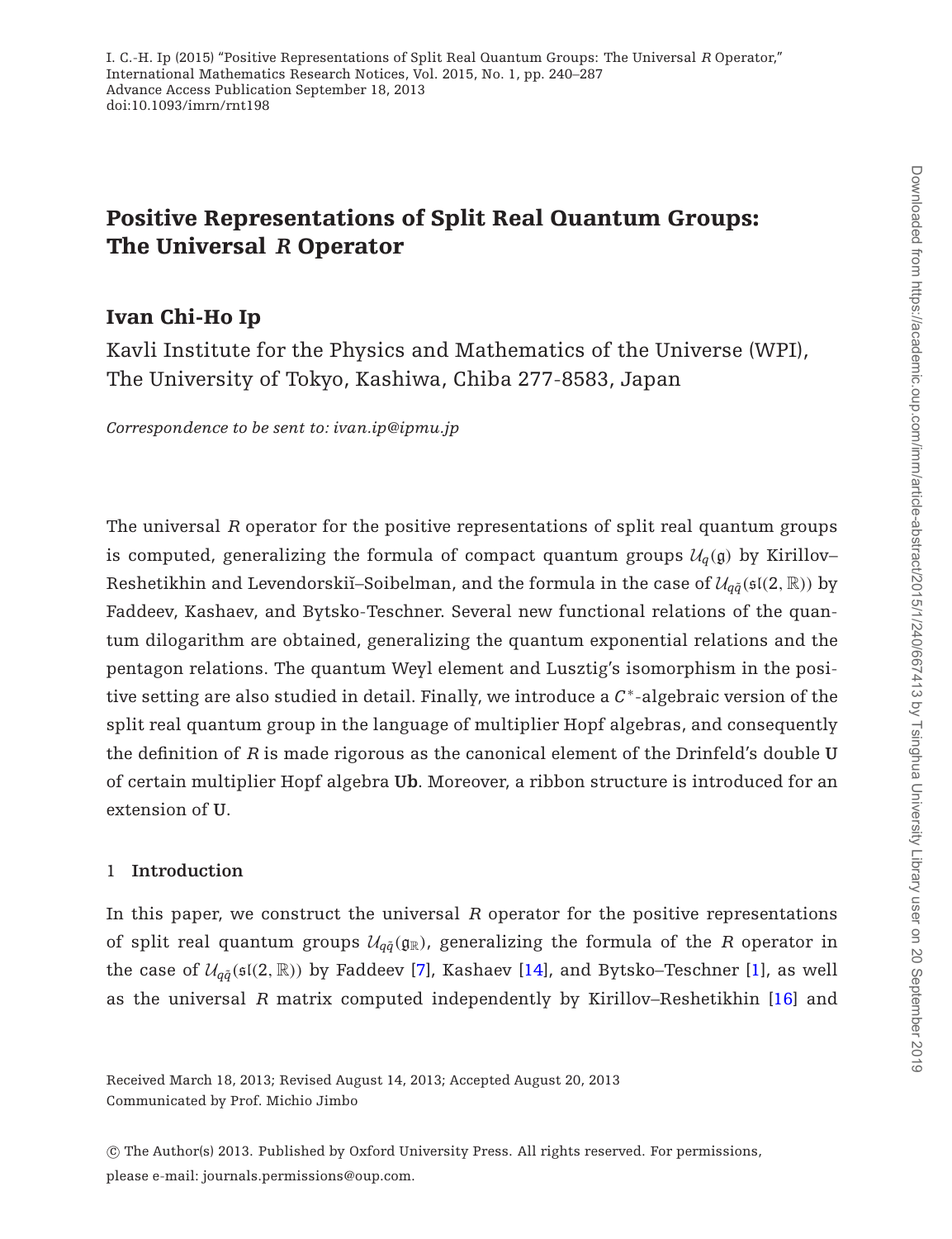# Positive Representations of Split Real Quantum Groups: The Universal $R$ Operator

## Ivan Chi-Ho Ip

Kavli Institute for the Physics and Mathematics of the Universe (WPI), The University of Tokyo, Kashiwa, Chiba 277-8583, Japan

*Correspondence to be sent to: ivan.ip@ipmu.jp*

The universal $R$ operator for the positive representations of split real quantum groups is computed, generalizing the formula of compact quantum groups $\mathcal{U}_q(\mathfrak{g})$ by Kirillov–Reshetikhin and Levendorskiĭ–Soibelman, and the formula in the case of $\mathcal{U}_{q\tilde{q}}(\mathfrak{sl}(2,\mathbb{R}))$ by Faddeev, Kashaev, and Bytsko-Teschner. Several new functional relations of the quantum dilogarithm are obtained, generalizing the quantum exponential relations and the pentagon relations. The quantum Weyl element and Lusztig's isomorphism in the positive setting are also studied in detail. Finally, we introduce a $C^*$-algebraic version of the split real quantum group in the language of multiplier Hopf algebras, and consequently the definition of $R$ is made rigorous as the canonical element of the Drinfeld's double $\mathbf{U}$ of certain multiplier Hopf algebra $\mathbf{Ub}$. Moreover, a ribbon structure is introduced for an extension of $\mathbf{U}$.

## 1 Introduction

In this paper, we construct the universal $R$ operator for the positive representations of split real quantum groups $\mathcal{U}_{q\tilde{q}}(\mathfrak{g}_\mathbb{R})$, generalizing the formula of the $R$ operator in the case of $\mathcal{U}_{q\tilde{q}}(\mathfrak{sl}(2,\mathbb{R}))$ by Faddeev [7], Kashaev [14], and Bytsko–Teschner [1], as well as the universal $R$ matrix computed independently by Kirillov–Reshetikhin [16] and

Received March 18, 2013; Revised August 14, 2013; Accepted August 20, 2013
Communicated by Prof. Michio Jimbo

© The Author(s) 2013. Published by Oxford University Press. All rights reserved. For permissions, please e-mail: journals.permissions@oup.com.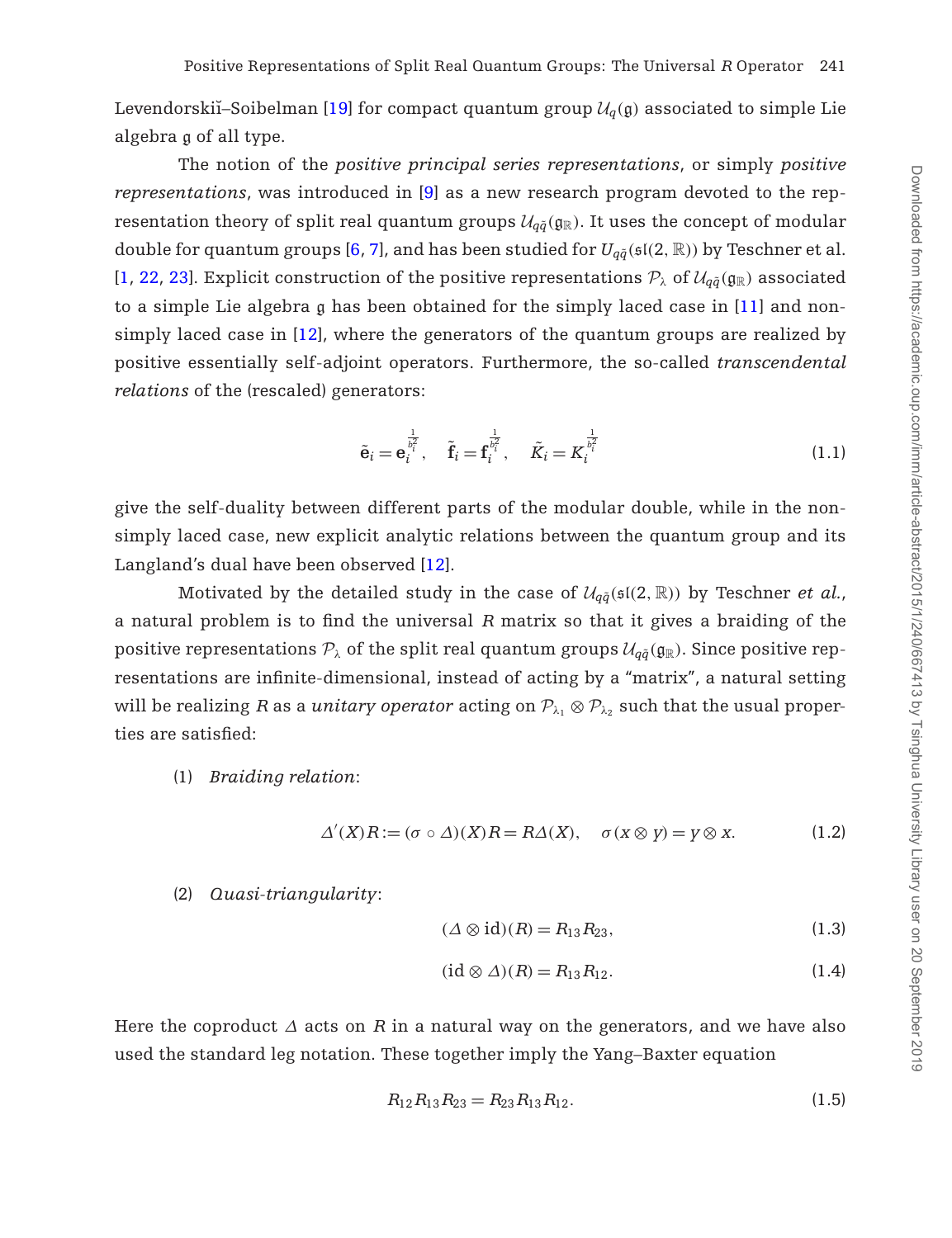Levendorskiĭ–Soibelman [19] for compact quantum group $\mathcal{U}_q(\mathfrak{g})$ associated to simple Lie algebra $\mathfrak{g}$ of all type.

The notion of the *positive principal series representations*, or simply *positive representations*, was introduced in [9] as a new research program devoted to the representation theory of split real quantum groups $\mathcal{U}_{q\tilde{q}}(\mathfrak{g}_{\mathbb{R}})$. It uses the concept of modular double for quantum groups [6, 7], and has been studied for $U_{q\tilde{q}}(\mathfrak{sl}(2,\mathbb{R}))$ by Teschner et al. [1, 22, 23]. Explicit construction of the positive representations $\mathcal{P}_\lambda$ of $\mathcal{U}_{q\tilde{q}}(\mathfrak{g}_{\mathbb{R}})$ associated to a simple Lie algebra $\mathfrak{g}$ has been obtained for the simply laced case in [11] and non-simply laced case in [12], where the generators of the quantum groups are realized by positive essentially self-adjoint operators. Furthermore, the so-called *transcendental relations* of the (rescaled) generators:

$$\tilde{\mathbf{e}}_i = \mathbf{e}_i^{\frac{1}{b_i^2}}, \quad \tilde{\mathbf{f}}_i = \mathbf{f}_i^{\frac{1}{b_i^2}}, \quad \tilde{K}_i = K_i^{\frac{1}{b_i^2}} \tag{1.1}$$

give the self-duality between different parts of the modular double, while in the non-simply laced case, new explicit analytic relations between the quantum group and its Langland's dual have been observed [12].

Motivated by the detailed study in the case of $\mathcal{U}_{q\tilde{q}}(\mathfrak{sl}(2,\mathbb{R}))$ by Teschner *et al.*, a natural problem is to find the universal $R$ matrix so that it gives a braiding of the positive representations $\mathcal{P}_\lambda$ of the split real quantum groups $\mathcal{U}_{q\tilde{q}}(\mathfrak{g}_{\mathbb{R}})$. Since positive representations are infinite-dimensional, instead of acting by a "matrix", a natural setting will be realizing $R$ as a *unitary operator* acting on $\mathcal{P}_{\lambda_1} \otimes \mathcal{P}_{\lambda_2}$ such that the usual properties are satisfied:

(1) *Braiding relation*:

$$\Delta'(X)R := (\sigma \circ \Delta)(X)R = R\Delta(X), \quad \sigma(x \otimes y) = y \otimes x. \tag{1.2}$$

(2) *Quasi-triangularity*:

$$(\Delta \otimes \mathrm{id})(R) = R_{13}R_{23}, \tag{1.3}$$

$$(\mathrm{id} \otimes \Delta)(R) = R_{13}R_{12}. \tag{1.4}$$

Here the coproduct $\Delta$ acts on $R$ in a natural way on the generators, and we have also used the standard leg notation. These together imply the Yang–Baxter equation

$$R_{12}R_{13}R_{23} = R_{23}R_{13}R_{12}. \tag{1.5}$$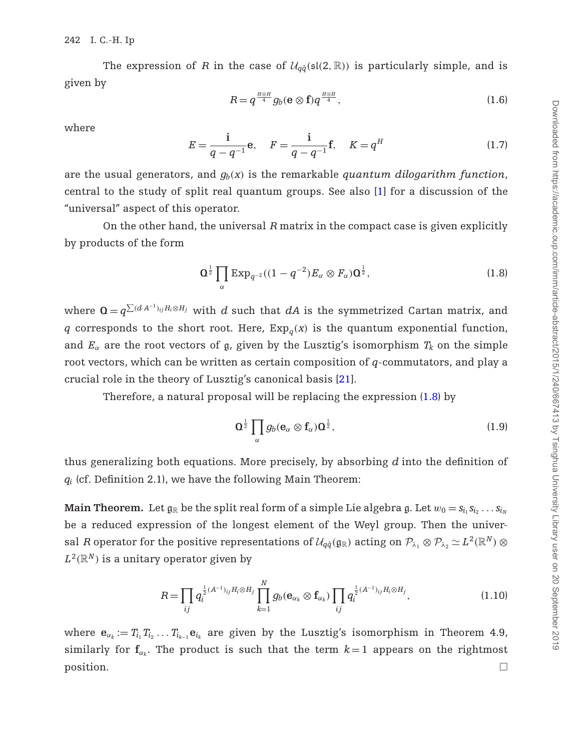The expression of $R$ in the case of $\mathcal{U}_{q\tilde{q}}(\mathfrak{sl}(2,\mathbb{R}))$ is particularly simple, and is given by

$$R = q^{\frac{H\otimes H}{4}} g_b(\mathbf{e}\otimes\mathbf{f}) q^{\frac{H\otimes H}{4}}, \tag{1.6}$$

where

$$E = \frac{\mathbf{i}}{q-q^{-1}}\mathbf{e}, \quad F = \frac{\mathbf{i}}{q-q^{-1}}\mathbf{f}, \quad K = q^H \tag{1.7}$$

are the usual generators, and $g_b(x)$ is the remarkable *quantum dilogarithm function*, central to the study of split real quantum groups. See also [1] for a discussion of the "universal" aspect of this operator.

On the other hand, the universal $R$ matrix in the compact case is given explicitly by products of the form

$$\mathbf{Q}^{\frac{1}{2}} \prod_\alpha \mathrm{Exp}_{q^{-2}}((1-q^{-2})E_\alpha \otimes F_\alpha)\mathbf{Q}^{\frac{1}{2}}, \tag{1.8}$$

where $\mathbf{Q} = q^{\sum (d\cdot A^{-1})_{ij} H_i \otimes H_j}$ with $d$ such that $dA$ is the symmetrized Cartan matrix, and $q$ corresponds to the short root. Here, $\mathrm{Exp}_q(x)$ is the quantum exponential function, and $E_\alpha$ are the root vectors of $\mathfrak{g}$, given by the Lusztig's isomorphism $T_k$ on the simple root vectors, which can be written as certain composition of $q$-commutators, and play a crucial role in the theory of Lusztig's canonical basis [21].

Therefore, a natural proposal will be replacing the expression (1.8) by

$$\mathbf{Q}^{\frac{1}{2}} \prod_\alpha g_b(\mathbf{e}_\alpha \otimes \mathbf{f}_\alpha)\mathbf{Q}^{\frac{1}{2}}, \tag{1.9}$$

thus generalizing both equations. More precisely, by absorbing $d$ into the definition of $q_i$ (cf. Definition 2.1), we have the following Main Theorem:

**Main Theorem.** Let $\mathfrak{g}_\mathbb{R}$ be the split real form of a simple Lie algebra $\mathfrak{g}$. Let $w_0 = s_{i_1}s_{i_2}\ldots s_{i_N}$ be a reduced expression of the longest element of the Weyl group. Then the universal $R$ operator for the positive representations of $\mathcal{U}_{q\tilde{q}}(\mathfrak{g}_\mathbb{R})$ acting on $\mathcal{P}_{\lambda_1}\otimes\mathcal{P}_{\lambda_2} \simeq L^2(\mathbb{R}^N)\otimes L^2(\mathbb{R}^N)$ is a unitary operator given by

$$R = \prod_{ij} q_i^{\frac{1}{2}(A^{-1})_{ij} H_i\otimes H_j} \prod_{k=1}^N g_b(\mathbf{e}_{\alpha_k}\otimes \mathbf{f}_{\alpha_k}) \prod_{ij} q_i^{\frac{1}{2}(A^{-1})_{ij} H_i\otimes H_j}, \tag{1.10}$$

where $\mathbf{e}_{\alpha_k} := T_{i_1}T_{i_2}\ldots T_{i_{k-1}}\mathbf{e}_{i_k}$ are given by the Lusztig's isomorphism in Theorem 4.9, similarly for $\mathbf{f}_{\alpha_k}$. The product is such that the term $k=1$ appears on the rightmost position. □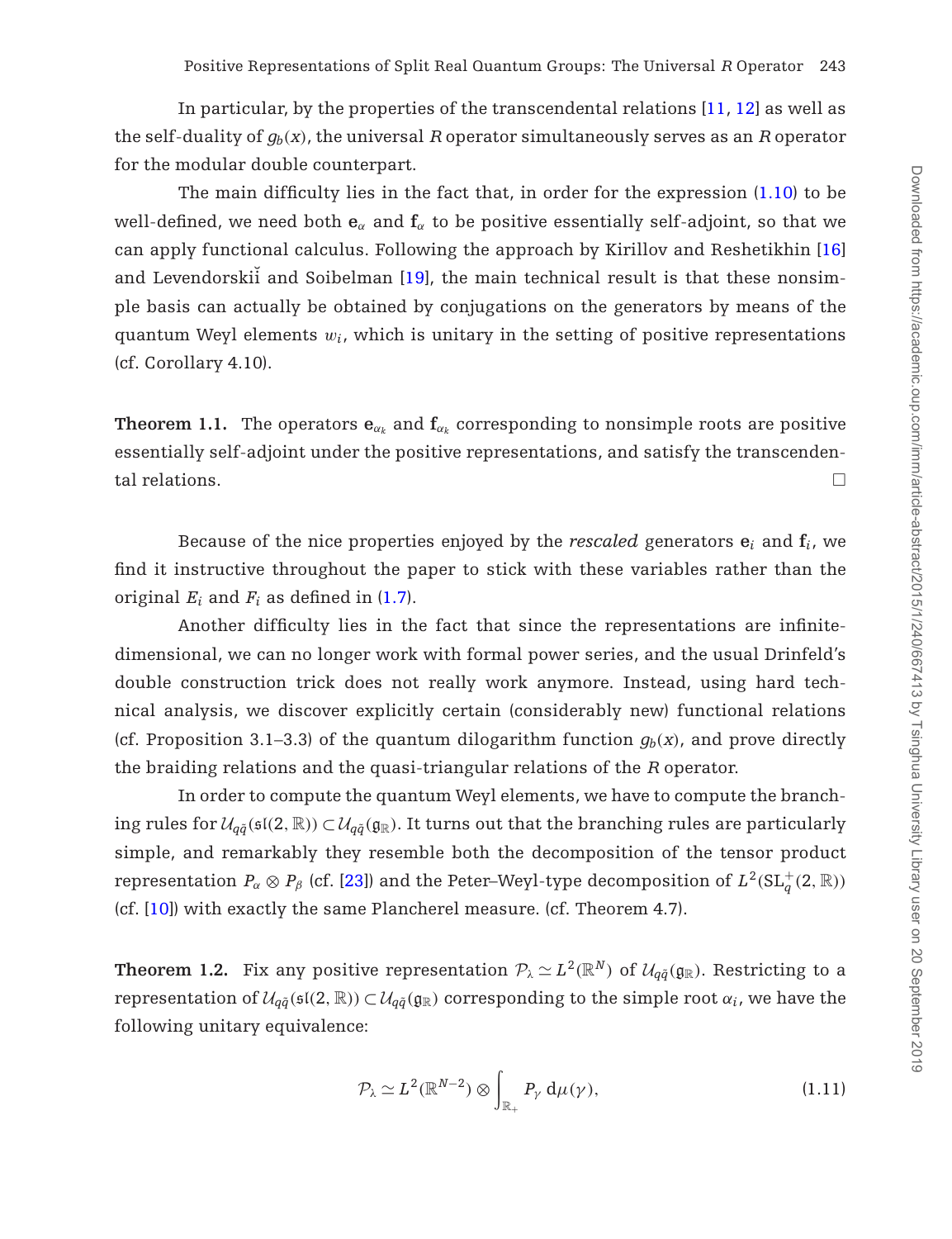In particular, by the properties of the transcendental relations [11, 12] as well as the self-duality of $g_b(x)$, the universal $R$ operator simultaneously serves as an $R$ operator for the modular double counterpart.

The main difficulty lies in the fact that, in order for the expression (1.10) to be well-defined, we need both $\mathbf{e}_\alpha$ and $\mathbf{f}_\alpha$ to be positive essentially self-adjoint, so that we can apply functional calculus. Following the approach by Kirillov and Reshetikhin [16] and Levendorskiĭ and Soibelman [19], the main technical result is that these nonsimple basis can actually be obtained by conjugations on the generators by means of the quantum Weyl elements $w_i$, which is unitary in the setting of positive representations (cf. Corollary 4.10).

**Theorem 1.1.** The operators $\mathbf{e}_{\alpha_k}$ and $\mathbf{f}_{\alpha_k}$ corresponding to nonsimple roots are positive essentially self-adjoint under the positive representations, and satisfy the transcendental relations. □

Because of the nice properties enjoyed by the *rescaled* generators $\mathbf{e}_i$ and $\mathbf{f}_i$, we find it instructive throughout the paper to stick with these variables rather than the original $E_i$ and $F_i$ as defined in (1.7).

Another difficulty lies in the fact that since the representations are infinite-dimensional, we can no longer work with formal power series, and the usual Drinfeld's double construction trick does not really work anymore. Instead, using hard technical analysis, we discover explicitly certain (considerably new) functional relations (cf. Proposition 3.1–3.3) of the quantum dilogarithm function $g_b(x)$, and prove directly the braiding relations and the quasi-triangular relations of the $R$ operator.

In order to compute the quantum Weyl elements, we have to compute the branching rules for $\mathcal{U}_{q\tilde{q}}(\mathfrak{sl}(2,\mathbb{R})) \subset \mathcal{U}_{q\tilde{q}}(\mathfrak{g}_\mathbb{R})$. It turns out that the branching rules are particularly simple, and remarkably they resemble both the decomposition of the tensor product representation $P_\alpha \otimes P_\beta$ (cf. [23]) and the Peter–Weyl-type decomposition of $L^2(\mathrm{SL}_q^+(2,\mathbb{R}))$ (cf. [10]) with exactly the same Plancherel measure. (cf. Theorem 4.7).

**Theorem 1.2.** Fix any positive representation $\mathcal{P}_\lambda \simeq L^2(\mathbb{R}^N)$ of $\mathcal{U}_{q\tilde{q}}(\mathfrak{g}_\mathbb{R})$. Restricting to a representation of $\mathcal{U}_{q\tilde{q}}(\mathfrak{sl}(2,\mathbb{R})) \subset \mathcal{U}_{q\tilde{q}}(\mathfrak{g}_\mathbb{R})$ corresponding to the simple root $\alpha_i$, we have the following unitary equivalence:

$$\mathcal{P}_\lambda \simeq L^2(\mathbb{R}^{N-2}) \otimes \int_{\mathbb{R}_+} P_\gamma \, d\mu(\gamma), \tag{1.11}$$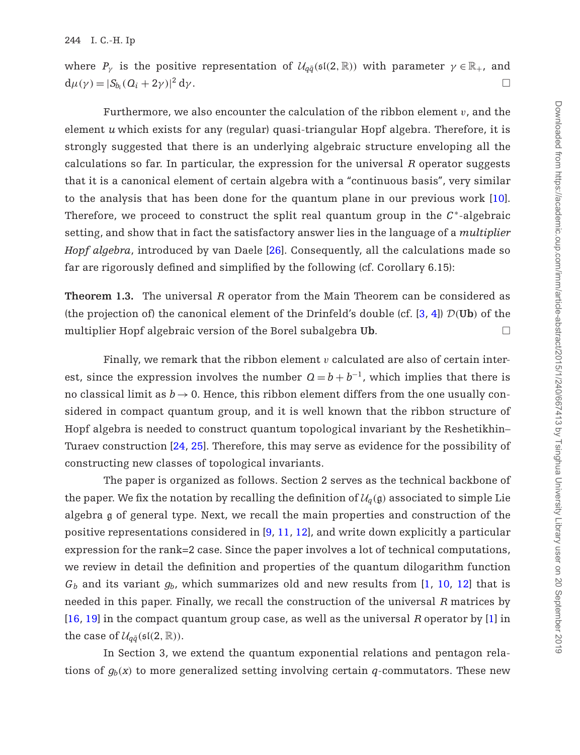where $P_\gamma$ is the positive representation of $\mathcal{U}_{q\tilde{q}}(\mathfrak{sl}(2,\mathbb{R}))$ with parameter $\gamma \in \mathbb{R}_+$, and $d\mu(\gamma) = |S_{b_i}(Q_i + 2\gamma)|^2 \, d\gamma$. □

Furthermore, we also encounter the calculation of the ribbon element $v$, and the element $u$ which exists for any (regular) quasi-triangular Hopf algebra. Therefore, it is strongly suggested that there is an underlying algebraic structure enveloping all the calculations so far. In particular, the expression for the universal $R$ operator suggests that it is a canonical element of certain algebra with a "continuous basis", very similar to the analysis that has been done for the quantum plane in our previous work [10]. Therefore, we proceed to construct the split real quantum group in the $C^*$-algebraic setting, and show that in fact the satisfactory answer lies in the language of a *multiplier Hopf algebra*, introduced by van Daele [26]. Consequently, all the calculations made so far are rigorously defined and simplified by the following (cf. Corollary 6.15):

**Theorem 1.3.** The universal $R$ operator from the Main Theorem can be considered as (the projection of) the canonical element of the Drinfeld's double (cf. [3, 4]) $\mathcal{D}(\mathbf{Ub})$ of the multiplier Hopf algebraic version of the Borel subalgebra $\mathbf{Ub}$. □

Finally, we remark that the ribbon element $v$ calculated are also of certain interest, since the expression involves the number $Q = b + b^{-1}$, which implies that there is no classical limit as $b \to 0$. Hence, this ribbon element differs from the one usually considered in compact quantum group, and it is well known that the ribbon structure of Hopf algebra is needed to construct quantum topological invariant by the Reshetikhin–Turaev construction [24, 25]. Therefore, this may serve as evidence for the possibility of constructing new classes of topological invariants.

The paper is organized as follows. Section 2 serves as the technical backbone of the paper. We fix the notation by recalling the definition of $\mathcal{U}_q(\mathfrak{g})$ associated to simple Lie algebra $\mathfrak{g}$ of general type. Next, we recall the main properties and construction of the positive representations considered in [9, 11, 12], and write down explicitly a particular expression for the rank=2 case. Since the paper involves a lot of technical computations, we review in detail the definition and properties of the quantum dilogarithm function $G_b$ and its variant $g_b$, which summarizes old and new results from [1, 10, 12] that is needed in this paper. Finally, we recall the construction of the universal $R$ matrices by [16, 19] in the compact quantum group case, as well as the universal $R$ operator by [1] in the case of $\mathcal{U}_{q\tilde{q}}(\mathfrak{sl}(2,\mathbb{R}))$.

In Section 3, we extend the quantum exponential relations and pentagon relations of $g_b(x)$ to more generalized setting involving certain $q$-commutators. These new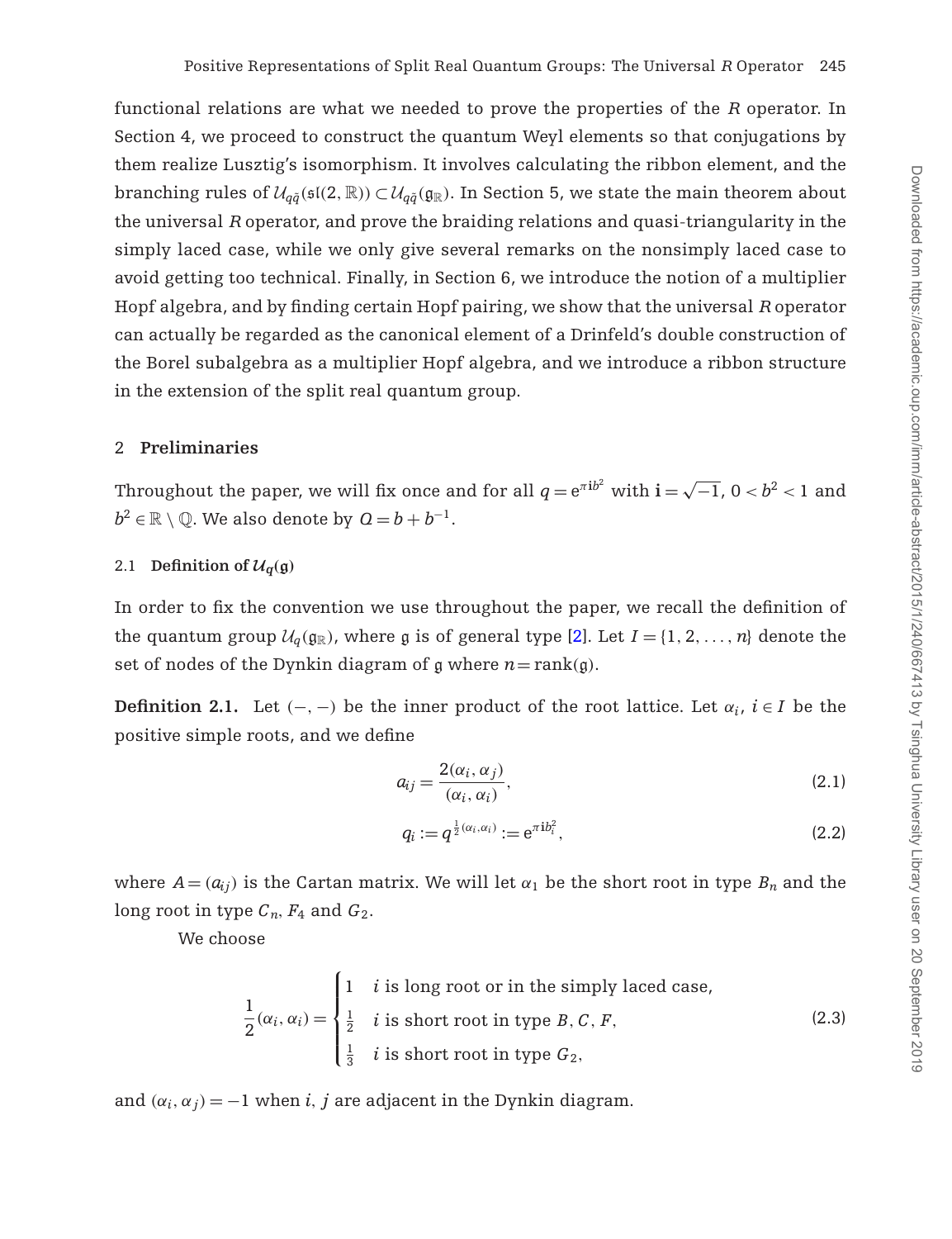functional relations are what we needed to prove the properties of the $R$ operator. In Section 4, we proceed to construct the quantum Weyl elements so that conjugations by them realize Lusztig's isomorphism. It involves calculating the ribbon element, and the branching rules of $\mathcal{U}_{q\tilde{q}}(\mathfrak{sl}(2,\mathbb{R}))\subset\mathcal{U}_{q\tilde{q}}(\mathfrak{g}_{\mathbb{R}})$. In Section 5, we state the main theorem about the universal $R$ operator, and prove the braiding relations and quasi-triangularity in the simply laced case, while we only give several remarks on the nonsimply laced case to avoid getting too technical. Finally, in Section 6, we introduce the notion of a multiplier Hopf algebra, and by finding certain Hopf pairing, we show that the universal $R$ operator can actually be regarded as the canonical element of a Drinfeld's double construction of the Borel subalgebra as a multiplier Hopf algebra, and we introduce a ribbon structure in the extension of the split real quantum group.

## 2 Preliminaries

Throughout the paper, we will fix once and for all $q=e^{\pi \mathbf{i} b^2}$ with $\mathbf{i}=\sqrt{-1}$, $0<b^2<1$ and $b^2\in\mathbb{R}\setminus\mathbb{Q}$. We also denote by $Q=b+b^{-1}$.

### 2.1 Definition of $\mathcal{U}_q(\mathfrak{g})$

In order to fix the convention we use throughout the paper, we recall the definition of the quantum group $\mathcal{U}_q(\mathfrak{g}_{\mathbb{R}})$, where $\mathfrak{g}$ is of general type [2]. Let $I=\{1,2,\ldots,n\}$ denote the set of nodes of the Dynkin diagram of $\mathfrak{g}$ where $n=\mathrm{rank}(\mathfrak{g})$.

**Definition 2.1.** Let $(-,-)$ be the inner product of the root lattice. Let $\alpha_i$, $i\in I$ be the positive simple roots, and we define

$$a_{ij}=\frac{2(\alpha_i,\alpha_j)}{(\alpha_i,\alpha_i)}, \tag{2.1}$$

$$q_i:=q^{\frac{1}{2}(\alpha_i,\alpha_i)}:=e^{\pi \mathbf{i} b_i^2}, \tag{2.2}$$

where $A=(a_{ij})$ is the Cartan matrix. We will let $\alpha_1$ be the short root in type $B_n$ and the long root in type $C_n$, $F_4$ and $G_2$.

We choose

$$\frac{1}{2}(\alpha_i,\alpha_i)=\begin{cases}1 & i \text{ is long root or in the simply laced case,}\\ \frac{1}{2} & i \text{ is short root in type } B,C,F,\\ \frac{1}{3} & i \text{ is short root in type } G_2,\end{cases} \tag{2.3}$$

and $(\alpha_i,\alpha_j)=-1$ when $i$, $j$ are adjacent in the Dynkin diagram.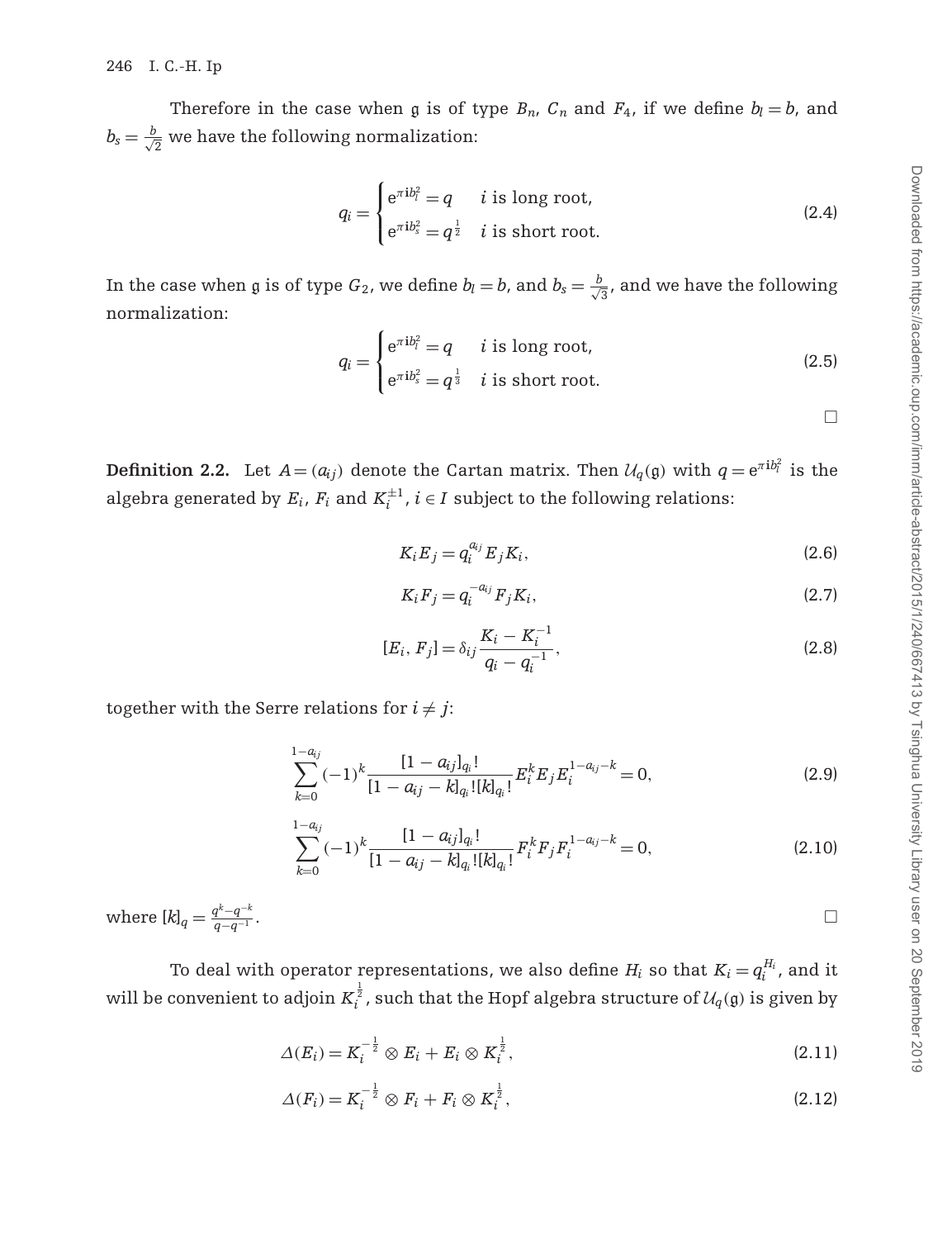Therefore in the case when $\mathfrak{g}$ is of type $B_n$, $C_n$ and $F_4$, if we define $b_l = b$, and $b_s = \frac{b}{\sqrt{2}}$ we have the following normalization:

$$q_i = \begin{cases} e^{\pi i b_l^2} = q & i \text{ is long root,} \\ e^{\pi i b_s^2} = q^{\frac{1}{2}} & i \text{ is short root.} \end{cases} \tag{2.4}$$

In the case when $\mathfrak{g}$ is of type $G_2$, we define $b_l = b$, and $b_s = \frac{b}{\sqrt{3}}$, and we have the following normalization:

$$q_i = \begin{cases} e^{\pi i b_l^2} = q & i \text{ is long root,} \\ e^{\pi i b_s^2} = q^{\frac{1}{3}} & i \text{ is short root.} \end{cases} \tag{2.5}$$

□

**Definition 2.2.** Let $A = (a_{ij})$ denote the Cartan matrix. Then $\mathcal{U}_q(\mathfrak{g})$ with $q = e^{\pi i b_l^2}$ is the algebra generated by $E_i$, $F_i$ and $K_i^{\pm 1}$, $i \in I$ subject to the following relations:

$$K_i E_j = q_i^{a_{ij}} E_j K_i, \tag{2.6}$$

$$K_i F_j = q_i^{-a_{ij}} F_j K_i, \tag{2.7}$$

$$[E_i, F_j] = \delta_{ij} \frac{K_i - K_i^{-1}}{q_i - q_i^{-1}}, \tag{2.8}$$

together with the Serre relations for $i \neq j$:

$$\sum_{k=0}^{1-a_{ij}} (-1)^k \frac{[1-a_{ij}]_{q_i}!}{[1-a_{ij}-k]_{q_i}![k]_{q_i}!} E_i^k E_j E_i^{1-a_{ij}-k} = 0, \tag{2.9}$$

$$\sum_{k=0}^{1-a_{ij}} (-1)^k \frac{[1-a_{ij}]_{q_i}!}{[1-a_{ij}-k]_{q_i}![k]_{q_i}!} F_i^k F_j F_i^{1-a_{ij}-k} = 0, \tag{2.10}$$

where $[k]_q = \frac{q^k - q^{-k}}{q - q^{-1}}$. □

To deal with operator representations, we also define $H_i$ so that $K_i = q_i^{H_i}$, and it will be convenient to adjoin $K_i^{\frac{1}{2}}$, such that the Hopf algebra structure of $\mathcal{U}_q(\mathfrak{g})$ is given by

$$\Delta(E_i) = K_i^{-\frac{1}{2}} \otimes E_i + E_i \otimes K_i^{\frac{1}{2}}, \tag{2.11}$$

$$\Delta(F_i) = K_i^{-\frac{1}{2}} \otimes F_i + F_i \otimes K_i^{\frac{1}{2}}, \tag{2.12}$$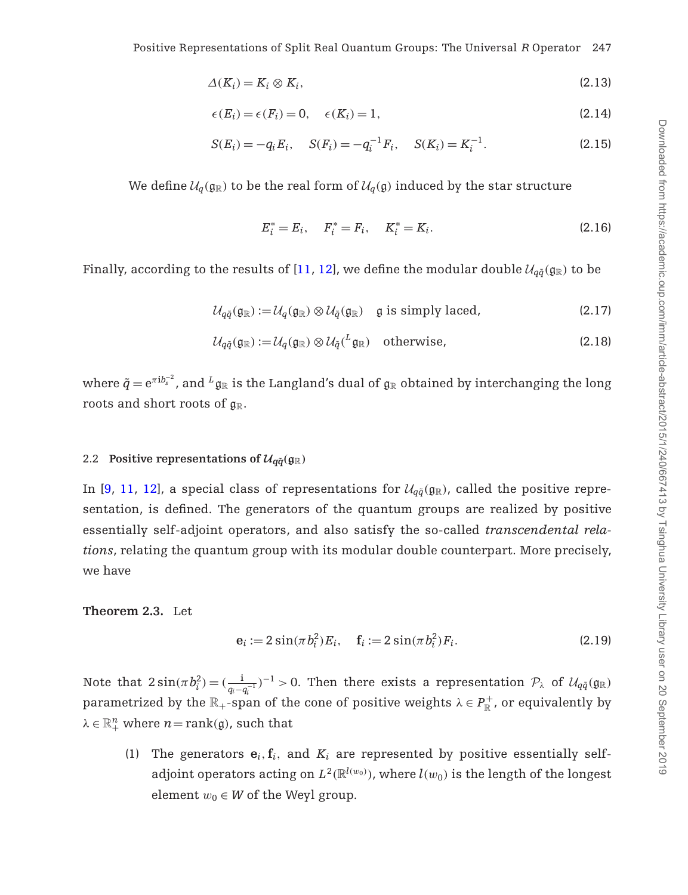$$\Delta(K_i) = K_i \otimes K_i, \tag{2.13}$$

$$\epsilon(E_i) = \epsilon(F_i) = 0, \quad \epsilon(K_i) = 1, \tag{2.14}$$

$$S(E_i) = -q_i E_i, \quad S(F_i) = -q_i^{-1} F_i, \quad S(K_i) = K_i^{-1}. \tag{2.15}$$

We define $\mathcal{U}_q(\mathfrak{g}_{\mathbb{R}})$ to be the real form of $\mathcal{U}_q(\mathfrak{g})$ induced by the star structure

$$E_i^* = E_i, \quad F_i^* = F_i, \quad K_i^* = K_i. \tag{2.16}$$

Finally, according to the results of [11, 12], we define the modular double $\mathcal{U}_{q\tilde{q}}(\mathfrak{g}_{\mathbb{R}})$ to be

$$\mathcal{U}_{q\tilde{q}}(\mathfrak{g}_{\mathbb{R}}) := \mathcal{U}_q(\mathfrak{g}_{\mathbb{R}}) \otimes \mathcal{U}_{\tilde{q}}(\mathfrak{g}_{\mathbb{R}}) \quad \mathfrak{g} \text{ is simply laced}, \tag{2.17}$$

$$\mathcal{U}_{q\tilde{q}}(\mathfrak{g}_{\mathbb{R}}) := \mathcal{U}_q(\mathfrak{g}_{\mathbb{R}}) \otimes \mathcal{U}_{\tilde{q}}({}^L\mathfrak{g}_{\mathbb{R}}) \quad \text{otherwise}, \tag{2.18}$$

where $\tilde{q} = e^{\pi i b_s^{-2}}$, and ${}^L\mathfrak{g}_{\mathbb{R}}$ is the Langland's dual of $\mathfrak{g}_{\mathbb{R}}$ obtained by interchanging the long roots and short roots of $\mathfrak{g}_{\mathbb{R}}$.

### 2.2 Positive representations of $\mathcal{U}_{q\tilde{q}}(\mathfrak{g}_{\mathbb{R}})$

In [9, 11, 12], a special class of representations for $\mathcal{U}_{q\tilde{q}}(\mathfrak{g}_{\mathbb{R}})$, called the positive representation, is defined. The generators of the quantum groups are realized by positive essentially self-adjoint operators, and also satisfy the so-called *transcendental relations*, relating the quantum group with its modular double counterpart. More precisely, we have

**Theorem 2.3.** Let

$$\mathbf{e}_i := 2\sin(\pi b_i^2) E_i, \quad \mathbf{f}_i := 2\sin(\pi b_i^2) F_i. \tag{2.19}$$

Note that $2\sin(\pi b_i^2) = \left(\frac{i}{q_i - q_i^{-1}}\right)^{-1} > 0$. Then there exists a representation $\mathcal{P}_\lambda$ of $\mathcal{U}_{q\tilde{q}}(\mathfrak{g}_{\mathbb{R}})$ parametrized by the $\mathbb{R}_+$-span of the cone of positive weights $\lambda \in P_{\mathbb{R}}^+$, or equivalently by $\lambda \in \mathbb{R}_+^n$ where $n = \text{rank}(\mathfrak{g})$, such that

(1) The generators $\mathbf{e}_i, \mathbf{f}_i$, and $K_i$ are represented by positive essentially self-adjoint operators acting on $L^2(\mathbb{R}^{l(w_0)})$, where $l(w_0)$ is the length of the longest element $w_0 \in W$ of the Weyl group.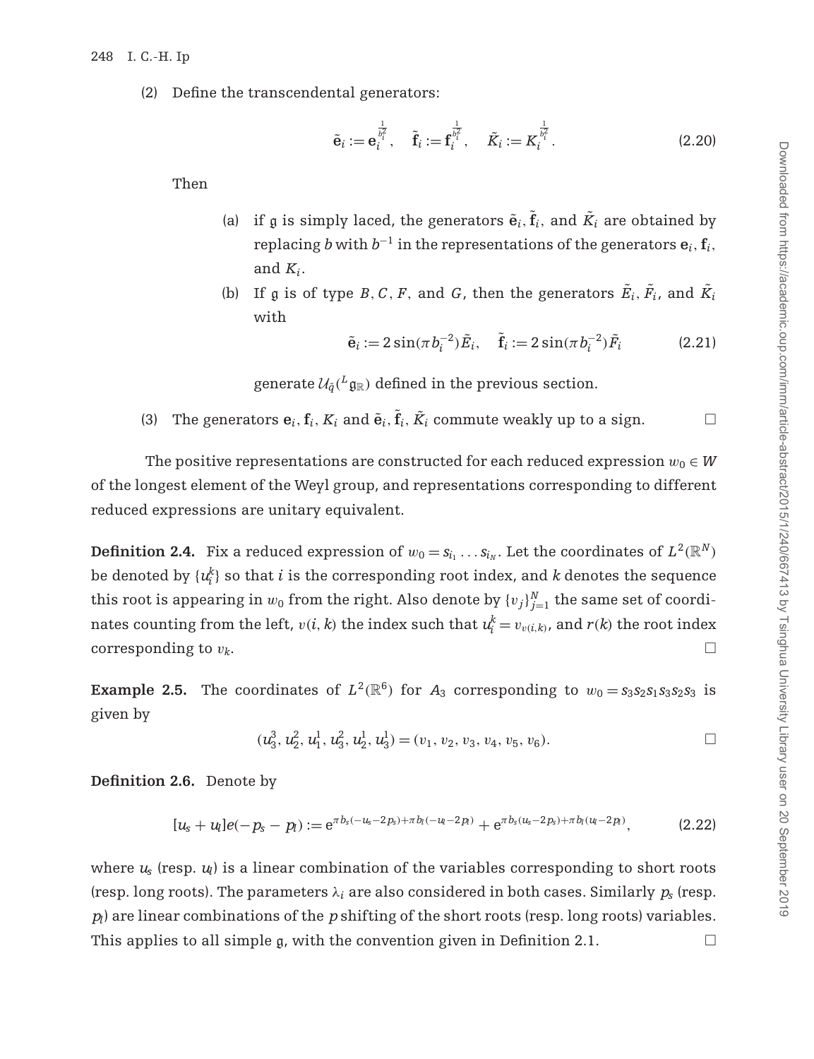(2) Define the transcendental generators:

$$\tilde{\mathbf{e}}_i := \mathbf{e}_i^{\frac{1}{b_i^2}}, \quad \tilde{\mathbf{f}}_i := \mathbf{f}_i^{\frac{1}{b_i^2}}, \quad \tilde{K}_i := K_i^{\frac{1}{b_i^2}}. \tag{2.20}$$

Then

(a) if $\mathfrak{g}$ is simply laced, the generators $\tilde{\mathbf{e}}_i, \tilde{\mathbf{f}}_i$, and $\tilde{K}_i$ are obtained by replacing $b$ with $b^{-1}$ in the representations of the generators $\mathbf{e}_i, \mathbf{f}_i$, and $K_i$.

(b) If $\mathfrak{g}$ is of type $B, C, F$, and $G$, then the generators $\tilde{E}_i, \tilde{F}_i$, and $\tilde{K}_i$ with

$$\tilde{\mathbf{e}}_i := 2\sin(\pi b_i^{-2})\tilde{E}_i, \quad \tilde{\mathbf{f}}_i := 2\sin(\pi b_i^{-2})\tilde{F}_i \tag{2.21}$$

generate $\mathcal{U}_{\tilde{q}}({}^L\mathfrak{g}_{\mathbb{R}})$ defined in the previous section.

(3) The generators $\mathbf{e}_i, \mathbf{f}_i, K_i$ and $\tilde{\mathbf{e}}_i, \tilde{\mathbf{f}}_i, \tilde{K}_i$ commute weakly up to a sign. □

The positive representations are constructed for each reduced expression $w_0 \in W$ of the longest element of the Weyl group, and representations corresponding to different reduced expressions are unitary equivalent.

**Definition 2.4.** Fix a reduced expression of $w_0 = s_{i_1} \dots s_{i_N}$. Let the coordinates of $L^2(\mathbb{R}^N)$ be denoted by $\{u_i^k\}$ so that $i$ is the corresponding root index, and $k$ denotes the sequence this root is appearing in $w_0$ from the right. Also denote by $\{v_j\}_{j=1}^N$ the same set of coordinates counting from the left, $v(i,k)$ the index such that $u_i^k = v_{v(i,k)}$, and $r(k)$ the root index corresponding to $v_k$. □

**Example 2.5.** The coordinates of $L^2(\mathbb{R}^6)$ for $A_3$ corresponding to $w_0 = s_3 s_2 s_1 s_3 s_2 s_3$ is given by

$$(u_3^3, u_2^2, u_1^1, u_3^2, u_2^1, u_3^1) = (v_1, v_2, v_3, v_4, v_5, v_6).$$ □

**Definition 2.6.** Denote by

$$[u_s + u_l]e(-p_s - p_l) := e^{\pi b_s(-u_s - 2p_s) + \pi b_l(-u_l - 2p_l)} + e^{\pi b_s(u_s - 2p_s) + \pi b_l(u_l - 2p_l)}, \tag{2.22}$$

where $u_s$ (resp. $u_l$) is a linear combination of the variables corresponding to short roots (resp. long roots). The parameters $\lambda_i$ are also considered in both cases. Similarly $p_s$ (resp. $p_l$) are linear combinations of the $p$ shifting of the short roots (resp. long roots) variables. This applies to all simple $\mathfrak{g}$, with the convention given in Definition 2.1. □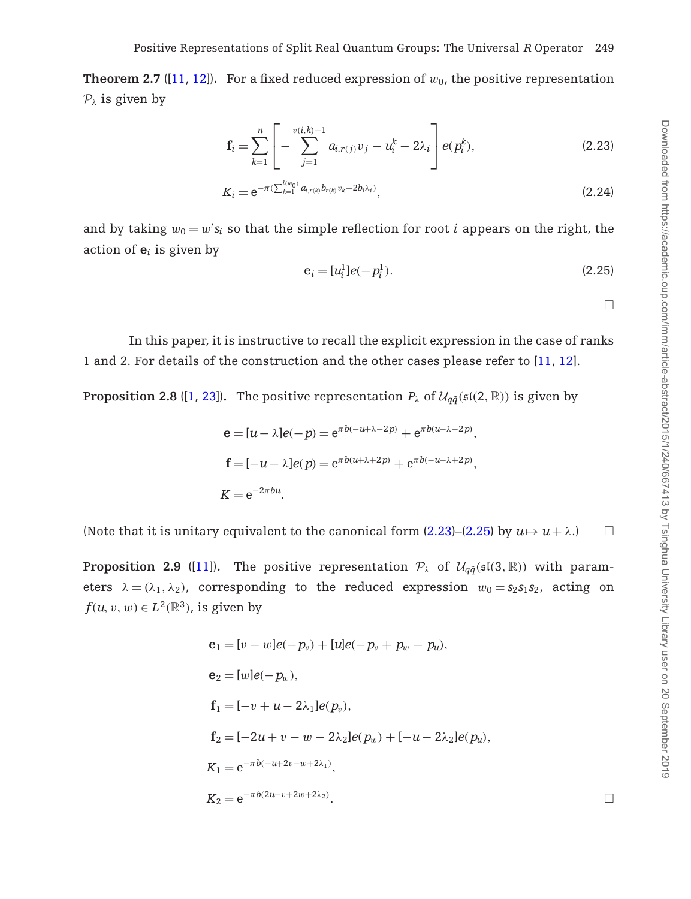**Theorem 2.7** ([11, 12]). For a fixed reduced expression of $w_0$, the positive representation $\mathcal{P}_\lambda$ is given by

$$\mathbf{f}_i = \sum_{k=1}^{n} \left[ -\sum_{j=1}^{v(i,k)-1} a_{i,r(j)} v_j - u_i^k - 2\lambda_i \right] e(p_i^k), \tag{2.23}$$

$$K_i = \mathrm{e}^{-\pi(\sum_{k=1}^{l(w_0)} a_{i,r(k)} b_{r(k)} v_k + 2b_i \lambda_i)}, \tag{2.24}$$

and by taking $w_0 = w' s_i$ so that the simple reflection for root $i$ appears on the right, the action of $\mathbf{e}_i$ is given by

$$\mathbf{e}_i = [u_i^1] e(-p_i^1). \tag{2.25}$$

□

In this paper, it is instructive to recall the explicit expression in the case of ranks 1 and 2. For details of the construction and the other cases please refer to [11, 12].

**Proposition 2.8** ([1, 23]). The positive representation $P_\lambda$ of $\mathcal{U}_{q\tilde{q}}(\mathfrak{sl}(2,\mathbb{R}))$ is given by

$$\mathbf{e} = [u - \lambda] e(-p) = \mathrm{e}^{\pi b(-u+\lambda-2p)} + \mathrm{e}^{\pi b(u-\lambda-2p)},$$

$$\mathbf{f} = [-u - \lambda] e(p) = \mathrm{e}^{\pi b(u+\lambda+2p)} + \mathrm{e}^{\pi b(-u-\lambda+2p)},$$

$$K = \mathrm{e}^{-2\pi b u}.$$

(Note that it is unitary equivalent to the canonical form (2.23)–(2.25) by $u \mapsto u + \lambda$.) □

**Proposition 2.9** ([11]). The positive representation $\mathcal{P}_\lambda$ of $\mathcal{U}_{q\tilde{q}}(\mathfrak{sl}(3,\mathbb{R}))$ with parameters $\lambda = (\lambda_1, \lambda_2)$, corresponding to the reduced expression $w_0 = s_2 s_1 s_2$, acting on $f(u, v, w) \in L^2(\mathbb{R}^3)$, is given by

$$\mathbf{e}_1 = [v - w] e(-p_v) + [u] e(-p_v + p_w - p_u),$$

$$\mathbf{e}_2 = [w] e(-p_w),$$

$$\mathbf{f}_1 = [-v + u - 2\lambda_1] e(p_v),$$

$$\mathbf{f}_2 = [-2u + v - w - 2\lambda_2] e(p_w) + [-u - 2\lambda_2] e(p_u),$$

$$K_1 = \mathrm{e}^{-\pi b(-u+2v-w+2\lambda_1)},$$

$$K_2 = \mathrm{e}^{-\pi b(2u-v+2w+2\lambda_2)}.$$

□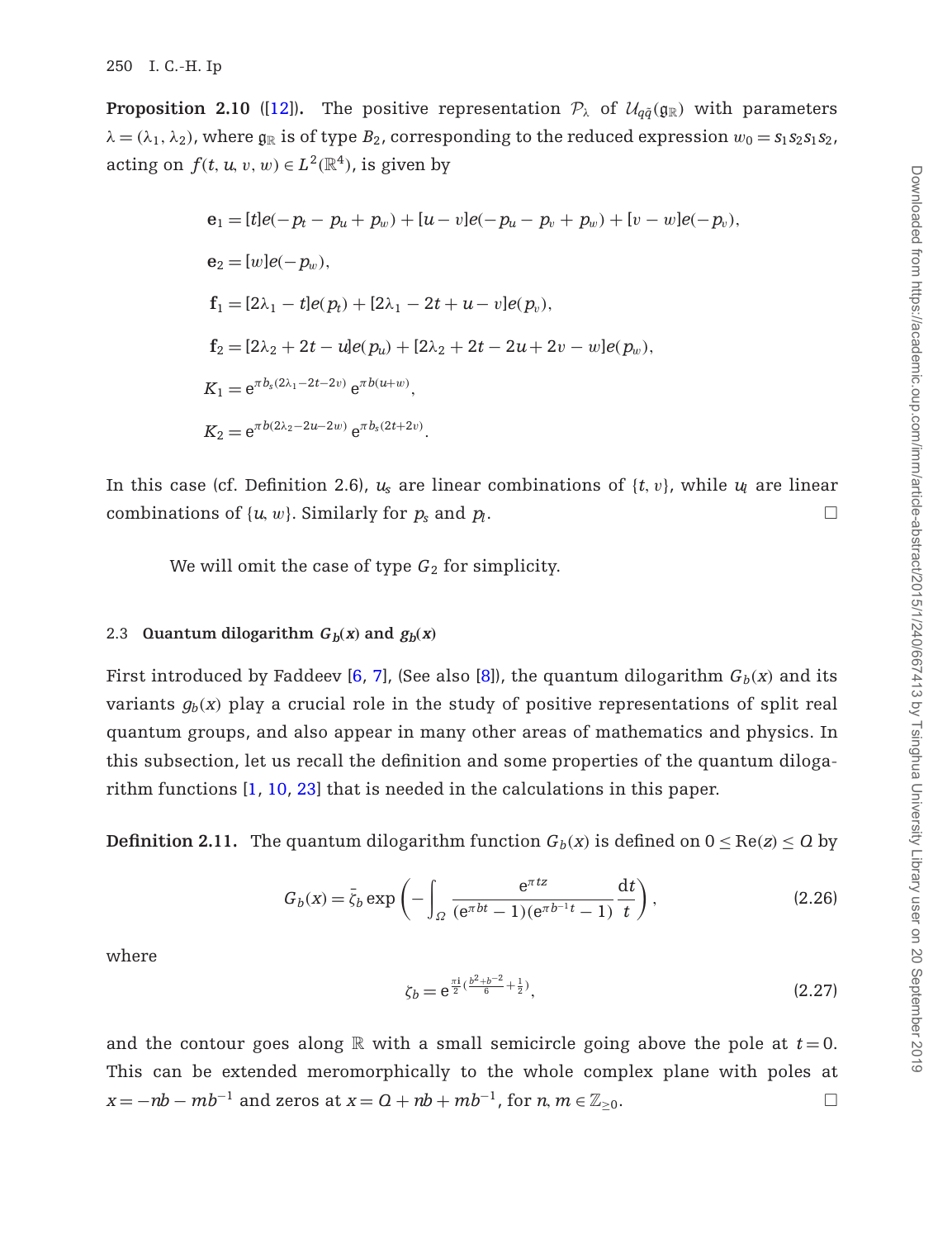**Proposition 2.10** ([12]). The positive representation $\mathcal{P}_\lambda$ of $\mathcal{U}_{q\tilde{q}}(\mathfrak{g}_\mathbb{R})$ with parameters $\lambda = (\lambda_1, \lambda_2)$, where $\mathfrak{g}_\mathbb{R}$ is of type $B_2$, corresponding to the reduced expression $w_0 = s_1 s_2 s_1 s_2$, acting on $f(t, u, v, w) \in L^2(\mathbb{R}^4)$, is given by

$$\mathbf{e}_1 = [t]e(-p_t - p_u + p_w) + [u-v]e(-p_u - p_v + p_w) + [v-w]e(-p_v),$$

$$\mathbf{e}_2 = [w]e(-p_w),$$

$$\mathbf{f}_1 = [2\lambda_1 - t]e(p_t) + [2\lambda_1 - 2t + u - v]e(p_v),$$

$$\mathbf{f}_2 = [2\lambda_2 + 2t - u]e(p_u) + [2\lambda_2 + 2t - 2u + 2v - w]e(p_w),$$

$$K_1 = \mathrm{e}^{\pi b_s(2\lambda_1 - 2t - 2v)}\,\mathrm{e}^{\pi b(u+w)},$$

$$K_2 = \mathrm{e}^{\pi b(2\lambda_2 - 2u - 2w)}\,\mathrm{e}^{\pi b_s(2t+2v)}.$$

In this case (cf. Definition 2.6), $u_s$ are linear combinations of $\{t, v\}$, while $u_l$ are linear combinations of $\{u, w\}$. Similarly for $p_s$ and $p_l$. □

We will omit the case of type $G_2$ for simplicity.

### 2.3 Quantum dilogarithm $G_b(x)$ and $g_b(x)$

First introduced by Faddeev [6, 7], (See also [8]), the quantum dilogarithm $G_b(x)$ and its variants $g_b(x)$ play a crucial role in the study of positive representations of split real quantum groups, and also appear in many other areas of mathematics and physics. In this subsection, let us recall the definition and some properties of the quantum dilogarithm functions [1, 10, 23] that is needed in the calculations in this paper.

**Definition 2.11.** The quantum dilogarithm function $G_b(x)$ is defined on $0 \leq \mathrm{Re}(z) \leq Q$ by

$$G_b(x) = \bar{\zeta}_b \exp\left(-\int_\Omega \frac{\mathrm{e}^{\pi t z}}{(\mathrm{e}^{\pi b t} - 1)(\mathrm{e}^{\pi b^{-1} t} - 1)} \frac{\mathrm{d}t}{t}\right), \tag{2.26}$$

where

$$\zeta_b = \mathrm{e}^{\frac{\pi \mathrm{i}}{2}\left(\frac{b^2 + b^{-2}}{6} + \frac{1}{2}\right)}, \tag{2.27}$$

and the contour goes along $\mathbb{R}$ with a small semicircle going above the pole at $t = 0$. This can be extended meromorphically to the whole complex plane with poles at $x = -nb - mb^{-1}$ and zeros at $x = Q + nb + mb^{-1}$, for $n, m \in \mathbb{Z}_{\geq 0}$. □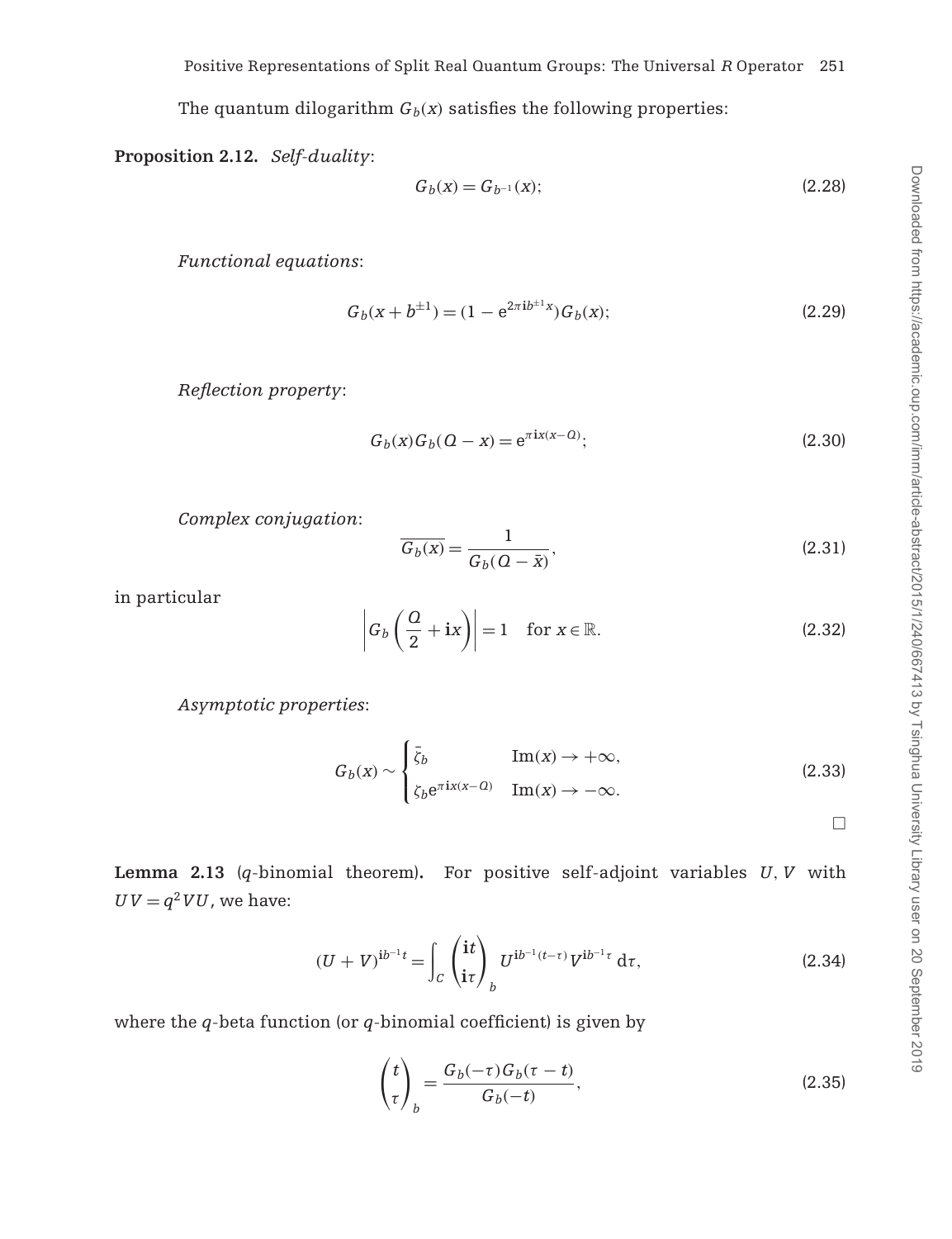The quantum dilogarithm $G_b(x)$ satisfies the following properties:

**Proposition 2.12.** *Self-duality*:

$$G_b(x) = G_{b^{-1}}(x); \tag{2.28}$$

*Functional equations*:

$$G_b(x + b^{\pm 1}) = (1 - \mathrm{e}^{2\pi \mathbf{i} b^{\pm 1} x}) G_b(x); \tag{2.29}$$

*Reflection property*:

$$G_b(x) G_b(Q - x) = \mathrm{e}^{\pi \mathbf{i} x(x-Q)}; \tag{2.30}$$

*Complex conjugation*:

$$\overline{G_b(x)} = \frac{1}{G_b(Q - \bar{x})}, \tag{2.31}$$

in particular

$$\left| G_b\left(\frac{Q}{2} + \mathbf{i}x\right)\right| = 1 \quad \text{for } x \in \mathbb{R}. \tag{2.32}$$

*Asymptotic properties*:

$$G_b(x) \sim \begin{cases} \bar{\zeta}_b & \mathrm{Im}(x) \to +\infty, \\ \zeta_b \mathrm{e}^{\pi \mathbf{i} x(x-Q)} & \mathrm{Im}(x) \to -\infty. \end{cases} \tag{2.33}$$

□

**Lemma 2.13** ($q$-binomial theorem)**.** For positive self-adjoint variables $U, V$ with $UV = q^2 VU$, we have:

$$(U + V)^{\mathbf{i}b^{-1}t} = \int_C \binom{\mathbf{i}t}{\mathbf{i}\tau}_b U^{\mathbf{i}b^{-1}(t-\tau)} V^{\mathbf{i}b^{-1}\tau}\, \mathrm{d}\tau, \tag{2.34}$$

where the $q$-beta function (or $q$-binomial coefficient) is given by

$$\binom{t}{\tau}_b = \frac{G_b(-\tau) G_b(\tau - t)}{G_b(-t)}, \tag{2.35}$$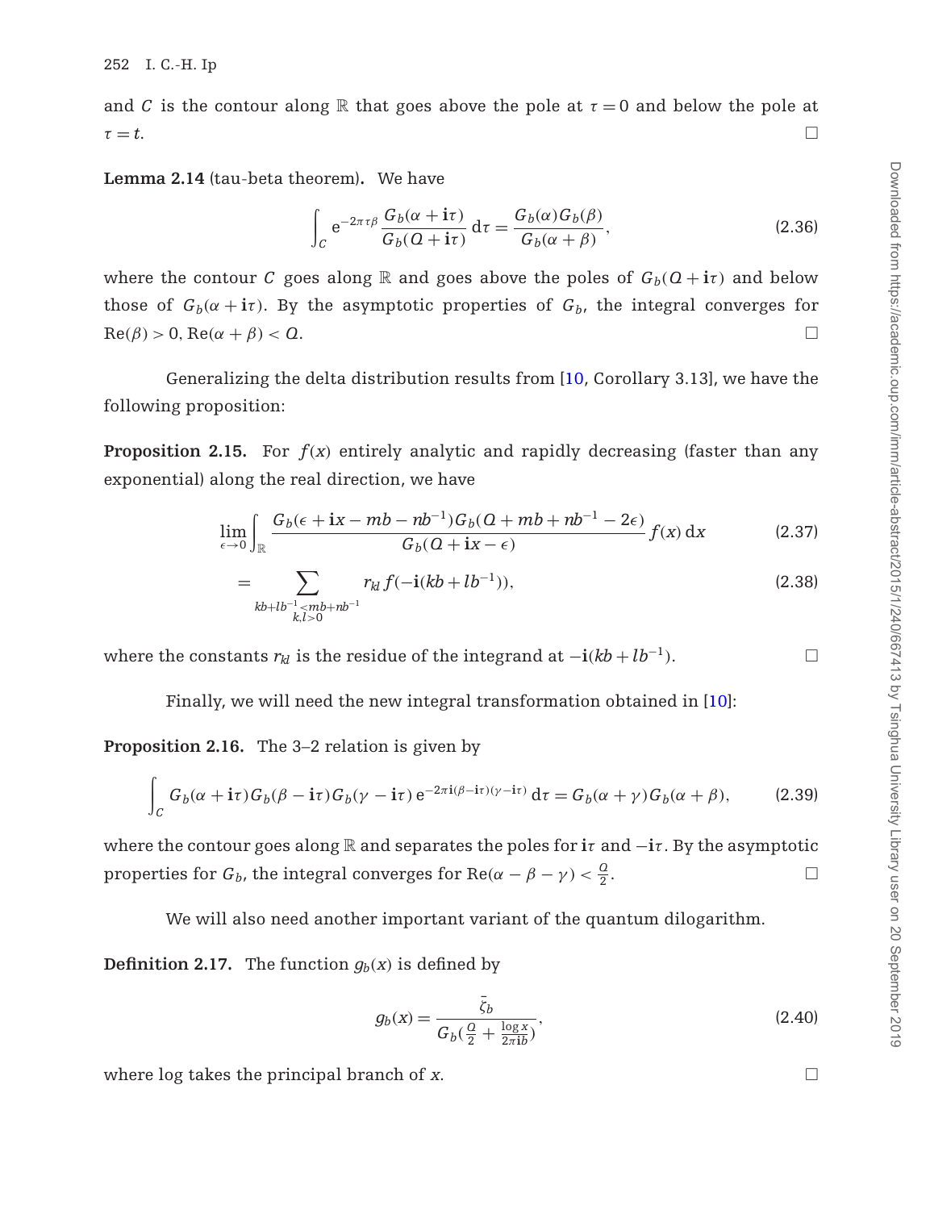and $C$ is the contour along $\mathbb{R}$ that goes above the pole at $\tau = 0$ and below the pole at $\tau = t$. □

**Lemma 2.14** (tau-beta theorem). We have

$$\int_C e^{-2\pi\tau\beta} \frac{G_b(\alpha + \mathbf{i}\tau)}{G_b(Q + \mathbf{i}\tau)} \, d\tau = \frac{G_b(\alpha)G_b(\beta)}{G_b(\alpha + \beta)}, \tag{2.36}$$

where the contour $C$ goes along $\mathbb{R}$ and goes above the poles of $G_b(Q + \mathbf{i}\tau)$ and below those of $G_b(\alpha + \mathbf{i}\tau)$. By the asymptotic properties of $G_b$, the integral converges for $\mathrm{Re}(\beta) > 0$, $\mathrm{Re}(\alpha + \beta) < Q$. □

Generalizing the delta distribution results from [10, Corollary 3.13], we have the following proposition:

**Proposition 2.15.** For $f(x)$ entirely analytic and rapidly decreasing (faster than any exponential) along the real direction, we have

$$\lim_{\epsilon \to 0} \int_{\mathbb{R}} \frac{G_b(\epsilon + \mathbf{i}x - mb - nb^{-1})G_b(Q + mb + nb^{-1} - 2\epsilon)}{G_b(Q + \mathbf{i}x - \epsilon)} f(x) \, dx \tag{2.37}$$

$$= \sum_{\substack{kb + lb^{-1} < mb + nb^{-1} \\ k,l > 0}} r_{kl} f(-\mathbf{i}(kb + lb^{-1})), \tag{2.38}$$

where the constants $r_{kl}$ is the residue of the integrand at $-\mathbf{i}(kb + lb^{-1})$. □

Finally, we will need the new integral transformation obtained in [10]:

**Proposition 2.16.** The 3–2 relation is given by

$$\int_C G_b(\alpha + \mathbf{i}\tau)G_b(\beta - \mathbf{i}\tau)G_b(\gamma - \mathbf{i}\tau) \, e^{-2\pi\mathbf{i}(\beta - \mathbf{i}\tau)(\gamma - \mathbf{i}\tau)} \, d\tau = G_b(\alpha + \gamma)G_b(\alpha + \beta), \tag{2.39}$$

where the contour goes along $\mathbb{R}$ and separates the poles for $\mathbf{i}\tau$ and $-\mathbf{i}\tau$. By the asymptotic properties for $G_b$, the integral converges for $\mathrm{Re}(\alpha - \beta - \gamma) < \frac{Q}{2}$. □

We will also need another important variant of the quantum dilogarithm.

**Definition 2.17.** The function $g_b(x)$ is defined by

$$g_b(x) = \frac{\bar{\zeta}_b}{G_b\left(\frac{Q}{2} + \frac{\log x}{2\pi \mathbf{i} b}\right)}, \tag{2.40}$$

where log takes the principal branch of $x$. □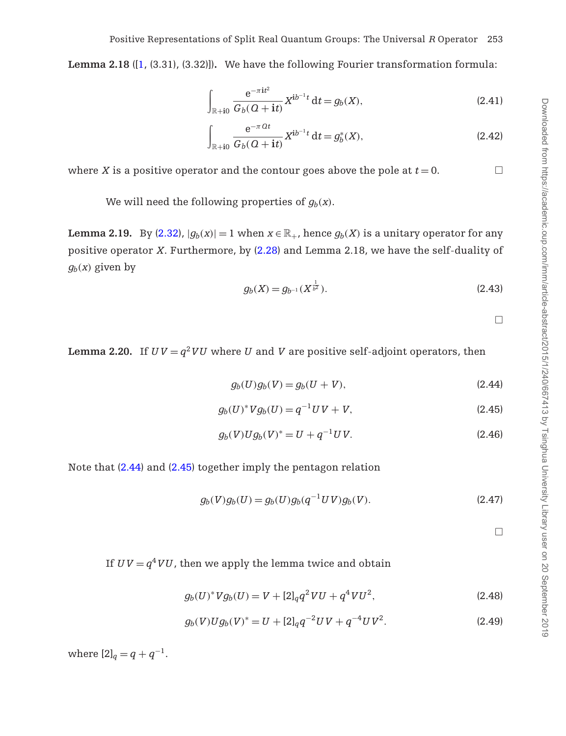**Lemma 2.18** ([1, (3.31), (3.32)]). We have the following Fourier transformation formula:

$$\int_{\mathbb{R}+\mathbf{i}0} \frac{e^{-\pi \mathbf{i} t^2}}{G_b(Q+\mathbf{i}t)} X^{\mathbf{i}b^{-1}t}\, dt = g_b(X), \tag{2.41}$$

$$\int_{\mathbb{R}+\mathbf{i}0} \frac{e^{-\pi Q t}}{G_b(Q+\mathbf{i}t)} X^{\mathbf{i}b^{-1}t}\, dt = g_b^*(X), \tag{2.42}$$

where $X$ is a positive operator and the contour goes above the pole at $t=0$. □

We will need the following properties of $g_b(x)$.

**Lemma 2.19.** By (2.32), $|g_b(x)|=1$ when $x \in \mathbb{R}_+$, hence $g_b(X)$ is a unitary operator for any positive operator $X$. Furthermore, by (2.28) and Lemma 2.18, we have the self-duality of $g_b(x)$ given by

$$g_b(X) = g_{b^{-1}}(X^{\frac{1}{b^2}}). \tag{2.43}$$

□

**Lemma 2.20.** If $UV = q^2 VU$ where $U$ and $V$ are positive self-adjoint operators, then

$$g_b(U) g_b(V) = g_b(U+V), \tag{2.44}$$

$$g_b(U)^* V g_b(U) = q^{-1} UV + V, \tag{2.45}$$

$$g_b(V) U g_b(V)^* = U + q^{-1} UV. \tag{2.46}$$

Note that (2.44) and (2.45) together imply the pentagon relation

$$g_b(V) g_b(U) = g_b(U) g_b(q^{-1} UV) g_b(V). \tag{2.47}$$

□

If $UV = q^4 VU$, then we apply the lemma twice and obtain

$$g_b(U)^* V g_b(U) = V + [2]_q q^2 VU + q^4 VU^2, \tag{2.48}$$

$$g_b(V) U g_b(V)^* = U + [2]_q q^{-2} UV + q^{-4} UV^2. \tag{2.49}$$

where $[2]_q = q + q^{-1}$.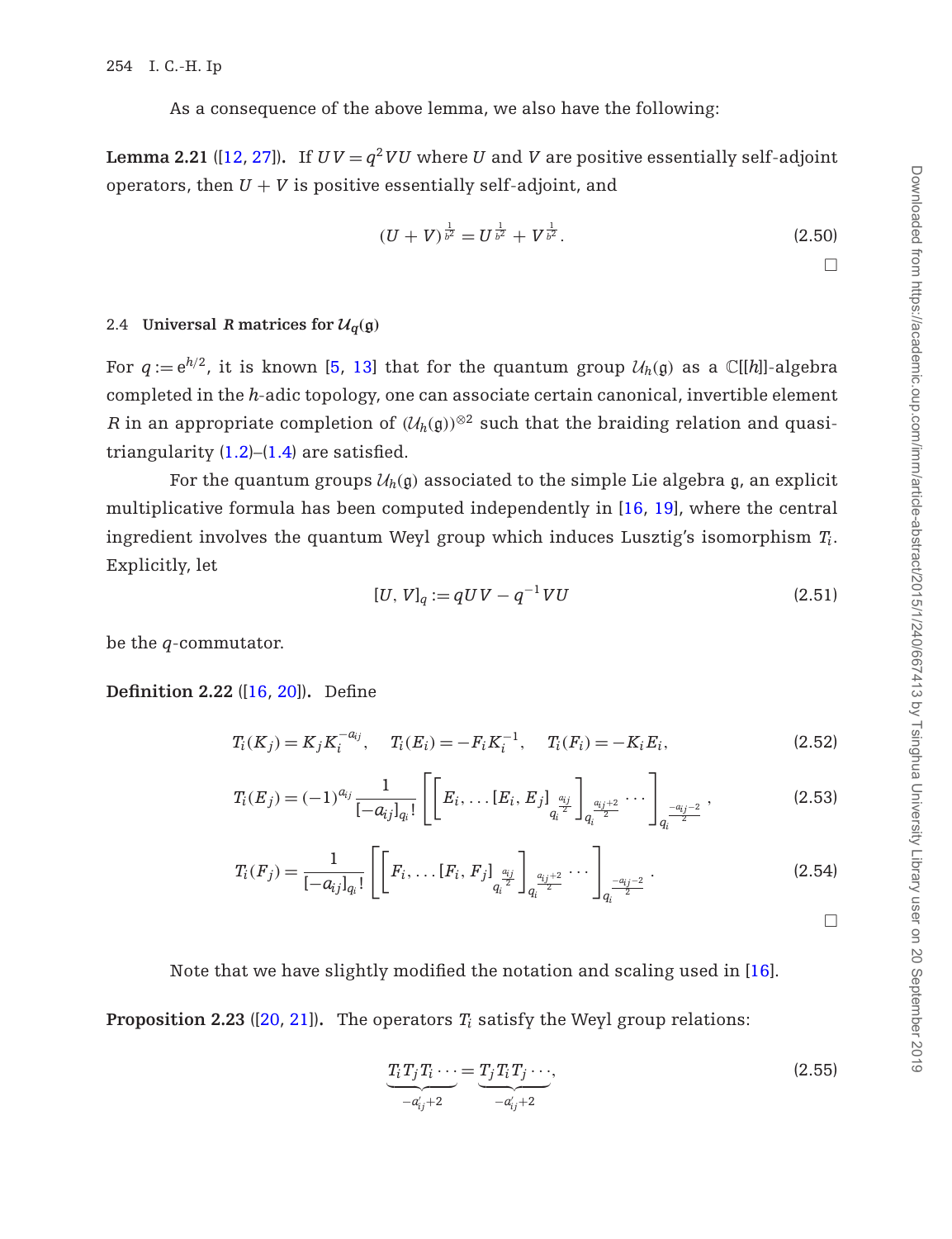As a consequence of the above lemma, we also have the following:

**Lemma 2.21** ([12, 27]). If $UV = q^2 VU$ where $U$ and $V$ are positive essentially self-adjoint operators, then $U + V$ is positive essentially self-adjoint, and

$$(U+V)^{\frac{1}{b^2}} = U^{\frac{1}{b^2}} + V^{\frac{1}{b^2}}. \tag{2.50}$$

□

### 2.4 Universal $R$ matrices for $\mathcal{U}_q(\mathfrak{g})$

For $q := e^{h/2}$, it is known [5, 13] that for the quantum group $\mathcal{U}_h(\mathfrak{g})$ as a $\mathbb{C}[[h]]$-algebra completed in the $h$-adic topology, one can associate certain canonical, invertible element $R$ in an appropriate completion of $(\mathcal{U}_h(\mathfrak{g}))^{\otimes 2}$ such that the braiding relation and quasi-triangularity (1.2)–(1.4) are satisfied.

For the quantum groups $\mathcal{U}_h(\mathfrak{g})$ associated to the simple Lie algebra $\mathfrak{g}$, an explicit multiplicative formula has been computed independently in [16, 19], where the central ingredient involves the quantum Weyl group which induces Lusztig's isomorphism $T_i$. Explicitly, let

$$[U, V]_q := qUV - q^{-1}VU \tag{2.51}$$

be the $q$-commutator.

**Definition 2.22** ([16, 20]). Define

$$T_i(K_j) = K_j K_i^{-a_{ij}}, \quad T_i(E_i) = -F_i K_i^{-1}, \quad T_i(F_i) = -K_i E_i, \tag{2.52}$$

$$T_i(E_j) = (-1)^{a_{ij}} \frac{1}{[-a_{ij}]_{q_i}!} \left[ \left[ E_i, \dots [E_i, E_j]_{q_i^{\frac{a_{ij}}{2}}} \right]_{q_i^{\frac{a_{ij}+2}{2}}} \cdots \right]_{q_i^{\frac{-a_{ij}-2}{2}}}, \tag{2.53}$$

$$T_i(F_j) = \frac{1}{[-a_{ij}]_{q_i}!} \left[ \left[ F_i, \dots [F_i, F_j]_{q_i^{\frac{a_{ij}}{2}}} \right]_{q_i^{\frac{a_{ij}+2}{2}}} \cdots \right]_{q_i^{\frac{-a_{ij}-2}{2}}}. \tag{2.54}$$

□

Note that we have slightly modified the notation and scaling used in [16].

**Proposition 2.23** ([20, 21]). The operators $T_i$ satisfy the Weyl group relations:

$$\underbrace{T_i T_j T_i \cdots}_{-a'_{ij}+2} = \underbrace{T_j T_i T_j \cdots}_{-a'_{ij}+2}, \tag{2.55}$$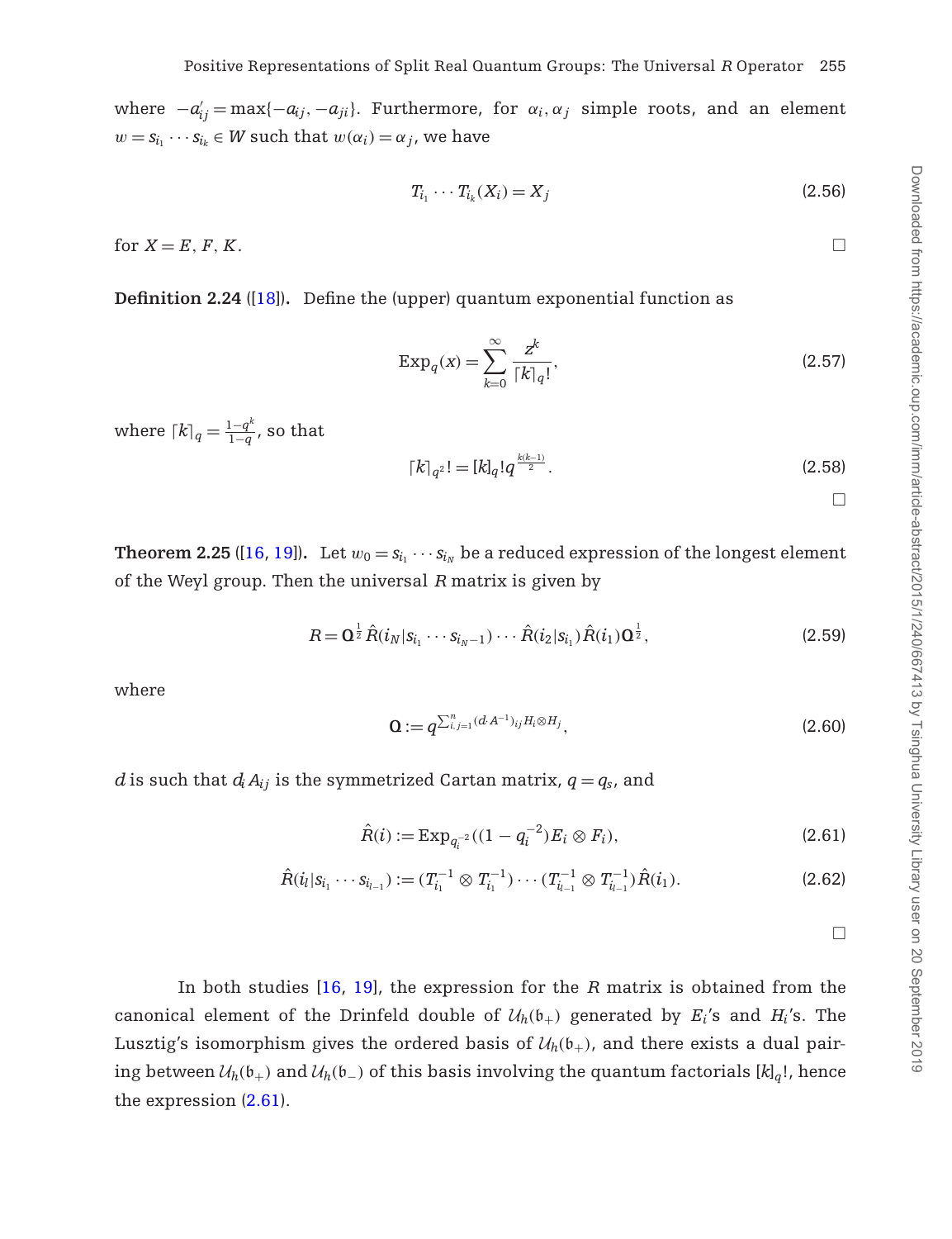where $-a'_{ij} = \max\{-a_{ij}, -a_{ji}\}$. Furthermore, for $\alpha_i, \alpha_j$ simple roots, and an element $w = s_{i_1} \cdots s_{i_k} \in W$ such that $w(\alpha_i) = \alpha_j$, we have

$$T_{i_1} \cdots T_{i_k}(X_i) = X_j \tag{2.56}$$

for $X = E, F, K$. □

**Definition 2.24** ([18]). Define the (upper) quantum exponential function as

$$\mathrm{Exp}_q(x) = \sum_{k=0}^{\infty} \frac{z^k}{\lceil k \rceil_q!}, \tag{2.57}$$

where $\lceil k \rceil_q = \frac{1-q^k}{1-q}$, so that

$$\lceil k \rceil_{q^2}! = [k]_q! q^{\frac{k(k-1)}{2}}. \tag{2.58}$$

□

**Theorem 2.25** ([16, 19]). Let $w_0 = s_{i_1} \cdots s_{i_N}$ be a reduced expression of the longest element of the Weyl group. Then the universal $R$ matrix is given by

$$R = \mathbf{Q}^{\frac{1}{2}} \hat{R}(i_N | s_{i_1} \cdots s_{i_N-1}) \cdots \hat{R}(i_2 | s_{i_1}) \hat{R}(i_1) \mathbf{Q}^{\frac{1}{2}}, \tag{2.59}$$

where

$$\mathbf{Q} := q^{\sum_{i,j=1}^n (d \cdot A^{-1})_{ij} H_i \otimes H_j}, \tag{2.60}$$

$d$ is such that $d_i A_{ij}$ is the symmetrized Cartan matrix, $q = q_s$, and

$$\hat{R}(i) := \mathrm{Exp}_{q_i^{-2}}((1 - q_i^{-2}) E_i \otimes F_i), \tag{2.61}$$

$$\hat{R}(i_l | s_{i_1} \cdots s_{i_{l-1}}) := (T_{i_1}^{-1} \otimes T_{i_1}^{-1}) \cdots (T_{i_{l-1}}^{-1} \otimes T_{i_{l-1}}^{-1}) \hat{R}(i_1). \tag{2.62}$$

□

In both studies [16, 19], the expression for the $R$ matrix is obtained from the canonical element of the Drinfeld double of $\mathcal{U}_h(\mathfrak{b}_+)$ generated by $E_i$'s and $H_i$'s. The Lusztig's isomorphism gives the ordered basis of $\mathcal{U}_h(\mathfrak{b}_+)$, and there exists a dual pairing between $\mathcal{U}_h(\mathfrak{b}_+)$ and $\mathcal{U}_h(\mathfrak{b}_-)$ of this basis involving the quantum factorials $[k]_q!$, hence the expression (2.61).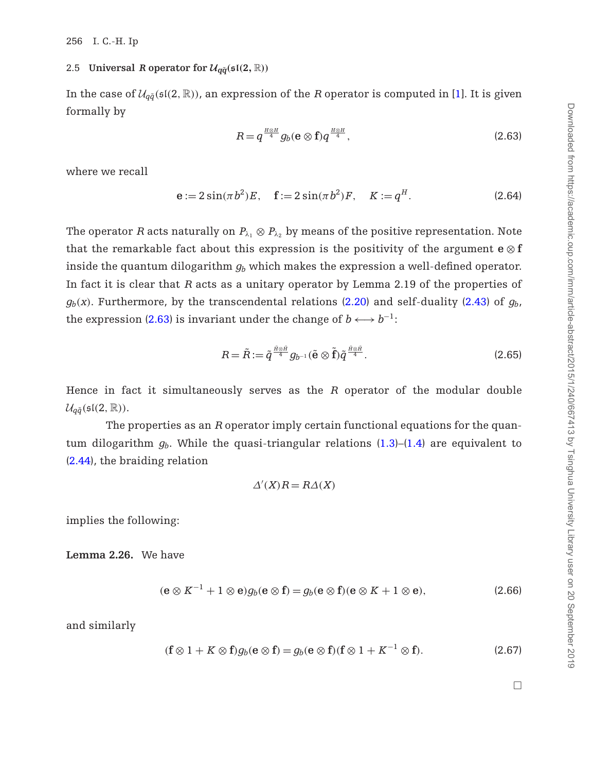### 2.5 Universal $R$ operator for $\mathcal{U}_{q\tilde{q}}(\mathfrak{sl}(2,\mathbb{R}))$

In the case of $\mathcal{U}_{q\tilde{q}}(\mathfrak{sl}(2,\mathbb{R}))$, an expression of the $R$ operator is computed in [1]. It is given formally by

$$R = q^{\frac{H\otimes H}{4}} g_b(\mathbf{e}\otimes\mathbf{f}) q^{\frac{H\otimes H}{4}}, \tag{2.63}$$

where we recall

$$\mathbf{e} := 2\sin(\pi b^2)E, \quad \mathbf{f} := 2\sin(\pi b^2)F, \quad K := q^H. \tag{2.64}$$

The operator $R$ acts naturally on $P_{\lambda_1}\otimes P_{\lambda_2}$ by means of the positive representation. Note that the remarkable fact about this expression is the positivity of the argument $\mathbf{e}\otimes\mathbf{f}$ inside the quantum dilogarithm $g_b$ which makes the expression a well-defined operator. In fact it is clear that $R$ acts as a unitary operator by Lemma 2.19 of the properties of $g_b(x)$. Furthermore, by the transcendental relations (2.20) and self-duality (2.43) of $g_b$, the expression (2.63) is invariant under the change of $b \longleftrightarrow b^{-1}$:

$$R = \tilde{R} := \tilde{q}^{\frac{\tilde{H}\otimes\tilde{H}}{4}} g_{b^{-1}}(\tilde{\mathbf{e}}\otimes\tilde{\mathbf{f}}) \tilde{q}^{\frac{\tilde{H}\otimes\tilde{H}}{4}}. \tag{2.65}$$

Hence in fact it simultaneously serves as the $R$ operator of the modular double $\mathcal{U}_{q\tilde{q}}(\mathfrak{sl}(2,\mathbb{R}))$.

The properties as an $R$ operator imply certain functional equations for the quantum dilogarithm $g_b$. While the quasi-triangular relations (1.3)–(1.4) are equivalent to (2.44), the braiding relation

$$\Delta'(X)R = R\Delta(X)$$

implies the following:

**Lemma 2.26.** We have

$$(\mathbf{e}\otimes K^{-1} + 1\otimes\mathbf{e}) g_b(\mathbf{e}\otimes\mathbf{f}) = g_b(\mathbf{e}\otimes\mathbf{f})(\mathbf{e}\otimes K + 1\otimes\mathbf{e}), \tag{2.66}$$

and similarly

$$(\mathbf{f}\otimes 1 + K\otimes\mathbf{f}) g_b(\mathbf{e}\otimes\mathbf{f}) = g_b(\mathbf{e}\otimes\mathbf{f})(\mathbf{f}\otimes 1 + K^{-1}\otimes\mathbf{f}). \tag{2.67}$$

□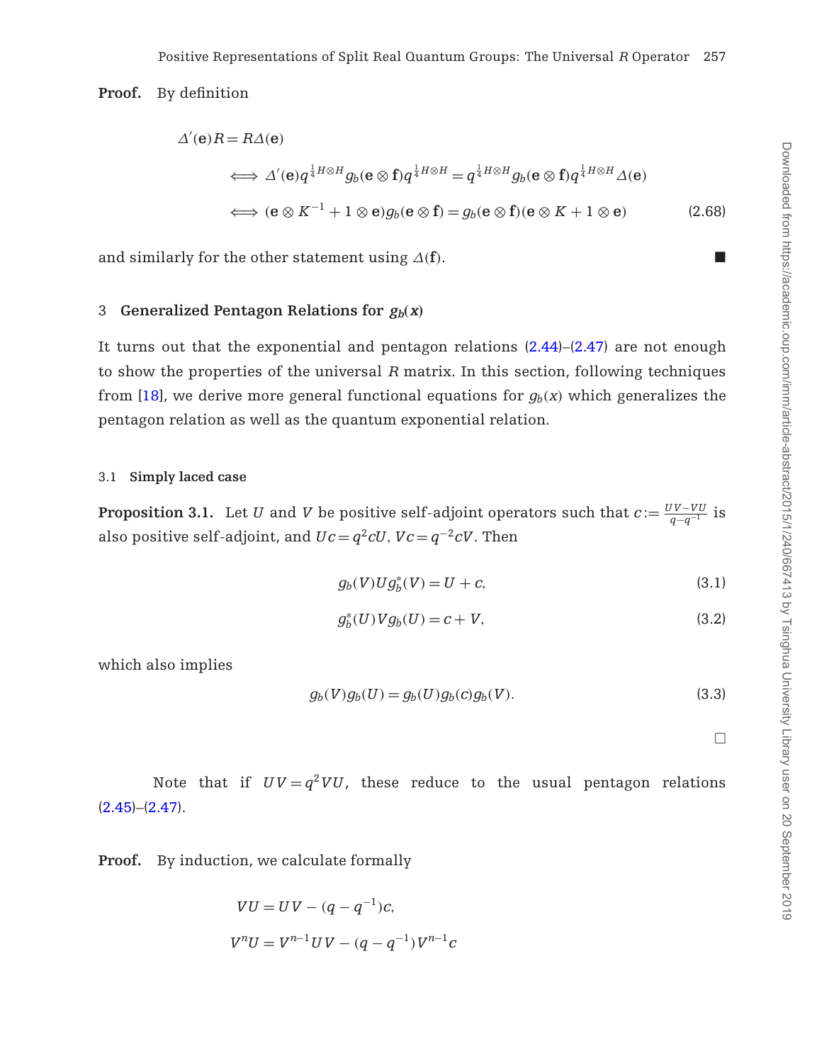**Proof.** By definition

$$
\begin{aligned}
&\Delta'(\mathbf{e})R = R\Delta(\mathbf{e})\\
&\iff \Delta'(\mathbf{e})q^{\frac{1}{4}H\otimes H}g_b(\mathbf{e}\otimes\mathbf{f})q^{\frac{1}{4}H\otimes H} = q^{\frac{1}{4}H\otimes H}g_b(\mathbf{e}\otimes\mathbf{f})q^{\frac{1}{4}H\otimes H}\Delta(\mathbf{e})\\
&\iff (\mathbf{e}\otimes K^{-1} + 1\otimes\mathbf{e})g_b(\mathbf{e}\otimes\mathbf{f}) = g_b(\mathbf{e}\otimes\mathbf{f})(\mathbf{e}\otimes K + 1\otimes\mathbf{e}) \qquad (2.68)
\end{aligned}
$$

and similarly for the other statement using $\Delta(\mathbf{f})$. ■

## 3 Generalized Pentagon Relations for $g_b(x)$

It turns out that the exponential and pentagon relations (2.44)–(2.47) are not enough to show the properties of the universal $R$ matrix. In this section, following techniques from [18], we derive more general functional equations for $g_b(x)$ which generalizes the pentagon relation as well as the quantum exponential relation.

### 3.1 Simply laced case

**Proposition 3.1.** Let $U$ and $V$ be positive self-adjoint operators such that $c := \frac{UV-VU}{q-q^{-1}}$ is also positive self-adjoint, and $Uc = q^2 cU$, $Vc = q^{-2}cV$. Then

$$g_b(V)Ug_b^*(V) = U + c, \qquad (3.1)$$

$$g_b^*(U)Vg_b(U) = c + V, \qquad (3.2)$$

which also implies

$$g_b(V)g_b(U) = g_b(U)g_b(c)g_b(V). \qquad (3.3)$$

□

Note that if $UV = q^2VU$, these reduce to the usual pentagon relations (2.45)–(2.47).

**Proof.** By induction, we calculate formally

$$
\begin{aligned}
VU &= UV - (q-q^{-1})c,\\
V^nU &= V^{n-1}UV - (q-q^{-1})V^{n-1}c
\end{aligned}
$$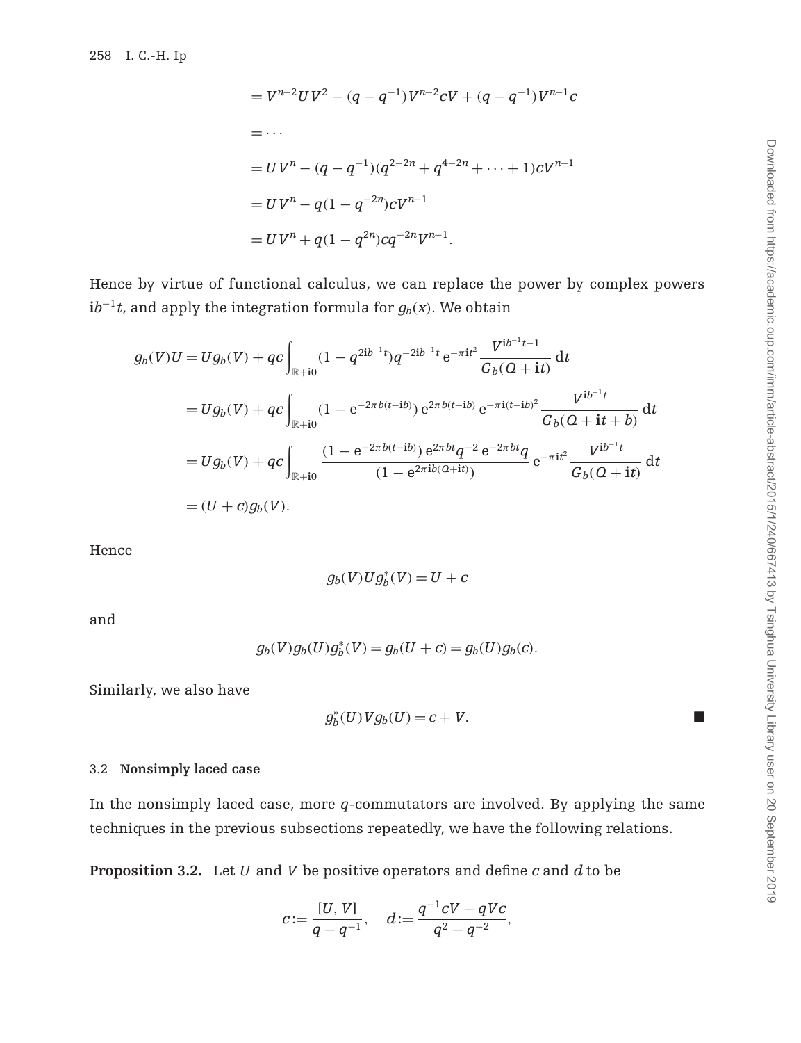$$
\begin{aligned}
&= V^{n-2}UV^2 - (q-q^{-1})V^{n-2}cV + (q-q^{-1})V^{n-1}c \\
&= \cdots \\
&= UV^n - (q-q^{-1})(q^{2-2n} + q^{4-2n} + \cdots + 1)cV^{n-1} \\
&= UV^n - q(1-q^{-2n})cV^{n-1} \\
&= UV^n + q(1-q^{2n})cq^{-2n}V^{n-1}.
\end{aligned}
$$

Hence by virtue of functional calculus, we can replace the power by complex powers $\mathbf{i}b^{-1}t$, and apply the integration formula for $g_b(x)$. We obtain

$$
\begin{aligned}
g_b(V)U &= Ug_b(V) + qc\int_{\mathbb{R}+\mathbf{i}0} (1 - q^{2\mathbf{i}b^{-1}t})q^{-2\mathbf{i}b^{-1}t}\, \mathrm{e}^{-\pi \mathbf{i}t^2} \frac{V^{\mathbf{i}b^{-1}t-1}}{G_b(Q+\mathbf{i}t)}\, \mathrm{d}t \\
&= Ug_b(V) + qc\int_{\mathbb{R}+\mathbf{i}0} (1 - \mathrm{e}^{-2\pi b(t-\mathbf{i}b)})\, \mathrm{e}^{2\pi b(t-\mathbf{i}b)}\, \mathrm{e}^{-\pi \mathbf{i}(t-\mathbf{i}b)^2} \frac{V^{\mathbf{i}b^{-1}t}}{G_b(Q+\mathbf{i}t+b)}\, \mathrm{d}t \\
&= Ug_b(V) + qc\int_{\mathbb{R}+\mathbf{i}0} \frac{(1 - \mathrm{e}^{-2\pi b(t-\mathbf{i}b)})\, \mathrm{e}^{2\pi bt}q^{-2}\, \mathrm{e}^{-2\pi bt}q}{(1 - \mathrm{e}^{2\pi \mathbf{i}b(Q+\mathbf{i}t)})}\, \mathrm{e}^{-\pi \mathbf{i}t^2} \frac{V^{\mathbf{i}b^{-1}t}}{G_b(Q+\mathbf{i}t)}\, \mathrm{d}t \\
&= (U+c)g_b(V).
\end{aligned}
$$

Hence

$$
g_b(V)Ug_b^*(V) = U + c
$$

and

$$
g_b(V)g_b(U)g_b^*(V) = g_b(U+c) = g_b(U)g_b(c).
$$

Similarly, we also have

$$
g_b^*(U)Vg_b(U) = c + V. \qquad \blacksquare
$$

### 3.2 Nonsimply laced case

In the nonsimply laced case, more $q$-commutators are involved. By applying the same techniques in the previous subsections repeatedly, we have the following relations.

**Proposition 3.2.** Let $U$ and $V$ be positive operators and define $c$ and $d$ to be

$$
c := \frac{[U, V]}{q - q^{-1}}, \quad d := \frac{q^{-1}cV - qVc}{q^2 - q^{-2}},
$$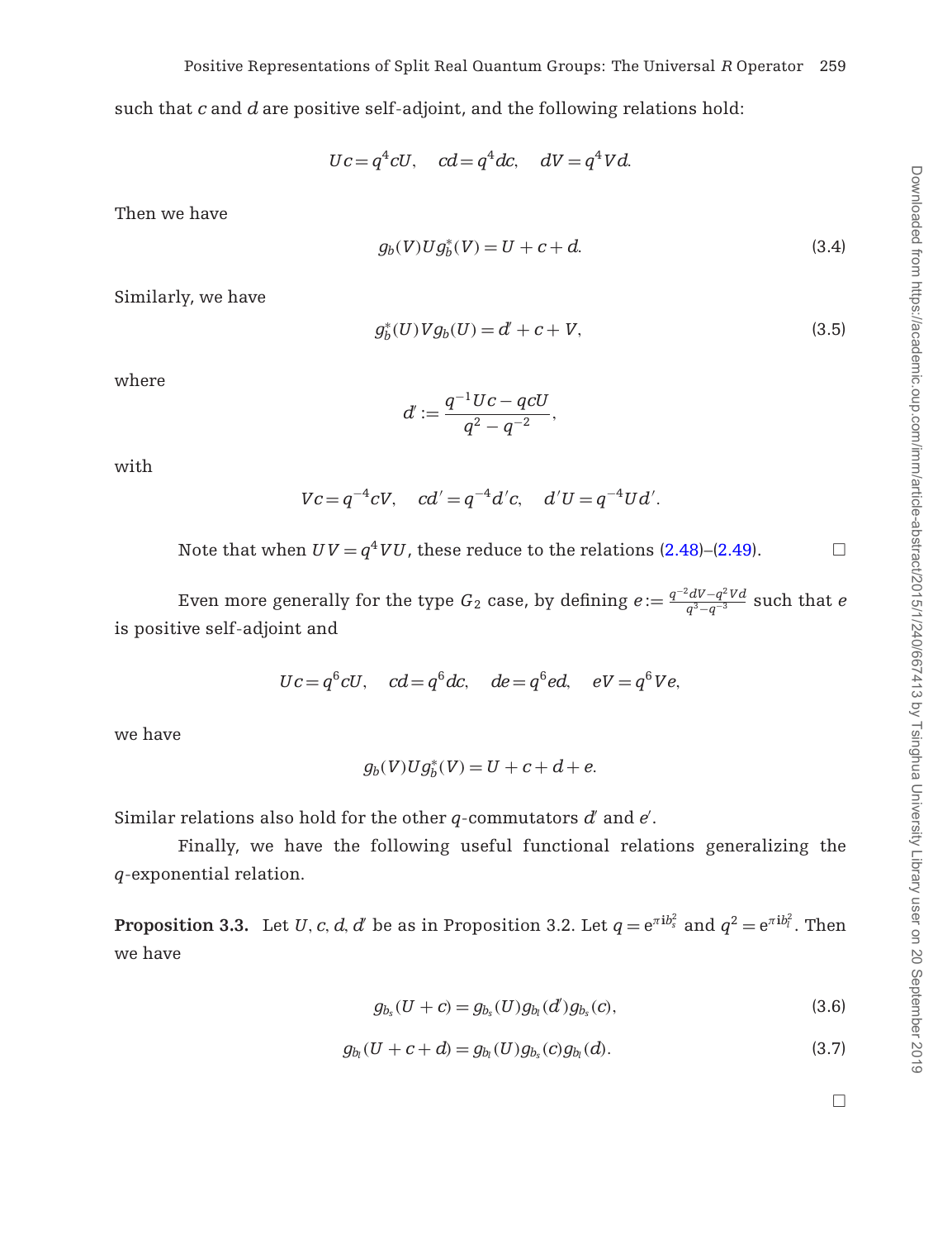such that $c$ and $d$ are positive self-adjoint, and the following relations hold:

$$Uc = q^4 cU, \quad cd = q^4 dc, \quad dV = q^4 Vd.$$

Then we have

$$g_b(V)Ug_b^*(V) = U + c + d. \tag{3.4}$$

Similarly, we have

$$g_b^*(U)Vg_b(U) = d' + c + V, \tag{3.5}$$

where

$$d' := \frac{q^{-1}Uc - qcU}{q^2 - q^{-2}},$$

with

$$Vc = q^{-4}cV, \quad cd' = q^{-4}d'c, \quad d'U = q^{-4}Ud'.$$

Note that when $UV = q^4 VU$, these reduce to the relations (2.48)–(2.49). □

Even more generally for the type $G_2$ case, by defining $e := \frac{q^{-2}dV - q^2 Vd}{q^3 - q^{-3}}$ such that $e$ is positive self-adjoint and

$$Uc = q^6 cU, \quad cd = q^6 dc, \quad de = q^6 ed, \quad eV = q^6 Ve,$$

we have

$$g_b(V)Ug_b^*(V) = U + c + d + e.$$

Similar relations also hold for the other $q$-commutators $d'$ and $e'$.

Finally, we have the following useful functional relations generalizing the $q$-exponential relation.

**Proposition 3.3.** Let $U, c, d, d'$ be as in Proposition 3.2. Let $q = e^{\pi i b_s^2}$ and $q^2 = e^{\pi i b_l^2}$. Then we have

$$g_{b_s}(U + c) = g_{b_s}(U) g_{b_l}(d') g_{b_s}(c), \tag{3.6}$$

$$g_{b_l}(U + c + d) = g_{b_l}(U) g_{b_s}(c) g_{b_l}(d). \tag{3.7}$$

□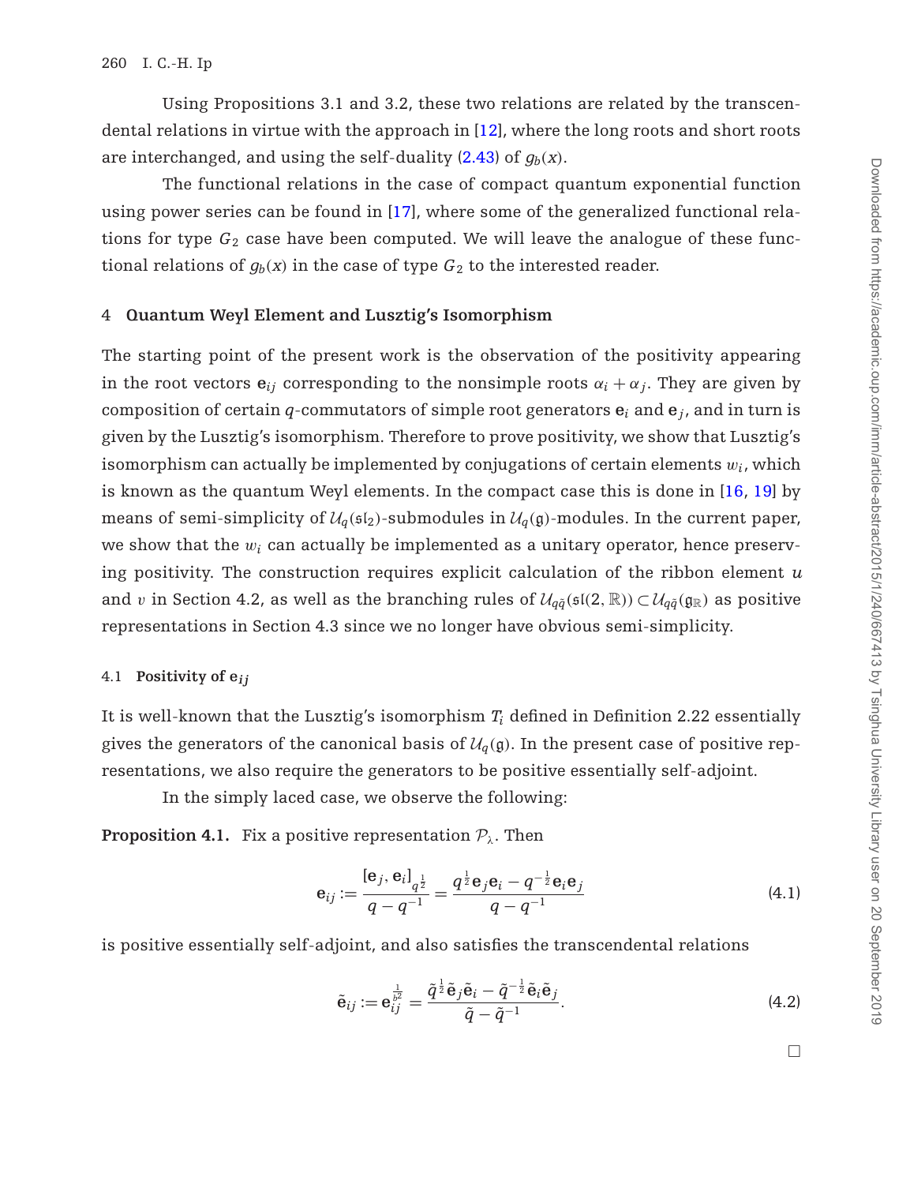Using Propositions 3.1 and 3.2, these two relations are related by the transcendental relations in virtue with the approach in [12], where the long roots and short roots are interchanged, and using the self-duality (2.43) of $g_b(x)$.

The functional relations in the case of compact quantum exponential function using power series can be found in [17], where some of the generalized functional relations for type $G_2$ case have been computed. We will leave the analogue of these functional relations of $g_b(x)$ in the case of type $G_2$ to the interested reader.

## 4 Quantum Weyl Element and Lusztig's Isomorphism

The starting point of the present work is the observation of the positivity appearing in the root vectors $\mathbf{e}_{ij}$ corresponding to the nonsimple roots $\alpha_i + \alpha_j$. They are given by composition of certain $q$-commutators of simple root generators $\mathbf{e}_i$ and $\mathbf{e}_j$, and in turn is given by the Lusztig's isomorphism. Therefore to prove positivity, we show that Lusztig's isomorphism can actually be implemented by conjugations of certain elements $w_i$, which is known as the quantum Weyl elements. In the compact case this is done in [16, 19] by means of semi-simplicity of $\mathcal{U}_q(\mathfrak{sl}_2)$-submodules in $\mathcal{U}_q(\mathfrak{g})$-modules. In the current paper, we show that the $w_i$ can actually be implemented as a unitary operator, hence preserving positivity. The construction requires explicit calculation of the ribbon element $u$ and $v$ in Section 4.2, as well as the branching rules of $\mathcal{U}_{q\tilde{q}}(\mathfrak{sl}(2,\mathbb{R})) \subset \mathcal{U}_{q\tilde{q}}(\mathfrak{g}_{\mathbb{R}})$ as positive representations in Section 4.3 since we no longer have obvious semi-simplicity.

### 4.1 Positivity of $\mathbf{e}_{ij}$

It is well-known that the Lusztig's isomorphism $T_i$ defined in Definition 2.22 essentially gives the generators of the canonical basis of $\mathcal{U}_q(\mathfrak{g})$. In the present case of positive representations, we also require the generators to be positive essentially self-adjoint.

In the simply laced case, we observe the following:

**Proposition 4.1.** Fix a positive representation $\mathcal{P}_\lambda$. Then

$$\mathbf{e}_{ij} := \frac{[\mathbf{e}_j, \mathbf{e}_i]_{q^{\frac{1}{2}}}}{q - q^{-1}} = \frac{q^{\frac{1}{2}}\mathbf{e}_j\mathbf{e}_i - q^{-\frac{1}{2}}\mathbf{e}_i\mathbf{e}_j}{q - q^{-1}} \tag{4.1}$$

is positive essentially self-adjoint, and also satisfies the transcendental relations

$$\tilde{\mathbf{e}}_{ij} := \mathbf{e}_{ij}^{\frac{1}{b^2}} = \frac{\tilde{q}^{\frac{1}{2}}\tilde{\mathbf{e}}_j\tilde{\mathbf{e}}_i - \tilde{q}^{-\frac{1}{2}}\tilde{\mathbf{e}}_i\tilde{\mathbf{e}}_j}{\tilde{q} - \tilde{q}^{-1}}. \tag{4.2}$$

□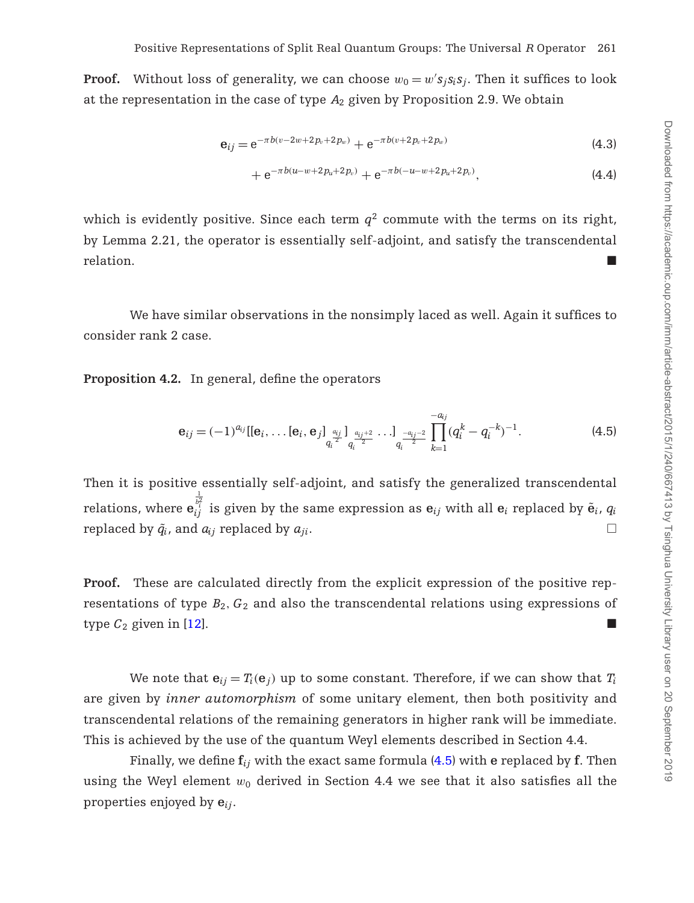**Proof.** Without loss of generality, we can choose $w_0 = w' s_j s_i s_j$. Then it suffices to look at the representation in the case of type $A_2$ given by Proposition 2.9. We obtain

$$\mathbf{e}_{ij} = e^{-\pi b(v-2w+2p_v+2p_w)} + e^{-\pi b(v+2p_v+2p_w)} \tag{4.3}$$

$$+ e^{-\pi b(u-w+2p_u+2p_v)} + e^{-\pi b(-u-w+2p_u+2p_v)}, \tag{4.4}$$

which is evidently positive. Since each term $q^2$ commute with the terms on its right, by Lemma 2.21, the operator is essentially self-adjoint, and satisfy the transcendental relation. ■

We have similar observations in the nonsimply laced as well. Again it suffices to consider rank 2 case.

**Proposition 4.2.** In general, define the operators

$$\mathbf{e}_{ij} = (-1)^{a_{ij}} [[\mathbf{e}_i, \ldots [\mathbf{e}_i, \mathbf{e}_j]_{q_i^{\frac{a_{ij}}{2}}}]_{q_i^{\frac{a_{ij}+2}{2}}} \ldots]_{q_i^{\frac{-a_{ij}-2}{2}}} \prod_{k=1}^{-a_{ij}} (q_i^k - q_i^{-k})^{-1}. \tag{4.5}$$

Then it is positive essentially self-adjoint, and satisfy the generalized transcendental relations, where $\mathbf{e}_{ij}^{\frac{1}{b_i^2}}$ is given by the same expression as $\mathbf{e}_{ij}$ with all $\mathbf{e}_i$ replaced by $\tilde{\mathbf{e}}_i$, $q_i$ replaced by $\tilde{q}_i$, and $a_{ij}$ replaced by $a_{ji}$. □

**Proof.** These are calculated directly from the explicit expression of the positive representations of type $B_2, G_2$ and also the transcendental relations using expressions of type $C_2$ given in [12]. ■

We note that $\mathbf{e}_{ij} = T_i(\mathbf{e}_j)$ up to some constant. Therefore, if we can show that $T_i$ are given by *inner automorphism* of some unitary element, then both positivity and transcendental relations of the remaining generators in higher rank will be immediate. This is achieved by the use of the quantum Weyl elements described in Section 4.4.

Finally, we define $\mathbf{f}_{ij}$ with the exact same formula (4.5) with $\mathbf{e}$ replaced by $\mathbf{f}$. Then using the Weyl element $w_0$ derived in Section 4.4 we see that it also satisfies all the properties enjoyed by $\mathbf{e}_{ij}$.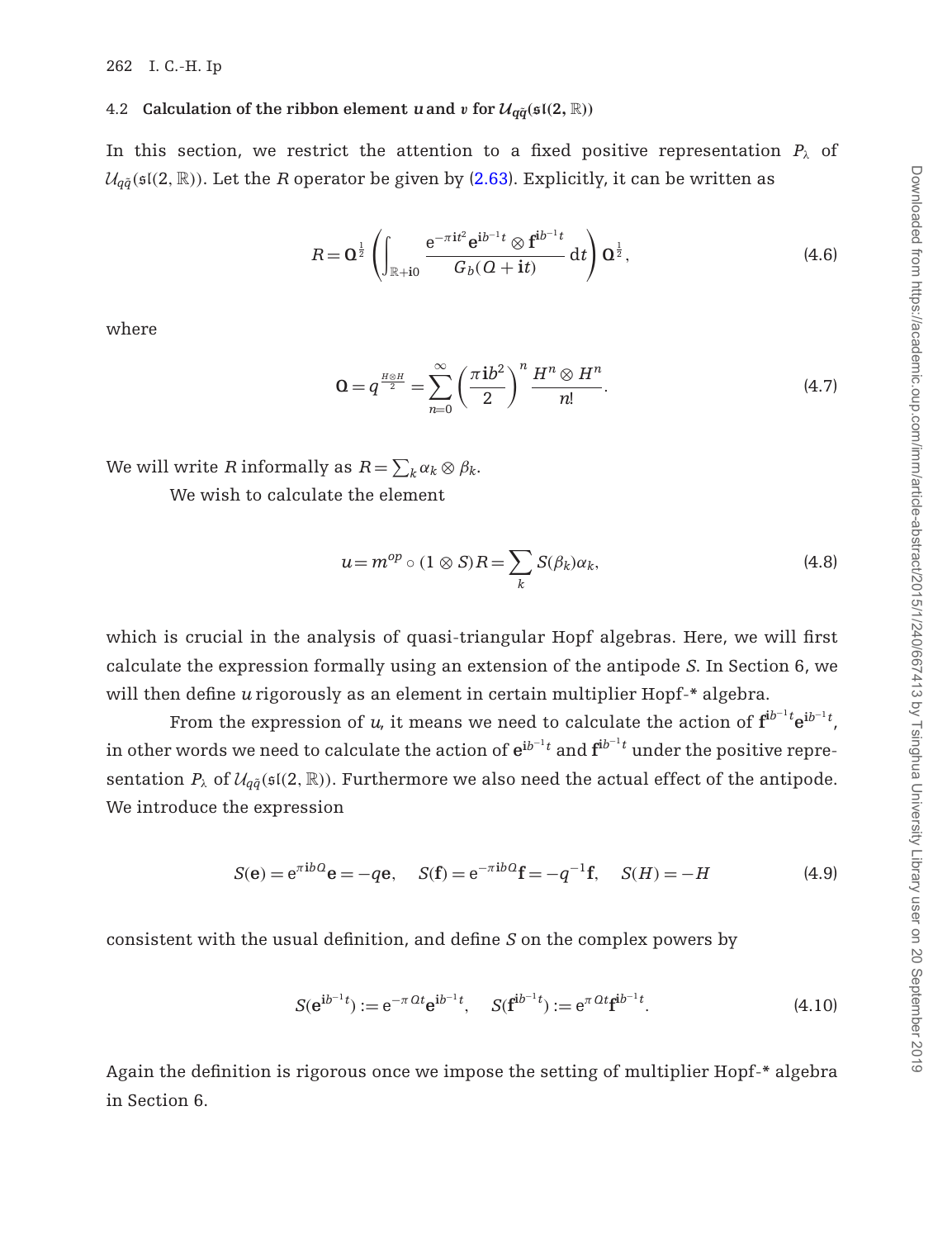### 4.2 Calculation of the ribbon element $u$ and $v$ for $\mathcal{U}_{q\tilde{q}}(\mathfrak{sl}(2,\mathbb{R}))$

In this section, we restrict the attention to a fixed positive representation $P_\lambda$ of $\mathcal{U}_{q\tilde{q}}(\mathfrak{sl}(2,\mathbb{R}))$. Let the $R$ operator be given by (2.63). Explicitly, it can be written as

$$R = \mathbf{Q}^{\frac{1}{2}}\left(\int_{\mathbb{R}+\mathbf{i}0} \frac{\mathrm{e}^{-\pi \mathbf{i}t^2}\mathbf{e}^{\mathbf{i}b^{-1}t}\otimes \mathbf{f}^{\mathbf{i}b^{-1}t}}{G_b(Q+\mathbf{i}t)}\,\mathrm{d}t\right)\mathbf{Q}^{\frac{1}{2}}, \tag{4.6}$$

where

$$\mathbf{Q} = q^{\frac{H\otimes H}{2}} = \sum_{n=0}^{\infty}\left(\frac{\pi \mathbf{i}b^2}{2}\right)^n \frac{H^n\otimes H^n}{n!}. \tag{4.7}$$

We will write $R$ informally as $R=\sum_k \alpha_k\otimes\beta_k$.

We wish to calculate the element

$$u = m^{op}\circ(1\otimes S)R = \sum_k S(\beta_k)\alpha_k, \tag{4.8}$$

which is crucial in the analysis of quasi-triangular Hopf algebras. Here, we will first calculate the expression formally using an extension of the antipode $S$. In Section 6, we will then define $u$ rigorously as an element in certain multiplier Hopf-* algebra.

From the expression of $u$, it means we need to calculate the action of $\mathbf{f}^{\mathbf{i}b^{-1}t}\mathbf{e}^{\mathbf{i}b^{-1}t}$, in other words we need to calculate the action of $\mathbf{e}^{\mathbf{i}b^{-1}t}$ and $\mathbf{f}^{\mathbf{i}b^{-1}t}$ under the positive representation $P_\lambda$ of $\mathcal{U}_{q\tilde{q}}(\mathfrak{sl}(2,\mathbb{R}))$. Furthermore we also need the actual effect of the antipode. We introduce the expression

$$S(\mathbf{e}) = \mathrm{e}^{\pi \mathbf{i}bQ}\mathbf{e} = -q\mathbf{e}, \quad S(\mathbf{f}) = \mathrm{e}^{-\pi \mathbf{i}bQ}\mathbf{f} = -q^{-1}\mathbf{f}, \quad S(H) = -H \tag{4.9}$$

consistent with the usual definition, and define $S$ on the complex powers by

$$S(\mathbf{e}^{\mathbf{i}b^{-1}t}) := \mathrm{e}^{-\pi Qt}\mathbf{e}^{\mathbf{i}b^{-1}t}, \quad S(\mathbf{f}^{\mathbf{i}b^{-1}t}) := \mathrm{e}^{\pi Qt}\mathbf{f}^{\mathbf{i}b^{-1}t}. \tag{4.10}$$

Again the definition is rigorous once we impose the setting of multiplier Hopf-* algebra in Section 6.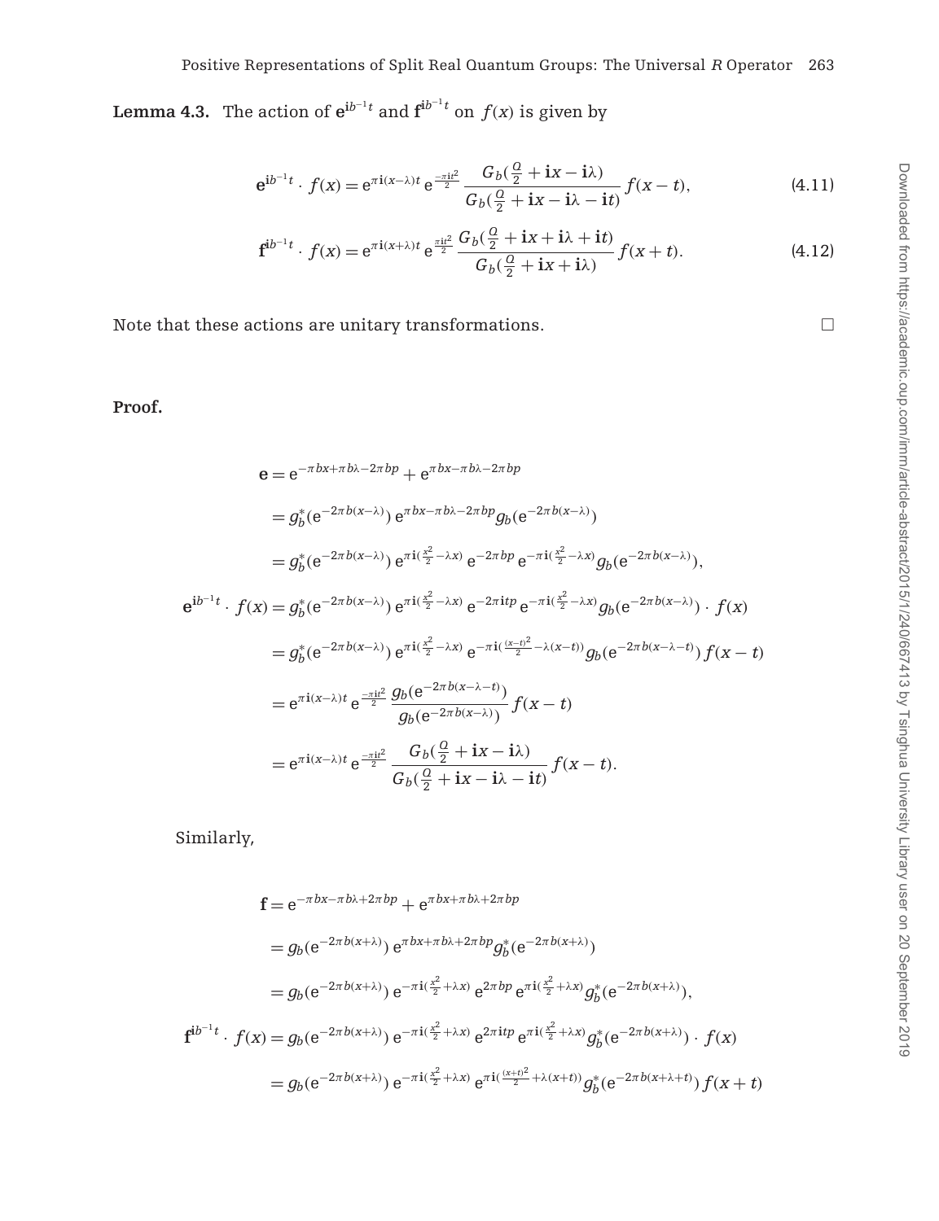**Lemma 4.3.** The action of $\mathbf{e}^{\mathbf{i}b^{-1}t}$ and $\mathbf{f}^{\mathbf{i}b^{-1}t}$ on $f(x)$ is given by

$$\mathbf{e}^{\mathbf{i}b^{-1}t} \cdot f(x) = e^{\pi\mathbf{i}(x-\lambda)t}\, e^{\frac{-\pi\mathbf{i}t^2}{2}} \frac{G_b(\frac{Q}{2} + \mathbf{i}x - \mathbf{i}\lambda)}{G_b(\frac{Q}{2} + \mathbf{i}x - \mathbf{i}\lambda - \mathbf{i}t)} f(x-t), \tag{4.11}$$

$$\mathbf{f}^{\mathbf{i}b^{-1}t} \cdot f(x) = e^{\pi\mathbf{i}(x+\lambda)t}\, e^{\frac{\pi\mathbf{i}t^2}{2}} \frac{G_b(\frac{Q}{2} + \mathbf{i}x + \mathbf{i}\lambda + \mathbf{i}t)}{G_b(\frac{Q}{2} + \mathbf{i}x + \mathbf{i}\lambda)} f(x+t). \tag{4.12}$$

Note that these actions are unitary transformations. □

**Proof.**

$$\begin{aligned}
\mathbf{e} &= e^{-\pi bx + \pi b\lambda - 2\pi bp} + e^{\pi bx - \pi b\lambda - 2\pi bp} \\
&= g_b^*(e^{-2\pi b(x-\lambda)})\, e^{\pi bx - \pi b\lambda - 2\pi bp} g_b(e^{-2\pi b(x-\lambda)}) \\
&= g_b^*(e^{-2\pi b(x-\lambda)})\, e^{\pi\mathbf{i}(\frac{x^2}{2} - \lambda x)}\, e^{-2\pi bp}\, e^{-\pi\mathbf{i}(\frac{x^2}{2} - \lambda x)} g_b(e^{-2\pi b(x-\lambda)}), \\
\mathbf{e}^{\mathbf{i}b^{-1}t} \cdot f(x) &= g_b^*(e^{-2\pi b(x-\lambda)})\, e^{\pi\mathbf{i}(\frac{x^2}{2} - \lambda x)}\, e^{-2\pi\mathbf{i}tp}\, e^{-\pi\mathbf{i}(\frac{x^2}{2} - \lambda x)} g_b(e^{-2\pi b(x-\lambda)}) \cdot f(x) \\
&= g_b^*(e^{-2\pi b(x-\lambda)})\, e^{\pi\mathbf{i}(\frac{x^2}{2} - \lambda x)}\, e^{-\pi\mathbf{i}(\frac{(x-t)^2}{2} - \lambda(x-t))} g_b(e^{-2\pi b(x-\lambda-t)})\, f(x-t) \\
&= e^{\pi\mathbf{i}(x-\lambda)t}\, e^{\frac{-\pi\mathbf{i}t^2}{2}} \frac{g_b(e^{-2\pi b(x-\lambda-t)})}{g_b(e^{-2\pi b(x-\lambda)})} f(x-t) \\
&= e^{\pi\mathbf{i}(x-\lambda)t}\, e^{\frac{-\pi\mathbf{i}t^2}{2}} \frac{G_b(\frac{Q}{2} + \mathbf{i}x - \mathbf{i}\lambda)}{G_b(\frac{Q}{2} + \mathbf{i}x - \mathbf{i}\lambda - \mathbf{i}t)} f(x-t).
\end{aligned}$$

Similarly,

$$\begin{aligned}
\mathbf{f} &= e^{-\pi bx - \pi b\lambda + 2\pi bp} + e^{\pi bx + \pi b\lambda + 2\pi bp} \\
&= g_b(e^{-2\pi b(x+\lambda)})\, e^{\pi bx + \pi b\lambda + 2\pi bp} g_b^*(e^{-2\pi b(x+\lambda)}) \\
&= g_b(e^{-2\pi b(x+\lambda)})\, e^{-\pi\mathbf{i}(\frac{x^2}{2} + \lambda x)}\, e^{2\pi bp}\, e^{\pi\mathbf{i}(\frac{x^2}{2} + \lambda x)} g_b^*(e^{-2\pi b(x+\lambda)}), \\
\mathbf{f}^{\mathbf{i}b^{-1}t} \cdot f(x) &= g_b(e^{-2\pi b(x+\lambda)})\, e^{-\pi\mathbf{i}(\frac{x^2}{2} + \lambda x)}\, e^{2\pi\mathbf{i}tp}\, e^{\pi\mathbf{i}(\frac{x^2}{2} + \lambda x)} g_b^*(e^{-2\pi b(x+\lambda)}) \cdot f(x) \\
&= g_b(e^{-2\pi b(x+\lambda)})\, e^{-\pi\mathbf{i}(\frac{x^2}{2} + \lambda x)}\, e^{\pi\mathbf{i}(\frac{(x+t)^2}{2} + \lambda(x+t))} g_b^*(e^{-2\pi b(x+\lambda+t)})\, f(x+t)
\end{aligned}$$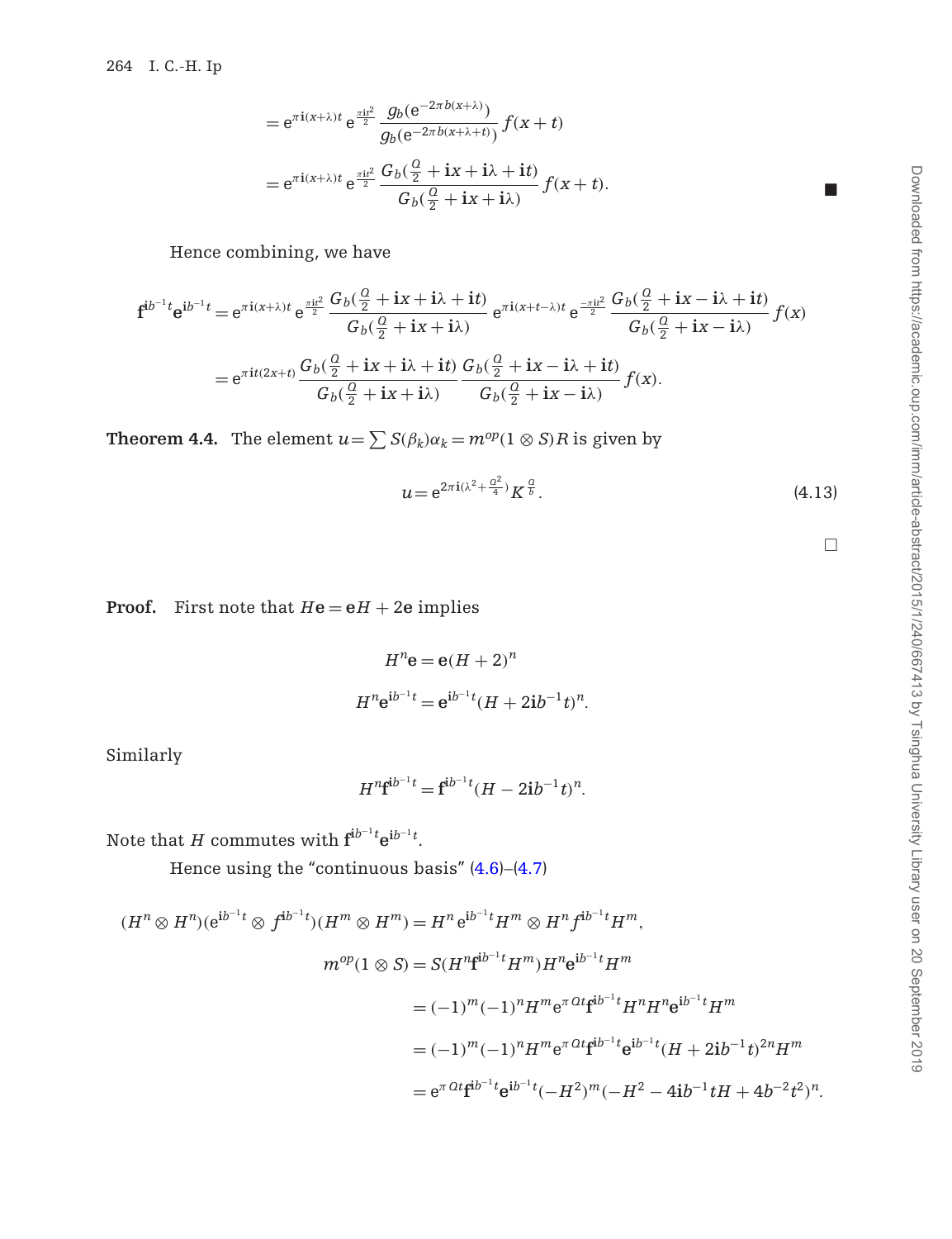$$= \mathrm{e}^{\pi \mathbf{i}(x+\lambda)t}\,\mathrm{e}^{\frac{\pi \mathbf{i}t^2}{2}}\,\frac{g_b(\mathrm{e}^{-2\pi b(x+\lambda)})}{g_b(\mathrm{e}^{-2\pi b(x+\lambda+t)})}\,f(x+t)$$

$$= \mathrm{e}^{\pi \mathbf{i}(x+\lambda)t}\,\mathrm{e}^{\frac{\pi \mathbf{i}t^2}{2}}\,\frac{G_b(\frac{Q}{2}+\mathbf{i}x+\mathbf{i}\lambda+\mathbf{i}t)}{G_b(\frac{Q}{2}+\mathbf{i}x+\mathbf{i}\lambda)}\,f(x+t). \qquad \blacksquare$$

Hence combining, we have

$$\mathbf{f}^{\mathbf{i}b^{-1}t}\mathbf{e}^{\mathbf{i}b^{-1}t} = \mathrm{e}^{\pi \mathbf{i}(x+\lambda)t}\,\mathrm{e}^{\frac{\pi \mathbf{i}t^2}{2}}\,\frac{G_b(\frac{Q}{2}+\mathbf{i}x+\mathbf{i}\lambda+\mathbf{i}t)}{G_b(\frac{Q}{2}+\mathbf{i}x+\mathbf{i}\lambda)}\,\mathrm{e}^{\pi \mathbf{i}(x+t-\lambda)t}\,\mathrm{e}^{\frac{-\pi \mathbf{i}t^2}{2}}\,\frac{G_b(\frac{Q}{2}+\mathbf{i}x-\mathbf{i}\lambda+\mathbf{i}t)}{G_b(\frac{Q}{2}+\mathbf{i}x-\mathbf{i}\lambda)}\,f(x)$$

$$= \mathrm{e}^{\pi \mathbf{i}t(2x+t)}\,\frac{G_b(\frac{Q}{2}+\mathbf{i}x+\mathbf{i}\lambda+\mathbf{i}t)}{G_b(\frac{Q}{2}+\mathbf{i}x+\mathbf{i}\lambda)}\,\frac{G_b(\frac{Q}{2}+\mathbf{i}x-\mathbf{i}\lambda+\mathbf{i}t)}{G_b(\frac{Q}{2}+\mathbf{i}x-\mathbf{i}\lambda)}\,f(x).$$

**Theorem 4.4.** The element $u = \sum S(\beta_k)\alpha_k = m^{op}(1\otimes S)R$ is given by

$$u = \mathrm{e}^{2\pi \mathbf{i}(\lambda^2+\frac{Q^2}{4})}K^{\frac{Q}{b}}. \tag{4.13}$$

$\square$

**Proof.** First note that $H\mathbf{e} = \mathbf{e}H + 2\mathbf{e}$ implies

$$H^n\mathbf{e} = \mathbf{e}(H+2)^n$$

$$H^n\mathbf{e}^{\mathbf{i}b^{-1}t} = \mathbf{e}^{\mathbf{i}b^{-1}t}(H+2\mathbf{i}b^{-1}t)^n.$$

Similarly

$$H^n\mathbf{f}^{\mathbf{i}b^{-1}t} = \mathbf{f}^{\mathbf{i}b^{-1}t}(H-2\mathbf{i}b^{-1}t)^n.$$

Note that $H$ commutes with $\mathbf{f}^{\mathbf{i}b^{-1}t}\mathbf{e}^{\mathbf{i}b^{-1}t}$.

Hence using the "continuous basis" (4.6)–(4.7)

$$(H^n\otimes H^n)(\mathrm{e}^{\mathbf{i}b^{-1}t}\otimes f^{\mathbf{i}b^{-1}t})(H^m\otimes H^m) = H^n\,\mathrm{e}^{\mathbf{i}b^{-1}t}H^m\otimes H^n f^{\mathbf{i}b^{-1}t}H^m,$$

$$m^{op}(1\otimes S) = S(H^n\mathbf{f}^{\mathbf{i}b^{-1}t}H^m)H^n\mathbf{e}^{\mathbf{i}b^{-1}t}H^m$$

$$= (-1)^m(-1)^n H^m\mathrm{e}^{\pi Qt}\mathbf{f}^{\mathbf{i}b^{-1}t}H^nH^n\mathbf{e}^{\mathbf{i}b^{-1}t}H^m$$

$$= (-1)^m(-1)^n H^m\mathrm{e}^{\pi Qt}\mathbf{f}^{\mathbf{i}b^{-1}t}\mathbf{e}^{\mathbf{i}b^{-1}t}(H+2\mathbf{i}b^{-1}t)^{2n}H^m$$

$$= \mathrm{e}^{\pi Qt}\mathbf{f}^{\mathbf{i}b^{-1}t}\mathbf{e}^{\mathbf{i}b^{-1}t}(-H^2)^m(-H^2-4\mathbf{i}b^{-1}tH+4b^{-2}t^2)^n.$$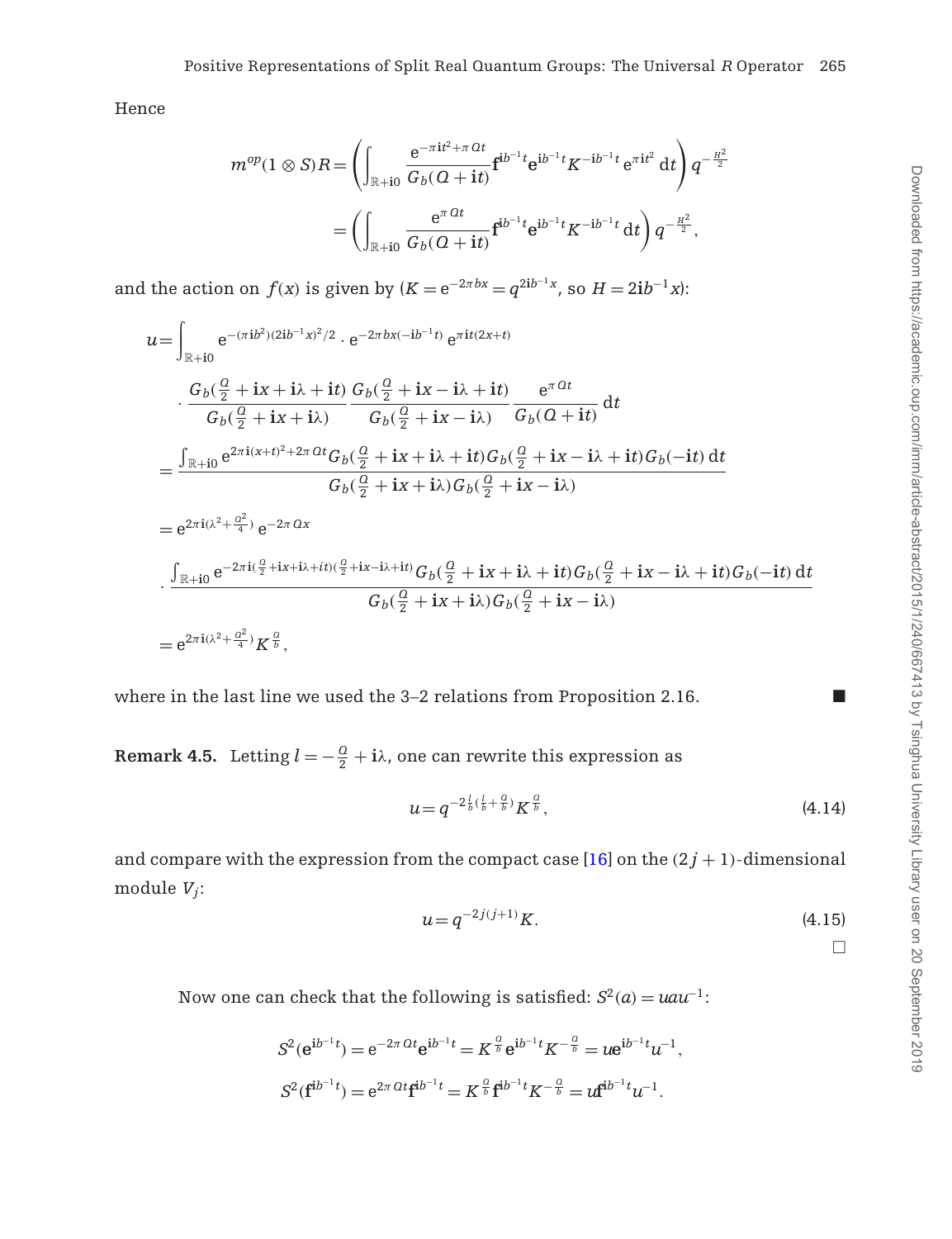Hence

$$m^{op}(1\otimes S)R=\left(\int_{\mathbb{R}+\mathbf{i}0}\frac{\mathrm{e}^{-\pi\mathbf{i}t^2+\pi Qt}}{G_b(Q+\mathbf{i}t)}\mathbf{f}^{\mathbf{i}b^{-1}t}\mathbf{e}^{\mathbf{i}b^{-1}t}K^{-\mathbf{i}b^{-1}t}\,\mathrm{e}^{\pi\mathbf{i}t^2}\,\mathrm{d}t\right)q^{-\frac{H^2}{2}}$$

$$=\left(\int_{\mathbb{R}+\mathbf{i}0}\frac{\mathrm{e}^{\pi Qt}}{G_b(Q+\mathbf{i}t)}\mathbf{f}^{\mathbf{i}b^{-1}t}\mathbf{e}^{\mathbf{i}b^{-1}t}K^{-\mathbf{i}b^{-1}t}\,\mathrm{d}t\right)q^{-\frac{H^2}{2}},$$

and the action on $f(x)$ is given by ($K=\mathrm{e}^{-2\pi bx}=q^{2\mathbf{i}b^{-1}x}$, so $H=2\mathbf{i}b^{-1}x$):

$$u=\int_{\mathbb{R}+\mathbf{i}0}\mathrm{e}^{-(\pi\mathbf{i}b^2)(2\mathbf{i}b^{-1}x)^2/2}\cdot\mathrm{e}^{-2\pi bx(-\mathbf{i}b^{-1}t)}\,\mathrm{e}^{\pi\mathbf{i}t(2x+t)}$$

$$\cdot\frac{G_b(\frac{Q}{2}+\mathbf{i}x+\mathbf{i}\lambda+\mathbf{i}t)}{G_b(\frac{Q}{2}+\mathbf{i}x+\mathbf{i}\lambda)}\frac{G_b(\frac{Q}{2}+\mathbf{i}x-\mathbf{i}\lambda+\mathbf{i}t)}{G_b(\frac{Q}{2}+\mathbf{i}x-\mathbf{i}\lambda)}\frac{\mathrm{e}^{\pi Qt}}{G_b(Q+\mathbf{i}t)}\,\mathrm{d}t$$

$$=\frac{\int_{\mathbb{R}+\mathbf{i}0}\mathrm{e}^{2\pi\mathbf{i}(x+t)^2+2\pi Qt}G_b(\frac{Q}{2}+\mathbf{i}x+\mathbf{i}\lambda+\mathbf{i}t)G_b(\frac{Q}{2}+\mathbf{i}x-\mathbf{i}\lambda+\mathbf{i}t)G_b(-\mathbf{i}t)\,\mathrm{d}t}{G_b(\frac{Q}{2}+\mathbf{i}x+\mathbf{i}\lambda)G_b(\frac{Q}{2}+\mathbf{i}x-\mathbf{i}\lambda)}$$

$$=\mathrm{e}^{2\pi\mathbf{i}(\lambda^2+\frac{Q^2}{4})}\,\mathrm{e}^{-2\pi Qx}$$

$$\cdot\frac{\int_{\mathbb{R}+\mathbf{i}0}\mathrm{e}^{-2\pi\mathbf{i}(\frac{Q}{2}+\mathbf{i}x+\mathbf{i}\lambda+it)(\frac{Q}{2}+\mathbf{i}x-\mathbf{i}\lambda+\mathbf{i}t)}G_b(\frac{Q}{2}+\mathbf{i}x+\mathbf{i}\lambda+\mathbf{i}t)G_b(\frac{Q}{2}+\mathbf{i}x-\mathbf{i}\lambda+\mathbf{i}t)G_b(-\mathbf{i}t)\,\mathrm{d}t}{G_b(\frac{Q}{2}+\mathbf{i}x+\mathbf{i}\lambda)G_b(\frac{Q}{2}+\mathbf{i}x-\mathbf{i}\lambda)}$$

$$=\mathrm{e}^{2\pi\mathbf{i}(\lambda^2+\frac{Q^2}{4})}K^{\frac{Q}{b}},$$

where in the last line we used the 3–2 relations from Proposition 2.16. ∎

**Remark 4.5.** Letting $l=-\frac{Q}{2}+\mathbf{i}\lambda$, one can rewrite this expression as

$$u=q^{-2\frac{l}{b}(\frac{l}{b}+\frac{Q}{b})}K^{\frac{Q}{b}},\tag{4.14}$$

and compare with the expression from the compact case [16] on the $(2j+1)$-dimensional module $V_j$:

$$u=q^{-2j(j+1)}K.\tag{4.15}$$

□

Now one can check that the following is satisfied: $S^2(a)=uau^{-1}$:

$$S^2(\mathbf{e}^{\mathbf{i}b^{-1}t})=\mathrm{e}^{-2\pi Qt}\mathbf{e}^{\mathbf{i}b^{-1}t}=K^{\frac{Q}{b}}\mathbf{e}^{\mathbf{i}b^{-1}t}K^{-\frac{Q}{b}}=u\mathbf{e}^{\mathbf{i}b^{-1}t}u^{-1},$$

$$S^2(\mathbf{f}^{\mathbf{i}b^{-1}t})=\mathrm{e}^{2\pi Qt}\mathbf{f}^{\mathbf{i}b^{-1}t}=K^{\frac{Q}{b}}\mathbf{f}^{\mathbf{i}b^{-1}t}K^{-\frac{Q}{b}}=u\mathbf{f}^{\mathbf{i}b^{-1}t}u^{-1}.$$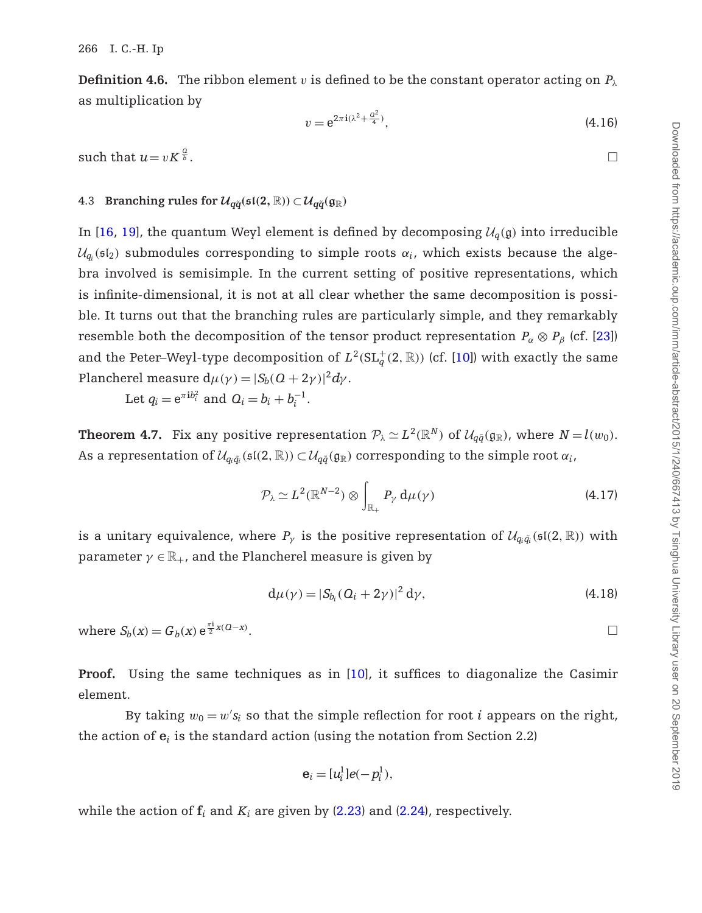**Definition 4.6.** The ribbon element $v$ is defined to be the constant operator acting on $P_\lambda$ as multiplication by

$$v = e^{2\pi i(\lambda^2 + \frac{Q^2}{4})}, \tag{4.16}$$

such that $u = vK^{\frac{Q}{b}}$. □

### 4.3 Branching rules for $\mathcal{U}_{q\tilde{q}}(\mathfrak{sl}(2,\mathbb{R})) \subset \mathcal{U}_{q\tilde{q}}(\mathfrak{g}_\mathbb{R})$

In [16, 19], the quantum Weyl element is defined by decomposing $\mathcal{U}_q(\mathfrak{g})$ into irreducible $\mathcal{U}_{q_i}(\mathfrak{sl}_2)$ submodules corresponding to simple roots $\alpha_i$, which exists because the algebra involved is semisimple. In the current setting of positive representations, which is infinite-dimensional, it is not at all clear whether the same decomposition is possible. It turns out that the branching rules are particularly simple, and they remarkably resemble both the decomposition of the tensor product representation $P_\alpha \otimes P_\beta$ (cf. [23]) and the Peter–Weyl-type decomposition of $L^2(\mathrm{SL}_q^+(2,\mathbb{R}))$ (cf. [10]) with exactly the same Plancherel measure $d\mu(\gamma) = |S_b(Q+2\gamma)|^2 d\gamma$.

Let $q_i = e^{\pi i b_i^2}$ and $Q_i = b_i + b_i^{-1}$.

**Theorem 4.7.** Fix any positive representation $\mathcal{P}_\lambda \simeq L^2(\mathbb{R}^N)$ of $\mathcal{U}_{q\tilde{q}}(\mathfrak{g}_\mathbb{R})$, where $N = l(w_0)$. As a representation of $\mathcal{U}_{q_i\tilde{q}_i}(\mathfrak{sl}(2,\mathbb{R})) \subset \mathcal{U}_{q\tilde{q}}(\mathfrak{g}_\mathbb{R})$ corresponding to the simple root $\alpha_i$,

$$\mathcal{P}_\lambda \simeq L^2(\mathbb{R}^{N-2}) \otimes \int_{\mathbb{R}_+} P_\gamma \, d\mu(\gamma) \tag{4.17}$$

is a unitary equivalence, where $P_\gamma$ is the positive representation of $\mathcal{U}_{q_i\tilde{q}_i}(\mathfrak{sl}(2,\mathbb{R}))$ with parameter $\gamma \in \mathbb{R}_+$, and the Plancherel measure is given by

$$d\mu(\gamma) = |S_{b_i}(Q_i + 2\gamma)|^2 \, d\gamma, \tag{4.18}$$

where $S_b(x) = G_b(x)\, e^{\frac{\pi i}{2}x(Q-x)}$. □

**Proof.** Using the same techniques as in [10], it suffices to diagonalize the Casimir element.

By taking $w_0 = w' s_i$ so that the simple reflection for root $i$ appears on the right, the action of $\mathbf{e}_i$ is the standard action (using the notation from Section 2.2)

$$\mathbf{e}_i = [u_i^1] e(-p_i^1),$$

while the action of $\mathbf{f}_i$ and $K_i$ are given by (2.23) and (2.24), respectively.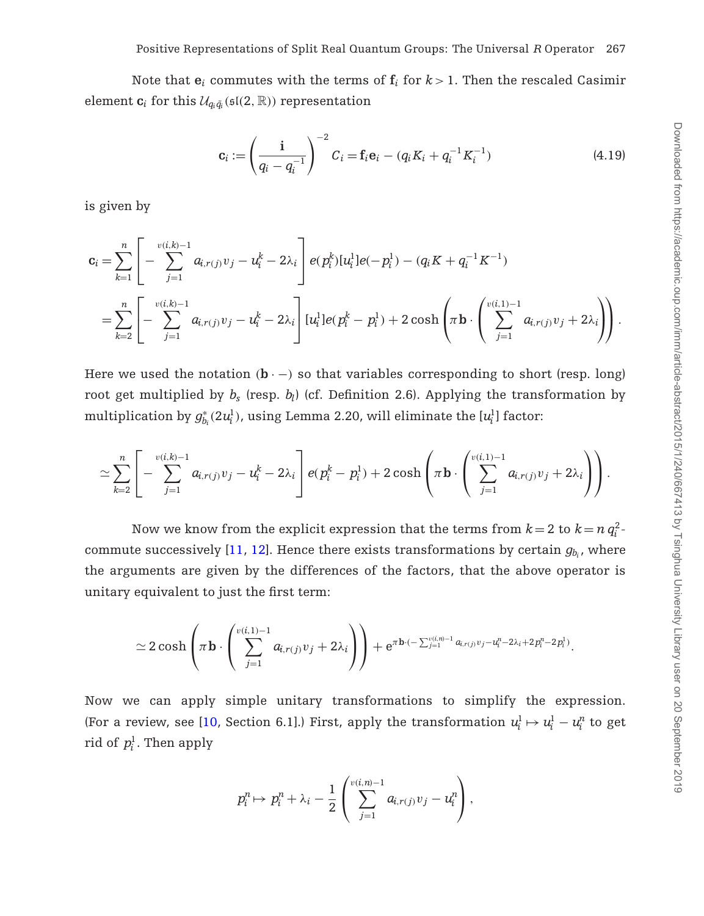Note that $\mathbf{e}_i$ commutes with the terms of $\mathbf{f}_i$ for $k > 1$. Then the rescaled Casimir element $\mathbf{c}_i$ for this $\mathcal{U}_{q_i\tilde{q}_i}(\mathfrak{sl}(2,\mathbb{R}))$ representation

$$\mathbf{c}_i := \left(\frac{\mathbf{i}}{q_i - q_i^{-1}}\right)^{-2} C_i = \mathbf{f}_i\mathbf{e}_i - (q_i K_i + q_i^{-1} K_i^{-1}) \tag{4.19}$$

is given by

$$\begin{aligned}
\mathbf{c}_i &= \sum_{k=1}^{n}\left[-\sum_{j=1}^{v(i,k)-1} a_{i,r(j)} v_j - u_i^k - 2\lambda_i\right] e(p_i^k)[u_i^1]e(-p_i^1) - (q_i K + q_i^{-1}K^{-1})\\
&= \sum_{k=2}^{n}\left[-\sum_{j=1}^{v(i,k)-1} a_{i,r(j)} v_j - u_i^k - 2\lambda_i\right] [u_i^1]e(p_i^k - p_i^1) + 2\cosh\left(\pi\mathbf{b}\cdot\left(\sum_{j=1}^{v(i,1)-1} a_{i,r(j)} v_j + 2\lambda_i\right)\right).
\end{aligned}$$

Here we used the notation $(\mathbf{b}\cdot -)$ so that variables corresponding to short (resp. long) root get multiplied by $b_s$ (resp. $b_l$) (cf. Definition 2.6). Applying the transformation by multiplication by $g_{b_i}^*(2u_i^1)$, using Lemma 2.20, will eliminate the $[u_i^1]$ factor:

$$\simeq \sum_{k=2}^{n}\left[-\sum_{j=1}^{v(i,k)-1} a_{i,r(j)} v_j - u_i^k - 2\lambda_i\right] e(p_i^k - p_i^1) + 2\cosh\left(\pi\mathbf{b}\cdot\left(\sum_{j=1}^{v(i,1)-1} a_{i,r(j)} v_j + 2\lambda_i\right)\right).$$

Now we know from the explicit expression that the terms from $k=2$ to $k=n$ $q_i^2$-commute successively [11, 12]. Hence there exists transformations by certain $g_{b_i}$, where the arguments are given by the differences of the factors, that the above operator is unitary equivalent to just the first term:

$$\simeq 2\cosh\left(\pi\mathbf{b}\cdot\left(\sum_{j=1}^{v(i,1)-1} a_{i,r(j)} v_j + 2\lambda_i\right)\right) + e^{\pi\mathbf{b}\cdot\left(-\sum_{j=1}^{v(i,n)-1} a_{i,r(j)} v_j - u_i^n - 2\lambda_i + 2p_i^n - 2p_i^1\right)}.$$

Now we can apply simple unitary transformations to simplify the expression. (For a review, see [10, Section 6.1].) First, apply the transformation $u_i^1 \mapsto u_i^1 - u_i^n$ to get rid of $p_i^1$. Then apply

$$p_i^n \mapsto p_i^n + \lambda_i - \frac{1}{2}\left(\sum_{j=1}^{v(i,n)-1} a_{i,r(j)} v_j - u_i^n\right),$$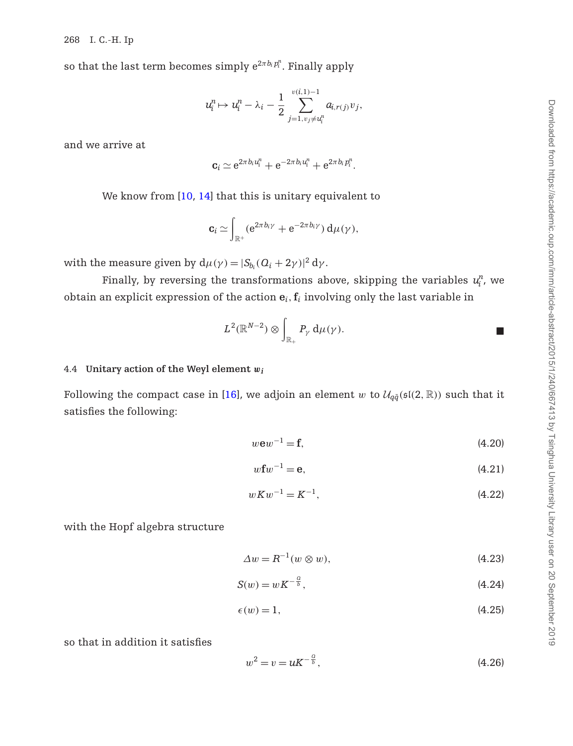so that the last term becomes simply $e^{2\pi b_i p_i^n}$. Finally apply

$$u_i^n \mapsto u_i^n - \lambda_i - \frac{1}{2}\sum_{j=1, v_j \neq u_i^n}^{v(i,1)-1} a_{i,r(j)} v_j,$$

and we arrive at

$$\mathbf{c}_i \simeq e^{2\pi b_i u_i^n} + e^{-2\pi b_i u_i^n} + e^{2\pi b_i p_i^n}.$$

We know from [10, 14] that this is unitary equivalent to

$$\mathbf{c}_i \simeq \int_{\mathbb{R}^+} (e^{2\pi b_i \gamma} + e^{-2\pi b_i \gamma})\, d\mu(\gamma),$$

with the measure given by $d\mu(\gamma) = |S_{b_i}(Q_i + 2\gamma)|^2\, d\gamma$.

Finally, by reversing the transformations above, skipping the variables $u_i^n$, we obtain an explicit expression of the action $\mathbf{e}_i, \mathbf{f}_i$ involving only the last variable in

$$L^2(\mathbb{R}^{N-2}) \otimes \int_{\mathbb{R}_+} P_\gamma\, d\mu(\gamma). \qquad \blacksquare$$

### 4.4 Unitary action of the Weyl element $w_i$

Following the compact case in [16], we adjoin an element $w$ to $\mathcal{U}_{q\tilde{q}}(\mathfrak{sl}(2,\mathbb{R}))$ such that it satisfies the following:

$$w\mathbf{e}w^{-1} = \mathbf{f}, \tag{4.20}$$

$$w\mathbf{f}w^{-1} = \mathbf{e}, \tag{4.21}$$

$$wKw^{-1} = K^{-1}, \tag{4.22}$$

with the Hopf algebra structure

$$\Delta w = R^{-1}(w \otimes w), \tag{4.23}$$

$$S(w) = wK^{-\frac{Q}{b}}, \tag{4.24}$$

$$\epsilon(w) = 1, \tag{4.25}$$

so that in addition it satisfies

$$w^2 = v = uK^{-\frac{Q}{b}}, \tag{4.26}$$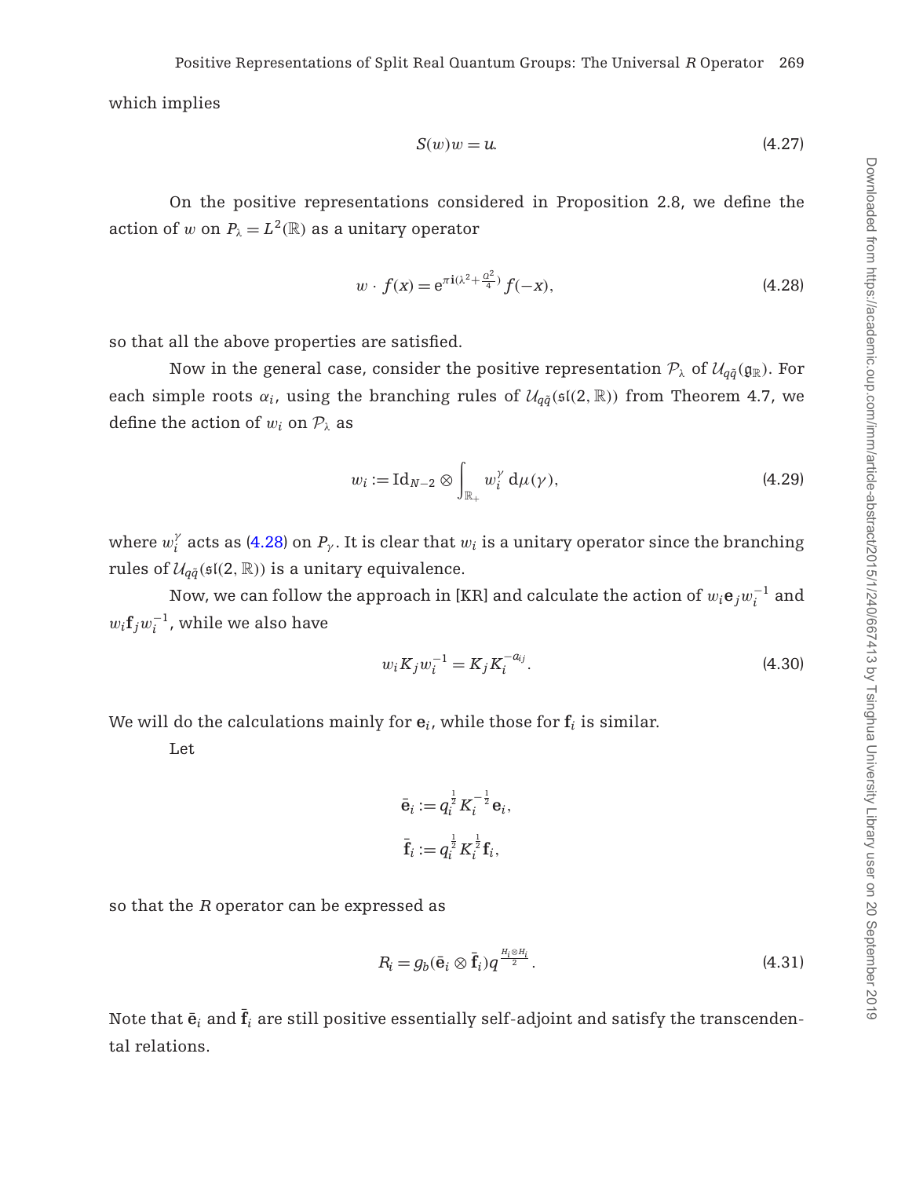which implies

$$S(w)w = u. \tag{4.27}$$

On the positive representations considered in Proposition 2.8, we define the action of $w$ on $P_\lambda = L^2(\mathbb{R})$ as a unitary operator

$$w \cdot f(x) = e^{\pi i(\lambda^2 + \frac{Q^2}{4})} f(-x), \tag{4.28}$$

so that all the above properties are satisfied.

Now in the general case, consider the positive representation $\mathcal{P}_\lambda$ of $\mathcal{U}_{q\tilde{q}}(\mathfrak{g}_\mathbb{R})$. For each simple roots $\alpha_i$, using the branching rules of $\mathcal{U}_{q\tilde{q}}(\mathfrak{sl}(2,\mathbb{R}))$ from Theorem 4.7, we define the action of $w_i$ on $\mathcal{P}_\lambda$ as

$$w_i := \mathrm{Id}_{N-2} \otimes \int_{\mathbb{R}_+} w_i^\gamma \, d\mu(\gamma), \tag{4.29}$$

where $w_i^\gamma$ acts as (4.28) on $P_\gamma$. It is clear that $w_i$ is a unitary operator since the branching rules of $\mathcal{U}_{q\tilde{q}}(\mathfrak{sl}(2,\mathbb{R}))$ is a unitary equivalence.

Now, we can follow the approach in [KR] and calculate the action of $w_i \mathbf{e}_j w_i^{-1}$ and $w_i \mathbf{f}_j w_i^{-1}$, while we also have

$$w_i K_j w_i^{-1} = K_j K_i^{-a_{ij}}. \tag{4.30}$$

We will do the calculations mainly for $\mathbf{e}_i$, while those for $\mathbf{f}_i$ is similar.

Let

$$\bar{\mathbf{e}}_i := q_i^{\frac{1}{2}} K_i^{-\frac{1}{2}} \mathbf{e}_i,$$
$$\bar{\mathbf{f}}_i := q_i^{\frac{1}{2}} K_i^{\frac{1}{2}} \mathbf{f}_i,$$

so that the $R$ operator can be expressed as

$$R_i = g_b(\bar{\mathbf{e}}_i \otimes \bar{\mathbf{f}}_i) q^{\frac{H_i \otimes H_i}{2}}. \tag{4.31}$$

Note that $\bar{\mathbf{e}}_i$ and $\bar{\mathbf{f}}_i$ are still positive essentially self-adjoint and satisfy the transcendental relations.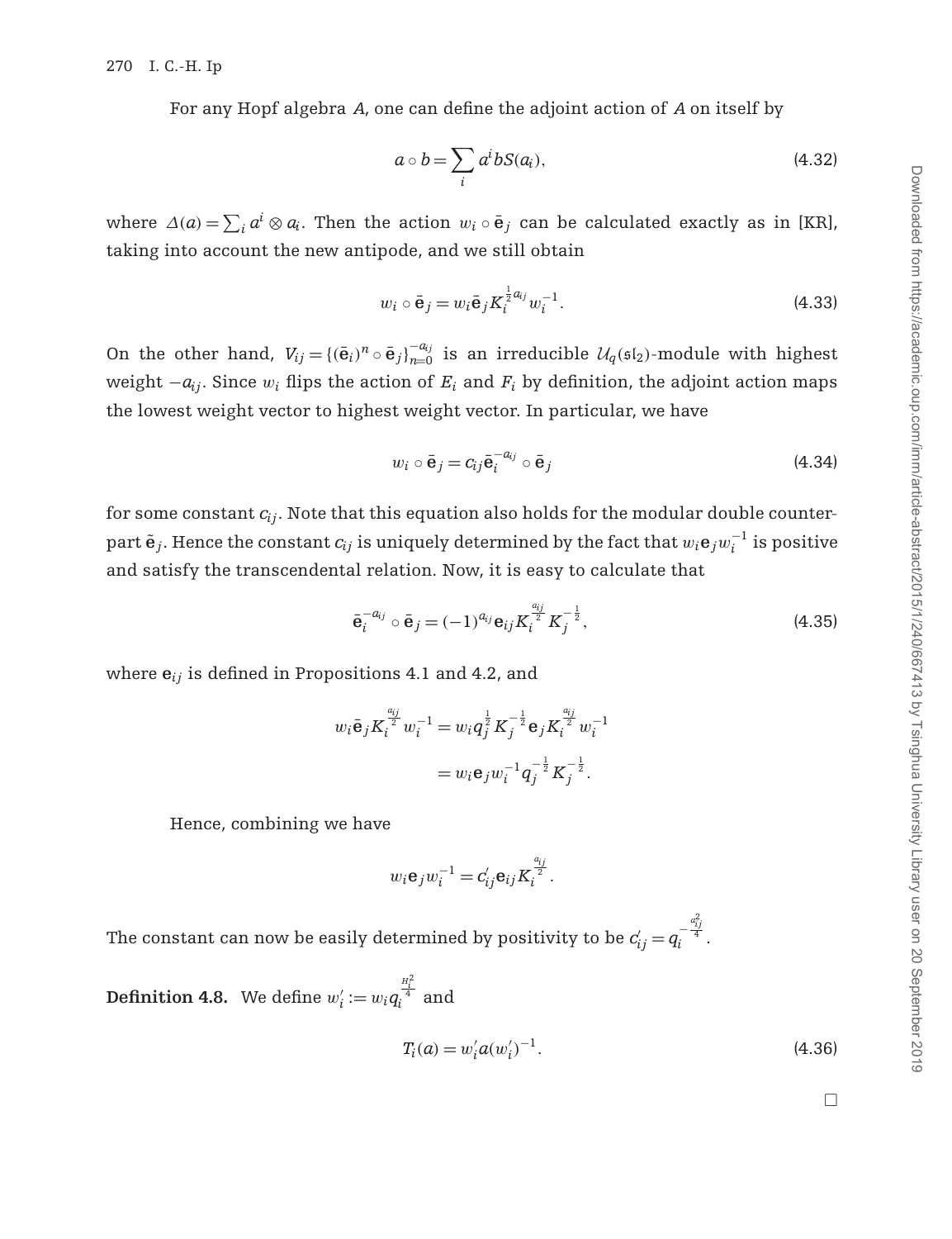For any Hopf algebra $A$, one can define the adjoint action of $A$ on itself by

$$a \circ b = \sum_i a^i b S(a_i), \tag{4.32}$$

where $\Delta(a) = \sum_i a^i \otimes a_i$. Then the action $w_i \circ \bar{\mathbf{e}}_j$ can be calculated exactly as in [KR], taking into account the new antipode, and we still obtain

$$w_i \circ \bar{\mathbf{e}}_j = w_i \bar{\mathbf{e}}_j K_i^{\frac{1}{2}a_{ij}} w_i^{-1}. \tag{4.33}$$

On the other hand, $V_{ij} = \{(\bar{\mathbf{e}}_i)^n \circ \bar{\mathbf{e}}_j\}_{n=0}^{-a_{ij}}$ is an irreducible $\mathcal{U}_q(\mathfrak{sl}_2)$-module with highest weight $-a_{ij}$. Since $w_i$ flips the action of $E_i$ and $F_i$ by definition, the adjoint action maps the lowest weight vector to highest weight vector. In particular, we have

$$w_i \circ \bar{\mathbf{e}}_j = c_{ij} \bar{\mathbf{e}}_i^{-a_{ij}} \circ \bar{\mathbf{e}}_j \tag{4.34}$$

for some constant $c_{ij}$. Note that this equation also holds for the modular double counterpart $\tilde{\mathbf{e}}_j$. Hence the constant $c_{ij}$ is uniquely determined by the fact that $w_i \mathbf{e}_j w_i^{-1}$ is positive and satisfy the transcendental relation. Now, it is easy to calculate that

$$\bar{\mathbf{e}}_i^{-a_{ij}} \circ \bar{\mathbf{e}}_j = (-1)^{a_{ij}} \mathbf{e}_{ij} K_i^{\frac{a_{ij}}{2}} K_j^{-\frac{1}{2}}, \tag{4.35}$$

where $\mathbf{e}_{ij}$ is defined in Propositions 4.1 and 4.2, and

$$\begin{aligned} w_i \bar{\mathbf{e}}_j K_i^{\frac{a_{ij}}{2}} w_i^{-1} &= w_i q_j^{\frac{1}{2}} K_j^{-\frac{1}{2}} \mathbf{e}_j K_i^{\frac{a_{ij}}{2}} w_i^{-1} \\ &= w_i \mathbf{e}_j w_i^{-1} q_j^{-\frac{1}{2}} K_j^{-\frac{1}{2}}. \end{aligned}$$

Hence, combining we have

$$w_i \mathbf{e}_j w_i^{-1} = c'_{ij} \mathbf{e}_{ij} K_i^{\frac{a_{ij}}{2}}.$$

The constant can now be easily determined by positivity to be $c'_{ij} = q_i^{-\frac{a_{ij}^2}{4}}$.

**Definition 4.8.** We define $w'_i := w_i q_i^{\frac{H_i^2}{4}}$ and

$$T_i(a) = w'_i a (w'_i)^{-1}. \tag{4.36}$$

□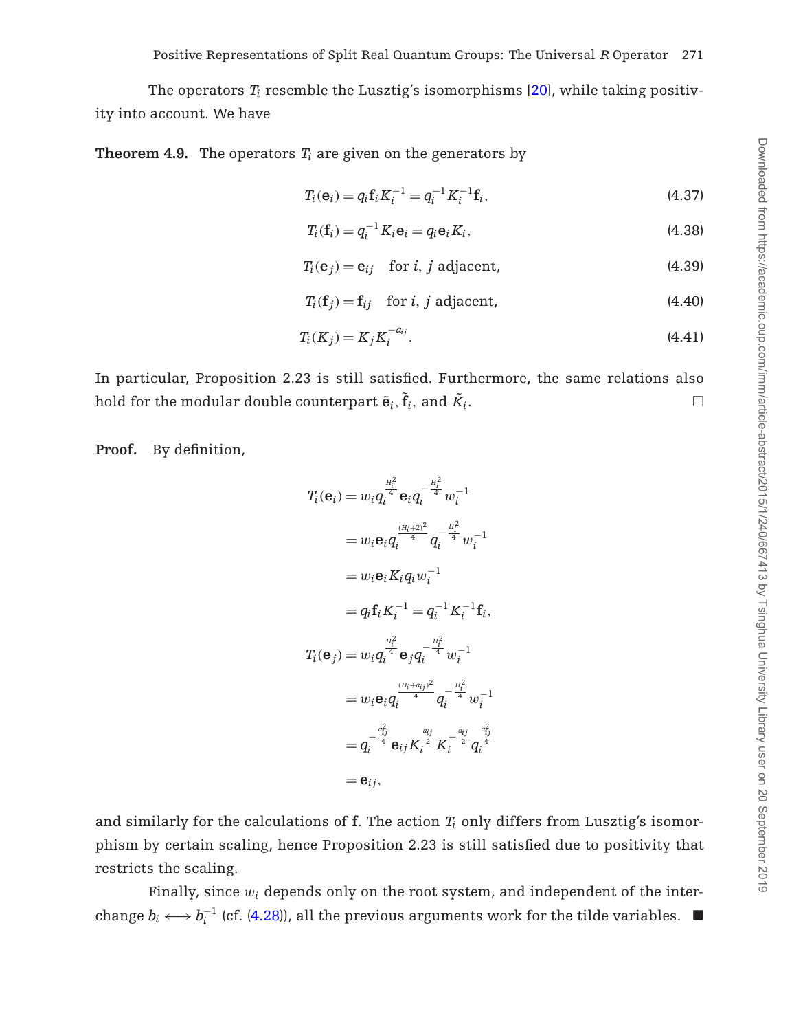The operators $T_i$ resemble the Lusztig's isomorphisms [20], while taking positivity into account. We have

**Theorem 4.9.** The operators $T_i$ are given on the generators by

$$T_i(\mathbf{e}_i) = q_i \mathbf{f}_i K_i^{-1} = q_i^{-1} K_i^{-1} \mathbf{f}_i, \tag{4.37}$$

$$T_i(\mathbf{f}_i) = q_i^{-1} K_i \mathbf{e}_i = q_i \mathbf{e}_i K_i, \tag{4.38}$$

$$T_i(\mathbf{e}_j) = \mathbf{e}_{ij} \quad \text{for } i, j \text{ adjacent}, \tag{4.39}$$

$$T_i(\mathbf{f}_j) = \mathbf{f}_{ij} \quad \text{for } i, j \text{ adjacent}, \tag{4.40}$$

$$T_i(K_j) = K_j K_i^{-a_{ij}}. \tag{4.41}$$

In particular, Proposition 2.23 is still satisfied. Furthermore, the same relations also hold for the modular double counterpart $\tilde{\mathbf{e}}_i, \tilde{\mathbf{f}}_i$, and $\tilde{K}_i$. □

**Proof.** By definition,

$$\begin{aligned}
T_i(\mathbf{e}_i) &= w_i q_i^{\frac{H_i^2}{4}} \mathbf{e}_i q_i^{-\frac{H_i^2}{4}} w_i^{-1} \\
&= w_i \mathbf{e}_i q_i^{\frac{(H_i+2)^2}{4}} q_i^{-\frac{H_i^2}{4}} w_i^{-1} \\
&= w_i \mathbf{e}_i K_i q_i w_i^{-1} \\
&= q_i \mathbf{f}_i K_i^{-1} = q_i^{-1} K_i^{-1} \mathbf{f}_i, \\
T_i(\mathbf{e}_j) &= w_i q_i^{\frac{H_i^2}{4}} \mathbf{e}_j q_i^{-\frac{H_i^2}{4}} w_i^{-1} \\
&= w_i \mathbf{e}_i q_i^{\frac{(H_i+a_{ij})^2}{4}} q_i^{-\frac{H_i^2}{4}} w_i^{-1} \\
&= q_i^{-\frac{a_{ij}^2}{4}} \mathbf{e}_{ij} K_i^{\frac{a_{ij}}{2}} K_i^{-\frac{a_{ij}}{2}} q_i^{\frac{a_{ij}^2}{4}} \\
&= \mathbf{e}_{ij},
\end{aligned}$$

and similarly for the calculations of $\mathbf{f}$. The action $T_i$ only differs from Lusztig's isomorphism by certain scaling, hence Proposition 2.23 is still satisfied due to positivity that restricts the scaling.

Finally, since $w_i$ depends only on the root system, and independent of the interchange $b_i \longleftrightarrow b_i^{-1}$ (cf. (4.28)), all the previous arguments work for the tilde variables. ■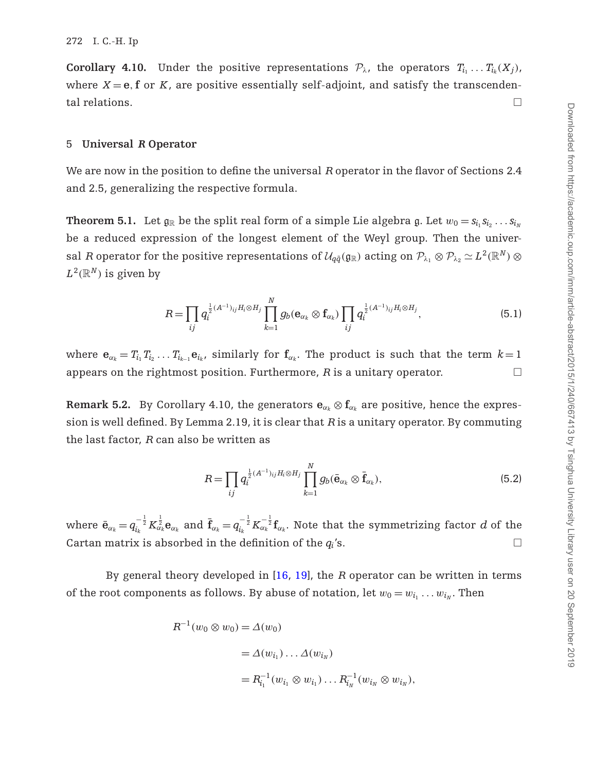**Corollary 4.10.** Under the positive representations $\mathcal{P}_\lambda$, the operators $T_{i_1}\dots T_{i_k}(X_j)$, where $X=\mathbf{e},\mathbf{f}$ or $K$, are positive essentially self-adjoint, and satisfy the transcendental relations. □

## 5 Universal *R* Operator

We are now in the position to define the universal $R$ operator in the flavor of Sections 2.4 and 2.5, generalizing the respective formula.

**Theorem 5.1.** Let $\mathfrak{g}_\mathbb{R}$ be the split real form of a simple Lie algebra $\mathfrak{g}$. Let $w_0=s_{i_1}s_{i_2}\dots s_{i_N}$ be a reduced expression of the longest element of the Weyl group. Then the universal $R$ operator for the positive representations of $\mathcal{U}_{q\tilde{q}}(\mathfrak{g}_\mathbb{R})$ acting on $\mathcal{P}_{\lambda_1}\otimes\mathcal{P}_{\lambda_2}\simeq L^2(\mathbb{R}^N)\otimes L^2(\mathbb{R}^N)$ is given by

$$R=\prod_{ij} q_i^{\frac{1}{2}(A^{-1})_{ij}H_i\otimes H_j}\prod_{k=1}^N g_b(\mathbf{e}_{\alpha_k}\otimes\mathbf{f}_{\alpha_k})\prod_{ij} q_i^{\frac{1}{2}(A^{-1})_{ij}H_i\otimes H_j}, \tag{5.1}$$

where $\mathbf{e}_{\alpha_k}=T_{i_1}T_{i_2}\dots T_{i_{k-1}}\mathbf{e}_{i_k}$, similarly for $\mathbf{f}_{\alpha_k}$. The product is such that the term $k=1$ appears on the rightmost position. Furthermore, $R$ is a unitary operator. □

**Remark 5.2.** By Corollary 4.10, the generators $\mathbf{e}_{\alpha_k}\otimes\mathbf{f}_{\alpha_k}$ are positive, hence the expression is well defined. By Lemma 2.19, it is clear that $R$ is a unitary operator. By commuting the last factor, $R$ can also be written as

$$R=\prod_{ij} q_i^{\frac{1}{2}(A^{-1})_{ij}H_i\otimes H_j}\prod_{k=1}^N g_b(\bar{\mathbf{e}}_{\alpha_k}\otimes\bar{\mathbf{f}}_{\alpha_k}), \tag{5.2}$$

where $\bar{\mathbf{e}}_{\alpha_k}=q_{i_k}^{-\frac{1}{2}}K_{\alpha_k}^{\frac{1}{2}}\mathbf{e}_{\alpha_k}$ and $\bar{\mathbf{f}}_{\alpha_k}=q_{i_k}^{-\frac{1}{2}}K_{\alpha_k}^{-\frac{1}{2}}\mathbf{f}_{\alpha_k}$. Note that the symmetrizing factor $d$ of the Cartan matrix is absorbed in the definition of the $q_i$'s. □

By general theory developed in [16, 19], the $R$ operator can be written in terms of the root components as follows. By abuse of notation, let $w_0=w_{i_1}\dots w_{i_N}$. Then

$$\begin{aligned}
R^{-1}(w_0\otimes w_0)&=\Delta(w_0)\\
&=\Delta(w_{i_1})\dots\Delta(w_{i_N})\\
&=R_{i_1}^{-1}(w_{i_1}\otimes w_{i_1})\dots R_{i_N}^{-1}(w_{i_N}\otimes w_{i_N}),
\end{aligned}$$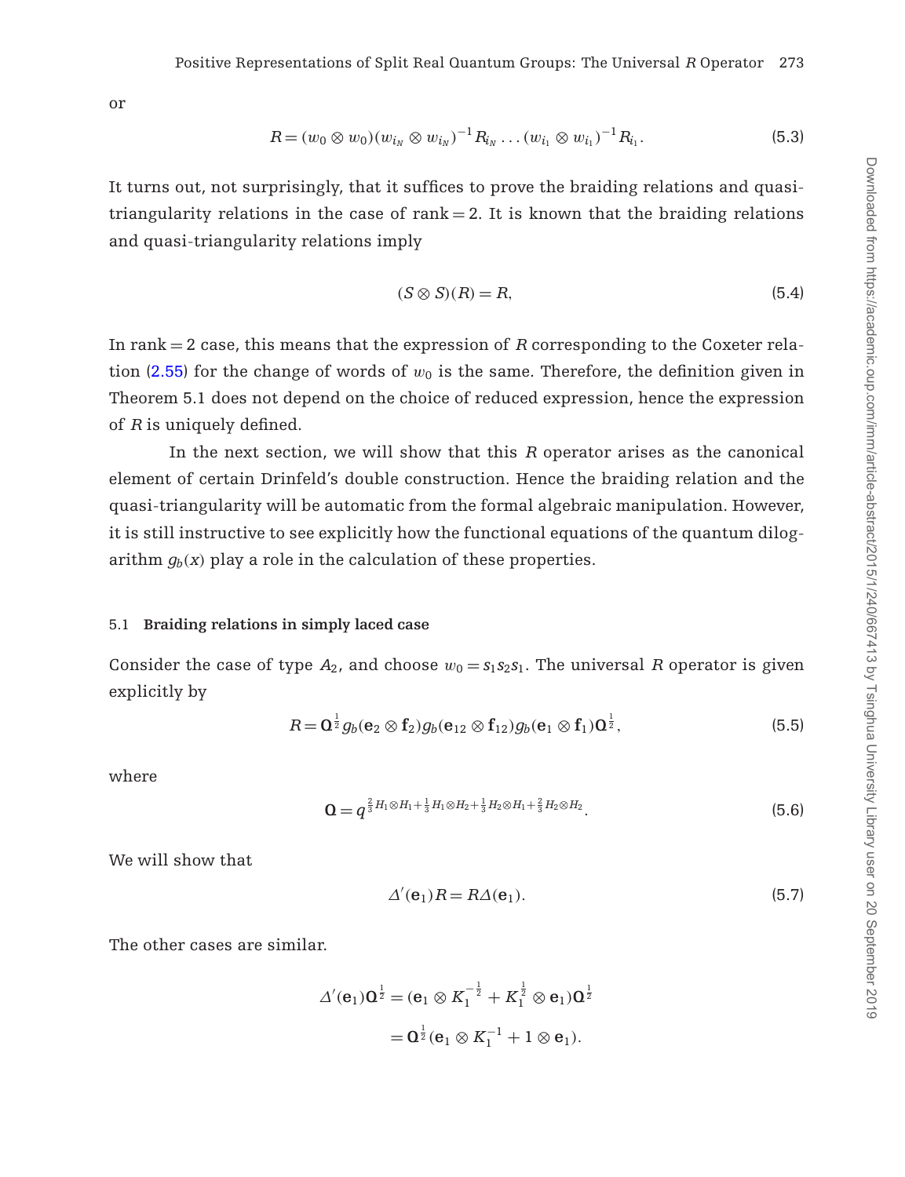or

$$R = (w_0 \otimes w_0)(w_{i_N} \otimes w_{i_N})^{-1} R_{i_N} \ldots (w_{i_1} \otimes w_{i_1})^{-1} R_{i_1}. \tag{5.3}$$

It turns out, not surprisingly, that it suffices to prove the braiding relations and quasi-triangularity relations in the case of rank $= 2$. It is known that the braiding relations and quasi-triangularity relations imply

$$(S \otimes S)(R) = R, \tag{5.4}$$

In rank $= 2$ case, this means that the expression of $R$ corresponding to the Coxeter relation (2.55) for the change of words of $w_0$ is the same. Therefore, the definition given in Theorem 5.1 does not depend on the choice of reduced expression, hence the expression of $R$ is uniquely defined.

In the next section, we will show that this $R$ operator arises as the canonical element of certain Drinfeld's double construction. Hence the braiding relation and the quasi-triangularity will be automatic from the formal algebraic manipulation. However, it is still instructive to see explicitly how the functional equations of the quantum dilogarithm $g_b(x)$ play a role in the calculation of these properties.

### 5.1 Braiding relations in simply laced case

Consider the case of type $A_2$, and choose $w_0 = s_1 s_2 s_1$. The universal $R$ operator is given explicitly by

$$R = \mathbf{Q}^{\frac{1}{2}} g_b(\mathbf{e}_2 \otimes \mathbf{f}_2) g_b(\mathbf{e}_{12} \otimes \mathbf{f}_{12}) g_b(\mathbf{e}_1 \otimes \mathbf{f}_1) \mathbf{Q}^{\frac{1}{2}}, \tag{5.5}$$

where

$$\mathbf{Q} = q^{\frac{2}{3} H_1 \otimes H_1 + \frac{1}{3} H_1 \otimes H_2 + \frac{1}{3} H_2 \otimes H_1 + \frac{2}{3} H_2 \otimes H_2}. \tag{5.6}$$

We will show that

$$\Delta'(\mathbf{e}_1) R = R \Delta(\mathbf{e}_1). \tag{5.7}$$

The other cases are similar.

$$\begin{aligned}
\Delta'(\mathbf{e}_1) \mathbf{Q}^{\frac{1}{2}} &= (\mathbf{e}_1 \otimes K_1^{-\frac{1}{2}} + K_1^{\frac{1}{2}} \otimes \mathbf{e}_1) \mathbf{Q}^{\frac{1}{2}} \\
&= \mathbf{Q}^{\frac{1}{2}} (\mathbf{e}_1 \otimes K_1^{-1} + 1 \otimes \mathbf{e}_1).
\end{aligned}$$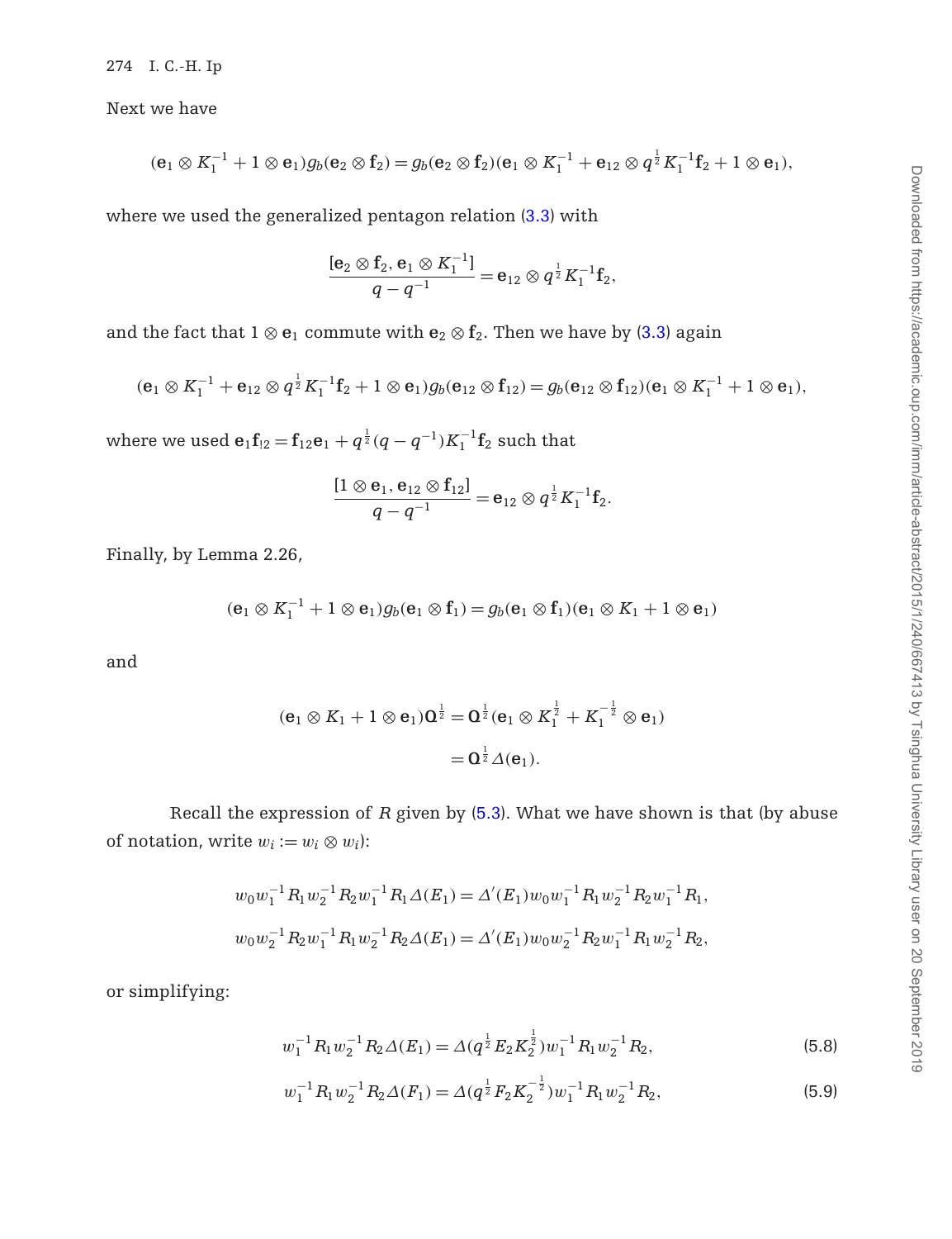Next we have

$$(\mathbf{e}_1 \otimes K_1^{-1} + 1 \otimes \mathbf{e}_1) g_b(\mathbf{e}_2 \otimes \mathbf{f}_2) = g_b(\mathbf{e}_2 \otimes \mathbf{f}_2)(\mathbf{e}_1 \otimes K_1^{-1} + \mathbf{e}_{12} \otimes q^{\frac{1}{2}} K_1^{-1}\mathbf{f}_2 + 1 \otimes \mathbf{e}_1),$$

where we used the generalized pentagon relation (3.3) with

$$\frac{[\mathbf{e}_2 \otimes \mathbf{f}_2, \mathbf{e}_1 \otimes K_1^{-1}]}{q - q^{-1}} = \mathbf{e}_{12} \otimes q^{\frac{1}{2}} K_1^{-1}\mathbf{f}_2,$$

and the fact that $1 \otimes \mathbf{e}_1$ commute with $\mathbf{e}_2 \otimes \mathbf{f}_2$. Then we have by (3.3) again

$$(\mathbf{e}_1 \otimes K_1^{-1} + \mathbf{e}_{12} \otimes q^{\frac{1}{2}} K_1^{-1}\mathbf{f}_2 + 1 \otimes \mathbf{e}_1) g_b(\mathbf{e}_{12} \otimes \mathbf{f}_{12}) = g_b(\mathbf{e}_{12} \otimes \mathbf{f}_{12})(\mathbf{e}_1 \otimes K_1^{-1} + 1 \otimes \mathbf{e}_1),$$

where we used $\mathbf{e}_1\mathbf{f}_{12} = \mathbf{f}_{12}\mathbf{e}_1 + q^{\frac{1}{2}}(q - q^{-1})K_1^{-1}\mathbf{f}_2$ such that

$$\frac{[1 \otimes \mathbf{e}_1, \mathbf{e}_{12} \otimes \mathbf{f}_{12}]}{q - q^{-1}} = \mathbf{e}_{12} \otimes q^{\frac{1}{2}} K_1^{-1}\mathbf{f}_2.$$

Finally, by Lemma 2.26,

$$(\mathbf{e}_1 \otimes K_1^{-1} + 1 \otimes \mathbf{e}_1) g_b(\mathbf{e}_1 \otimes \mathbf{f}_1) = g_b(\mathbf{e}_1 \otimes \mathbf{f}_1)(\mathbf{e}_1 \otimes K_1 + 1 \otimes \mathbf{e}_1)$$

and

$$\begin{aligned}(\mathbf{e}_1 \otimes K_1 + 1 \otimes \mathbf{e}_1)\mathbf{Q}^{\frac{1}{2}} &= \mathbf{Q}^{\frac{1}{2}}(\mathbf{e}_1 \otimes K_1^{\frac{1}{2}} + K_1^{-\frac{1}{2}} \otimes \mathbf{e}_1)\\ &= \mathbf{Q}^{\frac{1}{2}}\Delta(\mathbf{e}_1).\end{aligned}$$

Recall the expression of $R$ given by (5.3). What we have shown is that (by abuse of notation, write $w_i := w_i \otimes w_i$):

$$w_0 w_1^{-1} R_1 w_2^{-1} R_2 w_1^{-1} R_1 \Delta(E_1) = \Delta'(E_1) w_0 w_1^{-1} R_1 w_2^{-1} R_2 w_1^{-1} R_1,$$
$$w_0 w_2^{-1} R_2 w_1^{-1} R_1 w_2^{-1} R_2 \Delta(E_1) = \Delta'(E_1) w_0 w_2^{-1} R_2 w_1^{-1} R_1 w_2^{-1} R_2,$$

or simplifying:

$$w_1^{-1} R_1 w_2^{-1} R_2 \Delta(E_1) = \Delta(q^{\frac{1}{2}} E_2 K_2^{\frac{1}{2}}) w_1^{-1} R_1 w_2^{-1} R_2, \tag{5.8}$$

$$w_1^{-1} R_1 w_2^{-1} R_2 \Delta(F_1) = \Delta(q^{\frac{1}{2}} F_2 K_2^{-\frac{1}{2}}) w_1^{-1} R_1 w_2^{-1} R_2, \tag{5.9}$$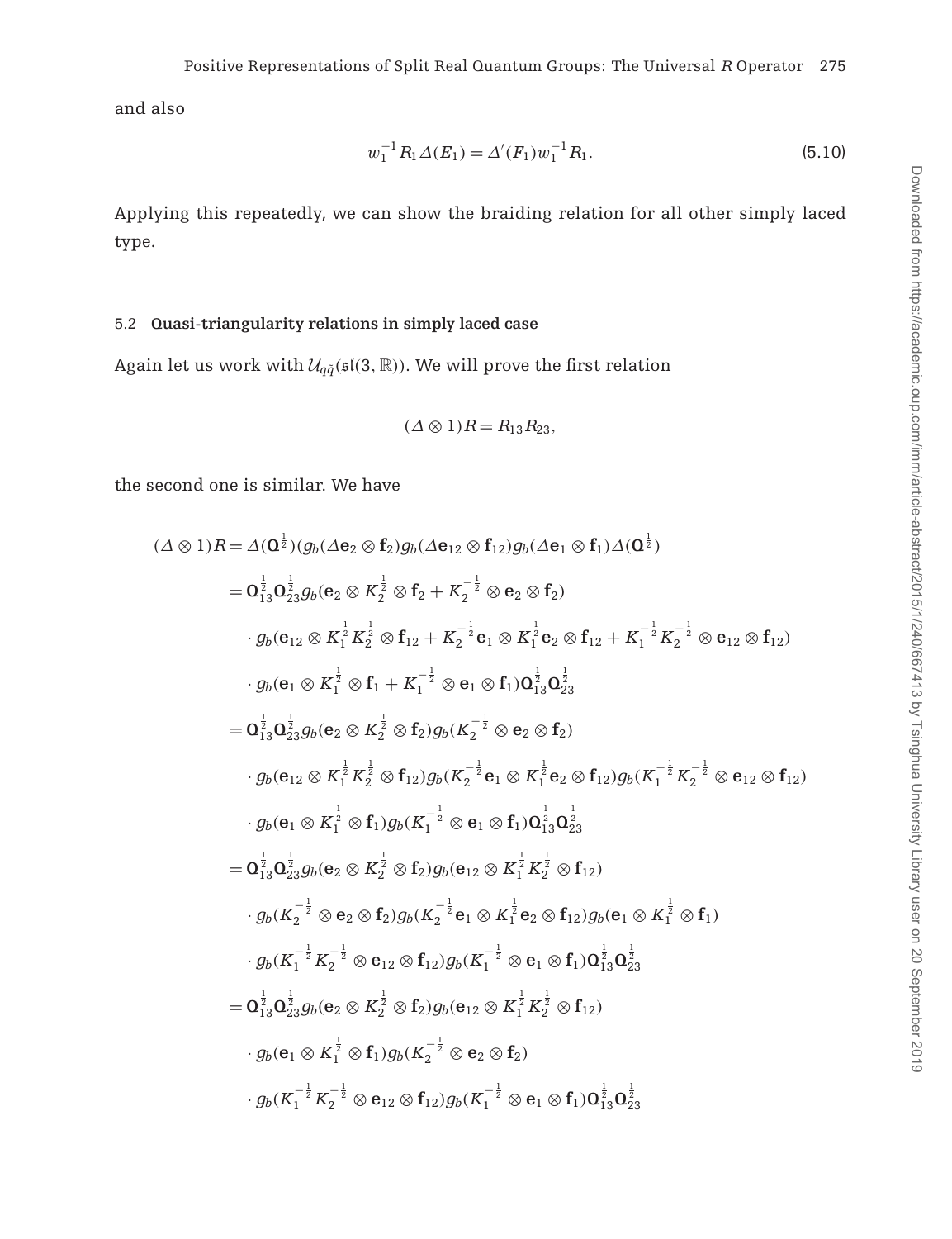and also

$$w_1^{-1}R_1\Delta(E_1)=\Delta'(F_1)w_1^{-1}R_1. \tag{5.10}$$

Applying this repeatedly, we can show the braiding relation for all other simply laced type.

### 5.2 Quasi-triangularity relations in simply laced case

Again let us work with $\mathcal{U}_{q\tilde{q}}(\mathfrak{sl}(3,\mathbb{R}))$. We will prove the first relation

$$(\Delta\otimes 1)R=R_{13}R_{23},$$

the second one is similar. We have

$$\begin{aligned}
(\Delta\otimes 1)R &= \Delta(\mathbf{Q}^{\frac12})(g_b(\Delta\mathbf{e}_2\otimes\mathbf{f}_2)g_b(\Delta\mathbf{e}_{12}\otimes\mathbf{f}_{12})g_b(\Delta\mathbf{e}_1\otimes\mathbf{f}_1)\Delta(\mathbf{Q}^{\frac12})\\
&= \mathbf{Q}_{13}^{\frac12}\mathbf{Q}_{23}^{\frac12}g_b(\mathbf{e}_2\otimes K_2^{\frac12}\otimes\mathbf{f}_2+K_2^{-\frac12}\otimes\mathbf{e}_2\otimes\mathbf{f}_2)\\
&\quad\cdot g_b(\mathbf{e}_{12}\otimes K_1^{\frac12}K_2^{\frac12}\otimes\mathbf{f}_{12}+K_2^{-\frac12}\mathbf{e}_1\otimes K_1^{\frac12}\mathbf{e}_2\otimes\mathbf{f}_{12}+K_1^{-\frac12}K_2^{-\frac12}\otimes\mathbf{e}_{12}\otimes\mathbf{f}_{12})\\
&\quad\cdot g_b(\mathbf{e}_1\otimes K_1^{\frac12}\otimes\mathbf{f}_1+K_1^{-\frac12}\otimes\mathbf{e}_1\otimes\mathbf{f}_1)\mathbf{Q}_{13}^{\frac12}\mathbf{Q}_{23}^{\frac12}\\
&= \mathbf{Q}_{13}^{\frac12}\mathbf{Q}_{23}^{\frac12}g_b(\mathbf{e}_2\otimes K_2^{\frac12}\otimes\mathbf{f}_2)g_b(K_2^{-\frac12}\otimes\mathbf{e}_2\otimes\mathbf{f}_2)\\
&\quad\cdot g_b(\mathbf{e}_{12}\otimes K_1^{\frac12}K_2^{\frac12}\otimes\mathbf{f}_{12})g_b(K_2^{-\frac12}\mathbf{e}_1\otimes K_1^{\frac12}\mathbf{e}_2\otimes\mathbf{f}_{12})g_b(K_1^{-\frac12}K_2^{-\frac12}\otimes\mathbf{e}_{12}\otimes\mathbf{f}_{12})\\
&\quad\cdot g_b(\mathbf{e}_1\otimes K_1^{\frac12}\otimes\mathbf{f}_1)g_b(K_1^{-\frac12}\otimes\mathbf{e}_1\otimes\mathbf{f}_1)\mathbf{Q}_{13}^{\frac12}\mathbf{Q}_{23}^{\frac12}\\
&= \mathbf{Q}_{13}^{\frac12}\mathbf{Q}_{23}^{\frac12}g_b(\mathbf{e}_2\otimes K_2^{\frac12}\otimes\mathbf{f}_2)g_b(\mathbf{e}_{12}\otimes K_1^{\frac12}K_2^{\frac12}\otimes\mathbf{f}_{12})\\
&\quad\cdot g_b(K_2^{-\frac12}\otimes\mathbf{e}_2\otimes\mathbf{f}_2)g_b(K_2^{-\frac12}\mathbf{e}_1\otimes K_1^{\frac12}\mathbf{e}_2\otimes\mathbf{f}_{12})g_b(\mathbf{e}_1\otimes K_1^{\frac12}\otimes\mathbf{f}_1)\\
&\quad\cdot g_b(K_1^{-\frac12}K_2^{-\frac12}\otimes\mathbf{e}_{12}\otimes\mathbf{f}_{12})g_b(K_1^{-\frac12}\otimes\mathbf{e}_1\otimes\mathbf{f}_1)\mathbf{Q}_{13}^{\frac12}\mathbf{Q}_{23}^{\frac12}\\
&= \mathbf{Q}_{13}^{\frac12}\mathbf{Q}_{23}^{\frac12}g_b(\mathbf{e}_2\otimes K_2^{\frac12}\otimes\mathbf{f}_2)g_b(\mathbf{e}_{12}\otimes K_1^{\frac12}K_2^{\frac12}\otimes\mathbf{f}_{12})\\
&\quad\cdot g_b(\mathbf{e}_1\otimes K_1^{\frac12}\otimes\mathbf{f}_1)g_b(K_2^{-\frac12}\otimes\mathbf{e}_2\otimes\mathbf{f}_2)\\
&\quad\cdot g_b(K_1^{-\frac12}K_2^{-\frac12}\otimes\mathbf{e}_{12}\otimes\mathbf{f}_{12})g_b(K_1^{-\frac12}\otimes\mathbf{e}_1\otimes\mathbf{f}_1)\mathbf{Q}_{13}^{\frac12}\mathbf{Q}_{23}^{\frac12}
\end{aligned}$$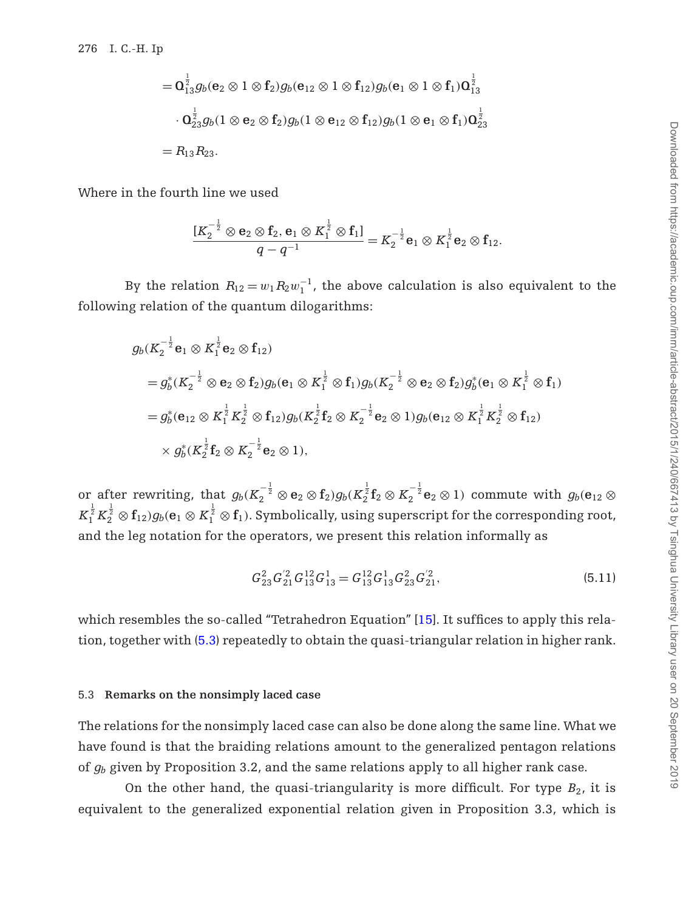$$
\begin{aligned}
&= \mathbf{Q}_{13}^{\frac{1}{2}} g_b(\mathbf{e}_2 \otimes 1 \otimes \mathbf{f}_2) g_b(\mathbf{e}_{12} \otimes 1 \otimes \mathbf{f}_{12}) g_b(\mathbf{e}_1 \otimes 1 \otimes \mathbf{f}_1) \mathbf{Q}_{13}^{\frac{1}{2}} \\
&\quad \cdot \mathbf{Q}_{23}^{\frac{1}{2}} g_b(1 \otimes \mathbf{e}_2 \otimes \mathbf{f}_2) g_b(1 \otimes \mathbf{e}_{12} \otimes \mathbf{f}_{12}) g_b(1 \otimes \mathbf{e}_1 \otimes \mathbf{f}_1) \mathbf{Q}_{23}^{\frac{1}{2}} \\
&= R_{13} R_{23}.
\end{aligned}
$$

Where in the fourth line we used

$$
\frac{[K_2^{-\frac{1}{2}} \otimes \mathbf{e}_2 \otimes \mathbf{f}_2, \mathbf{e}_1 \otimes K_1^{\frac{1}{2}} \otimes \mathbf{f}_1]}{q - q^{-1}} = K_2^{-\frac{1}{2}} \mathbf{e}_1 \otimes K_1^{\frac{1}{2}} \mathbf{e}_2 \otimes \mathbf{f}_{12}.
$$

By the relation $R_{12} = w_1 R_2 w_1^{-1}$, the above calculation is also equivalent to the following relation of the quantum dilogarithms:

$$
\begin{aligned}
& g_b(K_2^{-\frac{1}{2}} \mathbf{e}_1 \otimes K_1^{\frac{1}{2}} \mathbf{e}_2 \otimes \mathbf{f}_{12}) \\
&= g_b^*(K_2^{-\frac{1}{2}} \otimes \mathbf{e}_2 \otimes \mathbf{f}_2) g_b(\mathbf{e}_1 \otimes K_1^{\frac{1}{2}} \otimes \mathbf{f}_1) g_b(K_2^{-\frac{1}{2}} \otimes \mathbf{e}_2 \otimes \mathbf{f}_2) g_b^*(\mathbf{e}_1 \otimes K_1^{\frac{1}{2}} \otimes \mathbf{f}_1) \\
&= g_b^*(\mathbf{e}_{12} \otimes K_1^{\frac{1}{2}} K_2^{\frac{1}{2}} \otimes \mathbf{f}_{12}) g_b(K_2^{\frac{1}{2}} \mathbf{f}_2 \otimes K_2^{-\frac{1}{2}} \mathbf{e}_2 \otimes 1) g_b(\mathbf{e}_{12} \otimes K_1^{\frac{1}{2}} K_2^{\frac{1}{2}} \otimes \mathbf{f}_{12}) \\
&\quad \times g_b^*(K_2^{\frac{1}{2}} \mathbf{f}_2 \otimes K_2^{-\frac{1}{2}} \mathbf{e}_2 \otimes 1),
\end{aligned}
$$

or after rewriting, that $g_b(K_2^{-\frac{1}{2}} \otimes \mathbf{e}_2 \otimes \mathbf{f}_2) g_b(K_2^{\frac{1}{2}} \mathbf{f}_2 \otimes K_2^{-\frac{1}{2}} \mathbf{e}_2 \otimes 1)$ commute with $g_b(\mathbf{e}_{12} \otimes K_1^{\frac{1}{2}} K_2^{\frac{1}{2}} \otimes \mathbf{f}_{12}) g_b(\mathbf{e}_1 \otimes K_1^{\frac{1}{2}} \otimes \mathbf{f}_1)$. Symbolically, using superscript for the corresponding root, and the leg notation for the operators, we present this relation informally as

$$
G_{23}^2 G_{21}^{'2} G_{13}^{12} G_{13}^1 = G_{13}^{12} G_{13}^1 G_{23}^2 G_{21}^{'2}, \tag{5.11}
$$

which resembles the so-called "Tetrahedron Equation" [15]. It suffices to apply this relation, together with (5.3) repeatedly to obtain the quasi-triangular relation in higher rank.

### 5.3 Remarks on the nonsimply laced case

The relations for the nonsimply laced case can also be done along the same line. What we have found is that the braiding relations amount to the generalized pentagon relations of $g_b$ given by Proposition 3.2, and the same relations apply to all higher rank case.

On the other hand, the quasi-triangularity is more difficult. For type $B_2$, it is equivalent to the generalized exponential relation given in Proposition 3.3, which is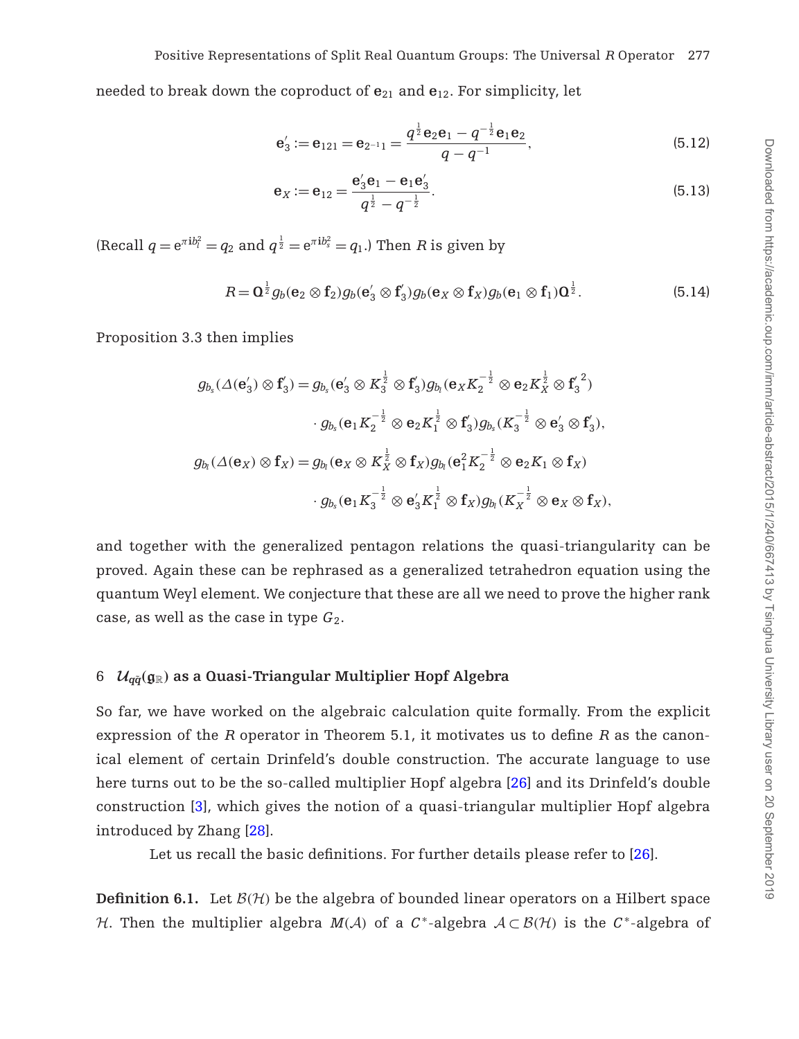needed to break down the coproduct of $\mathbf{e}_{21}$ and $\mathbf{e}_{12}$. For simplicity, let

$$\mathbf{e}_3' := \mathbf{e}_{121} = \mathbf{e}_{2^{-1}1} = \frac{q^{\frac{1}{2}}\mathbf{e}_2\mathbf{e}_1 - q^{-\frac{1}{2}}\mathbf{e}_1\mathbf{e}_2}{q - q^{-1}}, \tag{5.12}$$

$$\mathbf{e}_X := \mathbf{e}_{12} = \frac{\mathbf{e}_3'\mathbf{e}_1 - \mathbf{e}_1\mathbf{e}_3'}{q^{\frac{1}{2}} - q^{-\frac{1}{2}}}. \tag{5.13}$$

(Recall $q = e^{\pi i b_l^2} = q_2$ and $q^{\frac{1}{2}} = e^{\pi i b_s^2} = q_1$.) Then $R$ is given by

$$R = \mathbf{\Omega}^{\frac{1}{2}} g_b(\mathbf{e}_2 \otimes \mathbf{f}_2) g_b(\mathbf{e}_3' \otimes \mathbf{f}_3') g_b(\mathbf{e}_X \otimes \mathbf{f}_X) g_b(\mathbf{e}_1 \otimes \mathbf{f}_1) \mathbf{\Omega}^{\frac{1}{2}}. \tag{5.14}$$

Proposition 3.3 then implies

$$\begin{aligned}
g_{b_s}(\Delta(\mathbf{e}_3') \otimes \mathbf{f}_3') &= g_{b_s}(\mathbf{e}_3' \otimes K_3^{\frac{1}{2}} \otimes \mathbf{f}_3') g_{b_l}(\mathbf{e}_X K_2^{-\frac{1}{2}} \otimes \mathbf{e}_2 K_X^{\frac{1}{2}} \otimes \mathbf{f}_3'^{\,2}) \\
&\quad \cdot g_{b_s}(\mathbf{e}_1 K_2^{-\frac{1}{2}} \otimes \mathbf{e}_2 K_1^{\frac{1}{2}} \otimes \mathbf{f}_3') g_{b_s}(K_3^{-\frac{1}{2}} \otimes \mathbf{e}_3' \otimes \mathbf{f}_3'), \\
g_{b_l}(\Delta(\mathbf{e}_X) \otimes \mathbf{f}_X) &= g_{b_l}(\mathbf{e}_X \otimes K_X^{\frac{1}{2}} \otimes \mathbf{f}_X) g_{b_l}(\mathbf{e}_1^2 K_2^{-\frac{1}{2}} \otimes \mathbf{e}_2 K_1 \otimes \mathbf{f}_X) \\
&\quad \cdot g_{b_s}(\mathbf{e}_1 K_3^{-\frac{1}{2}} \otimes \mathbf{e}_3' K_1^{\frac{1}{2}} \otimes \mathbf{f}_X) g_{b_l}(K_X^{-\frac{1}{2}} \otimes \mathbf{e}_X \otimes \mathbf{f}_X),
\end{aligned}$$

and together with the generalized pentagon relations the quasi-triangularity can be proved. Again these can be rephrased as a generalized tetrahedron equation using the quantum Weyl element. We conjecture that these are all we need to prove the higher rank case, as well as the case in type $G_2$.

## 6 $\mathcal{U}_{q\tilde{q}}(\mathfrak{g}_{\mathbb{R}})$ as a Quasi-Triangular Multiplier Hopf Algebra

So far, we have worked on the algebraic calculation quite formally. From the explicit expression of the $R$ operator in Theorem 5.1, it motivates us to define $R$ as the canonical element of certain Drinfeld's double construction. The accurate language to use here turns out to be the so-called multiplier Hopf algebra [26] and its Drinfeld's double construction [3], which gives the notion of a quasi-triangular multiplier Hopf algebra introduced by Zhang [28].

Let us recall the basic definitions. For further details please refer to [26].

**Definition 6.1.** Let $\mathcal{B}(\mathcal{H})$ be the algebra of bounded linear operators on a Hilbert space $\mathcal{H}$. Then the multiplier algebra $M(\mathcal{A})$ of a $C^*$-algebra $\mathcal{A} \subset \mathcal{B}(\mathcal{H})$ is the $C^*$-algebra of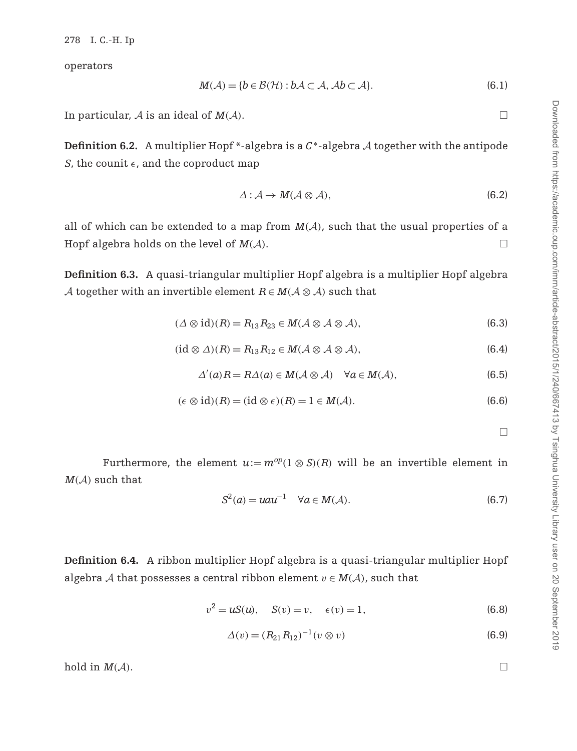operators

$$M(\mathcal{A}) = \{b \in \mathcal{B}(\mathcal{H}) : b\mathcal{A} \subset \mathcal{A}, \mathcal{A}b \subset \mathcal{A}\}. \tag{6.1}$$

In particular, $\mathcal{A}$ is an ideal of $M(\mathcal{A})$. □

**Definition 6.2.** A multiplier Hopf *-algebra is a $C^*$-algebra $\mathcal{A}$ together with the antipode $S$, the counit $\epsilon$, and the coproduct map

$$\Delta : \mathcal{A} \to M(\mathcal{A} \otimes \mathcal{A}), \tag{6.2}$$

all of which can be extended to a map from $M(\mathcal{A})$, such that the usual properties of a Hopf algebra holds on the level of $M(\mathcal{A})$. □

**Definition 6.3.** A quasi-triangular multiplier Hopf algebra is a multiplier Hopf algebra $\mathcal{A}$ together with an invertible element $R \in M(\mathcal{A} \otimes \mathcal{A})$ such that

$$(\Delta \otimes \mathrm{id})(R) = R_{13}R_{23} \in M(\mathcal{A} \otimes \mathcal{A} \otimes \mathcal{A}), \tag{6.3}$$

$$(\mathrm{id} \otimes \Delta)(R) = R_{13}R_{12} \in M(\mathcal{A} \otimes \mathcal{A} \otimes \mathcal{A}), \tag{6.4}$$

$$\Delta'(a)R = R\Delta(a) \in M(\mathcal{A} \otimes \mathcal{A}) \quad \forall a \in M(\mathcal{A}), \tag{6.5}$$

$$(\epsilon \otimes \mathrm{id})(R) = (\mathrm{id} \otimes \epsilon)(R) = 1 \in M(\mathcal{A}). \tag{6.6}$$

□

Furthermore, the element $u := m^{op}(1 \otimes S)(R)$ will be an invertible element in $M(\mathcal{A})$ such that

$$S^2(a) = uau^{-1} \quad \forall a \in M(\mathcal{A}). \tag{6.7}$$

**Definition 6.4.** A ribbon multiplier Hopf algebra is a quasi-triangular multiplier Hopf algebra $\mathcal{A}$ that possesses a central ribbon element $v \in M(\mathcal{A})$, such that

$$v^2 = uS(u), \quad S(v) = v, \quad \epsilon(v) = 1, \tag{6.8}$$

$$\Delta(v) = (R_{21}R_{12})^{-1}(v \otimes v) \tag{6.9}$$

hold in $M(\mathcal{A})$. □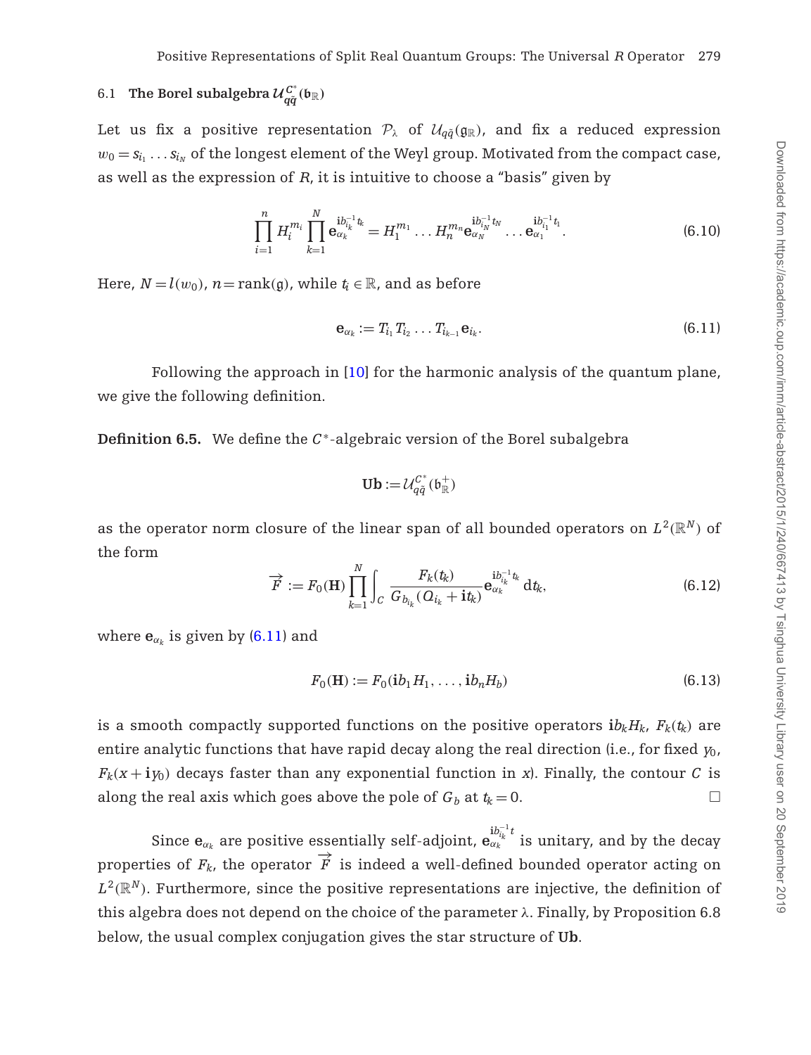### 6.1 The Borel subalgebra $\mathcal{U}_{q\tilde{q}}^{C^*}(\mathfrak{b}_{\mathbb{R}})$

Let us fix a positive representation $\mathcal{P}_\lambda$ of $\mathcal{U}_{q\tilde{q}}(\mathfrak{g}_{\mathbb{R}})$, and fix a reduced expression $w_0 = s_{i_1}\dots s_{i_N}$ of the longest element of the Weyl group. Motivated from the compact case, as well as the expression of $R$, it is intuitive to choose a "basis" given by

$$\prod_{i=1}^{n} H_i^{m_i} \prod_{k=1}^{N} \mathbf{e}_{\alpha_k}^{\mathbf{i}b_{i_k}^{-1}t_k} = H_1^{m_1}\dots H_n^{m_n} \mathbf{e}_{\alpha_N}^{\mathbf{i}b_{i_N}^{-1}t_N}\dots \mathbf{e}_{\alpha_1}^{\mathbf{i}b_{i_1}^{-1}t_1}. \tag{6.10}$$

Here, $N = l(w_0)$, $n = \mathrm{rank}(\mathfrak{g})$, while $t_i \in \mathbb{R}$, and as before

$$\mathbf{e}_{\alpha_k} := T_{i_1} T_{i_2} \dots T_{i_{k-1}} \mathbf{e}_{i_k}. \tag{6.11}$$

Following the approach in [10] for the harmonic analysis of the quantum plane, we give the following definition.

**Definition 6.5.** We define the $C^*$-algebraic version of the Borel subalgebra

$$\mathbf{Ub} := \mathcal{U}_{q\tilde{q}}^{C^*}(\mathfrak{b}_{\mathbb{R}}^+)$$

as the operator norm closure of the linear span of all bounded operators on $L^2(\mathbb{R}^N)$ of the form

$$\overrightarrow{F} := F_0(\mathbf{H}) \prod_{k=1}^{N} \int_C \frac{F_k(t_k)}{G_{b_{i_k}}(Q_{i_k} + \mathbf{i}t_k)} \mathbf{e}_{\alpha_k}^{\mathbf{i}b_{i_k}^{-1}t_k}\, dt_k, \tag{6.12}$$

where $\mathbf{e}_{\alpha_k}$ is given by (6.11) and

$$F_0(\mathbf{H}) := F_0(\mathbf{i}b_1 H_1, \dots, \mathbf{i}b_n H_b) \tag{6.13}$$

is a smooth compactly supported functions on the positive operators $\mathbf{i}b_k H_k$, $F_k(t_k)$ are entire analytic functions that have rapid decay along the real direction (i.e., for fixed $y_0$, $F_k(x + \mathbf{i}y_0)$ decays faster than any exponential function in $x$). Finally, the contour $C$ is along the real axis which goes above the pole of $G_b$ at $t_k = 0$. □

Since $\mathbf{e}_{\alpha_k}$ are positive essentially self-adjoint, $\mathbf{e}_{\alpha_k}^{\mathbf{i}b_{i_k}^{-1}t}$ is unitary, and by the decay properties of $F_k$, the operator $\overrightarrow{F}$ is indeed a well-defined bounded operator acting on $L^2(\mathbb{R}^N)$. Furthermore, since the positive representations are injective, the definition of this algebra does not depend on the choice of the parameter $\lambda$. Finally, by Proposition 6.8 below, the usual complex conjugation gives the star structure of $\mathbf{Ub}$.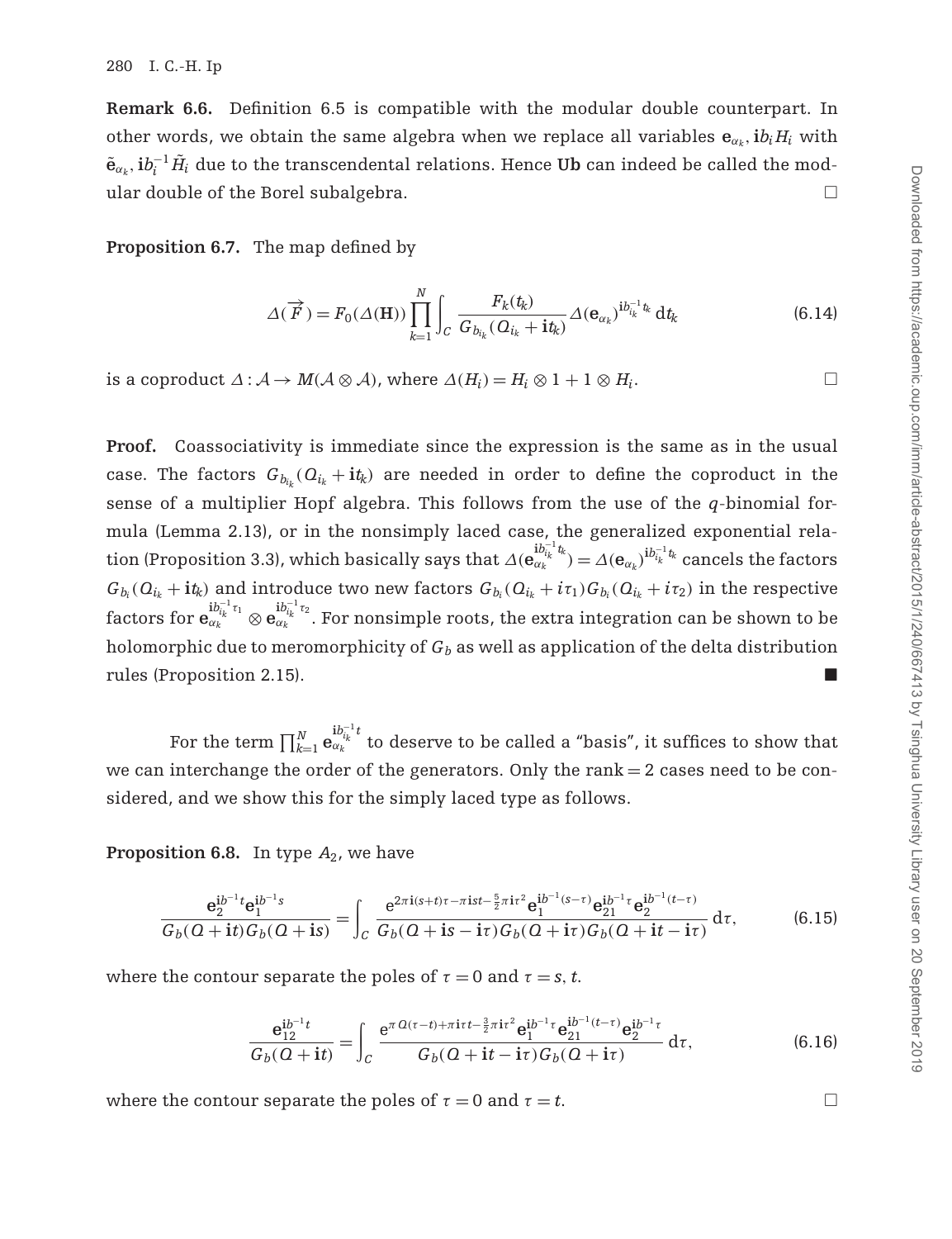**Remark 6.6.** Definition 6.5 is compatible with the modular double counterpart. In other words, we obtain the same algebra when we replace all variables $\mathbf{e}_{\alpha_k}, \mathbf{i}b_i H_i$ with $\tilde{\mathbf{e}}_{\alpha_k}, \mathbf{i}b_i^{-1}\tilde{H}_i$ due to the transcendental relations. Hence **Ub** can indeed be called the modular double of the Borel subalgebra. □

**Proposition 6.7.** The map defined by

$$\Delta(\overrightarrow{F}) = F_0(\Delta(\mathbf{H})) \prod_{k=1}^{N} \int_C \frac{F_k(t_k)}{G_{b_{i_k}}(Q_{i_k} + \mathbf{i}t_k)} \Delta(\mathbf{e}_{\alpha_k})^{\mathbf{i}b_{i_k}^{-1} t_k} \, dt_k \tag{6.14}$$

is a coproduct $\Delta : \mathcal{A} \to M(\mathcal{A} \otimes \mathcal{A})$, where $\Delta(H_i) = H_i \otimes 1 + 1 \otimes H_i$. □

**Proof.** Coassociativity is immediate since the expression is the same as in the usual case. The factors $G_{b_{i_k}}(Q_{i_k} + \mathbf{i}t_k)$ are needed in order to define the coproduct in the sense of a multiplier Hopf algebra. This follows from the use of the $q$-binomial formula (Lemma 2.13), or in the nonsimply laced case, the generalized exponential relation (Proposition 3.3), which basically says that $\Delta(\mathbf{e}_{\alpha_k}^{\mathbf{i}b_{i_k}^{-1} t_k}) = \Delta(\mathbf{e}_{\alpha_k})^{\mathbf{i}b_{i_k}^{-1} t_k}$ cancels the factors $G_{b_i}(Q_{i_k} + \mathbf{i}t_k)$ and introduce two new factors $G_{b_i}(Q_{i_k} + i\tau_1) G_{b_i}(Q_{i_k} + i\tau_2)$ in the respective factors for $\mathbf{e}_{\alpha_k}^{\mathbf{i}b_{i_k}^{-1}\tau_1} \otimes \mathbf{e}_{\alpha_k}^{\mathbf{i}b_{i_k}^{-1}\tau_2}$. For nonsimple roots, the extra integration can be shown to be holomorphic due to meromorphicity of $G_b$ as well as application of the delta distribution rules (Proposition 2.15). ■

For the term $\prod_{k=1}^{N} \mathbf{e}_{\alpha_k}^{\mathbf{i}b_{i_k}^{-1} t}$ to deserve to be called a "basis", it suffices to show that we can interchange the order of the generators. Only the rank = 2 cases need to be considered, and we show this for the simply laced type as follows.

**Proposition 6.8.** In type $A_2$, we have

$$\frac{\mathbf{e}_2^{\mathbf{i}b^{-1}t} \mathbf{e}_1^{\mathbf{i}b^{-1}s}}{G_b(Q + \mathbf{i}t) G_b(Q + \mathbf{i}s)} = \int_C \frac{e^{2\pi \mathbf{i}(s+t)\tau - \pi \mathbf{i}st - \frac{5}{2}\pi \mathbf{i}\tau^2} \mathbf{e}_1^{\mathbf{i}b^{-1}(s-\tau)} \mathbf{e}_{21}^{\mathbf{i}b^{-1}\tau} \mathbf{e}_2^{\mathbf{i}b^{-1}(t-\tau)}}{G_b(Q + \mathbf{i}s - \mathbf{i}\tau) G_b(Q + \mathbf{i}\tau) G_b(Q + \mathbf{i}t - \mathbf{i}\tau)} \, d\tau, \tag{6.15}$$

where the contour separate the poles of $\tau = 0$ and $\tau = s, t$.

$$\frac{\mathbf{e}_{12}^{\mathbf{i}b^{-1}t}}{G_b(Q + \mathbf{i}t)} = \int_C \frac{e^{\pi Q(\tau - t) + \pi \mathbf{i}\tau t - \frac{3}{2}\pi \mathbf{i}\tau^2} \mathbf{e}_1^{\mathbf{i}b^{-1}\tau} \mathbf{e}_{21}^{\mathbf{i}b^{-1}(t-\tau)} \mathbf{e}_2^{\mathbf{i}b^{-1}\tau}}{G_b(Q + \mathbf{i}t - \mathbf{i}\tau) G_b(Q + \mathbf{i}\tau)} \, d\tau, \tag{6.16}$$

where the contour separate the poles of $\tau = 0$ and $\tau = t$. □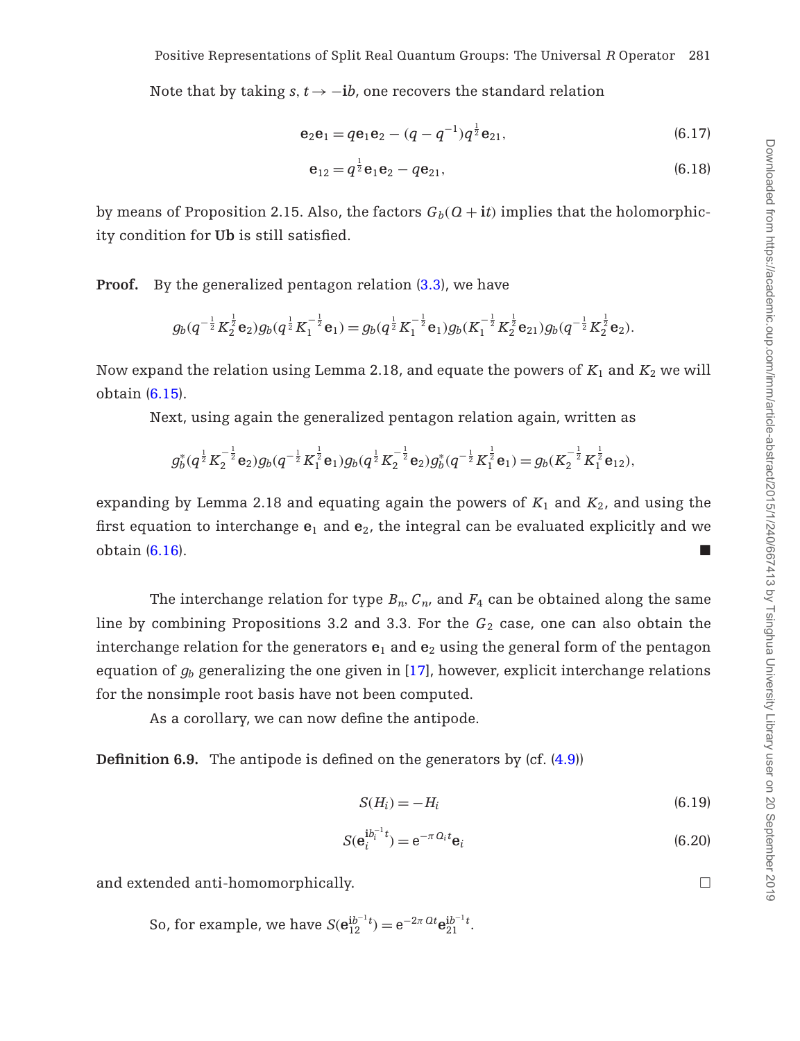Note that by taking $s, t \to -\mathbf{i}b$, one recovers the standard relation

$$\mathbf{e}_2\mathbf{e}_1 = q\mathbf{e}_1\mathbf{e}_2 - (q - q^{-1})q^{\frac{1}{2}}\mathbf{e}_{21}, \tag{6.17}$$

$$\mathbf{e}_{12} = q^{\frac{1}{2}}\mathbf{e}_1\mathbf{e}_2 - q\mathbf{e}_{21}, \tag{6.18}$$

by means of Proposition 2.15. Also, the factors $G_b(Q + \mathbf{i}t)$ implies that the holomorphicity condition for **Ub** is still satisfied.

**Proof.** By the generalized pentagon relation (3.3), we have

$$g_b(q^{-\frac{1}{2}}K_2^{\frac{1}{2}}\mathbf{e}_2)g_b(q^{\frac{1}{2}}K_1^{-\frac{1}{2}}\mathbf{e}_1) = g_b(q^{\frac{1}{2}}K_1^{-\frac{1}{2}}\mathbf{e}_1)g_b(K_1^{-\frac{1}{2}}K_2^{\frac{1}{2}}\mathbf{e}_{21})g_b(q^{-\frac{1}{2}}K_2^{\frac{1}{2}}\mathbf{e}_2).$$

Now expand the relation using Lemma 2.18, and equate the powers of $K_1$ and $K_2$ we will obtain (6.15).

Next, using again the generalized pentagon relation again, written as

$$g_b^*(q^{\frac{1}{2}}K_2^{-\frac{1}{2}}\mathbf{e}_2)g_b(q^{-\frac{1}{2}}K_1^{\frac{1}{2}}\mathbf{e}_1)g_b(q^{\frac{1}{2}}K_2^{-\frac{1}{2}}\mathbf{e}_2)g_b^*(q^{-\frac{1}{2}}K_1^{\frac{1}{2}}\mathbf{e}_1) = g_b(K_2^{-\frac{1}{2}}K_1^{\frac{1}{2}}\mathbf{e}_{12}),$$

expanding by Lemma 2.18 and equating again the powers of $K_1$ and $K_2$, and using the first equation to interchange $\mathbf{e}_1$ and $\mathbf{e}_2$, the integral can be evaluated explicitly and we obtain (6.16). ■

The interchange relation for type $B_n$, $C_n$, and $F_4$ can be obtained along the same line by combining Propositions 3.2 and 3.3. For the $G_2$ case, one can also obtain the interchange relation for the generators $\mathbf{e}_1$ and $\mathbf{e}_2$ using the general form of the pentagon equation of $g_b$ generalizing the one given in [17], however, explicit interchange relations for the nonsimple root basis have not been computed.

As a corollary, we can now define the antipode.

**Definition 6.9.** The antipode is defined on the generators by (cf. (4.9))

$$S(H_i) = -H_i \tag{6.19}$$

$$S(\mathbf{e}_i^{\mathbf{i}b_i^{-1}t}) = e^{-\pi Q_i t}\mathbf{e}_i \tag{6.20}$$

and extended anti-homomorphically. □

So, for example, we have $S(\mathbf{e}_{12}^{\mathbf{i}b^{-1}t}) = e^{-2\pi Qt}\mathbf{e}_{21}^{\mathbf{i}b^{-1}t}$.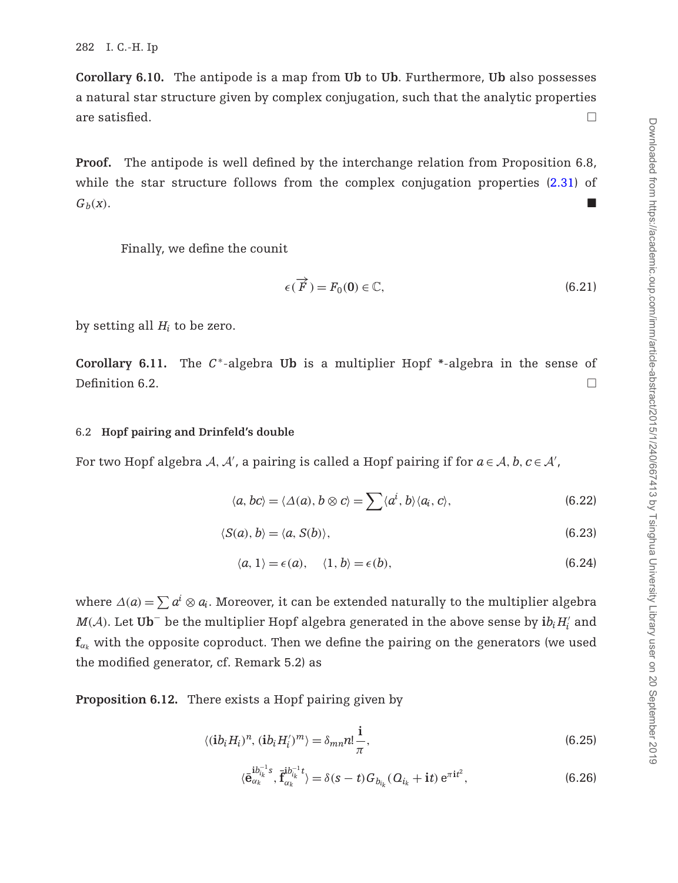**Corollary 6.10.** The antipode is a map from **Ub** to **Ub**. Furthermore, **Ub** also possesses a natural star structure given by complex conjugation, such that the analytic properties are satisfied. □

**Proof.** The antipode is well defined by the interchange relation from Proposition 6.8, while the star structure follows from the complex conjugation properties (2.31) of $G_b(x)$. ■

Finally, we define the counit

$$\epsilon(\overrightarrow{F}) = F_0(\mathbf{0}) \in \mathbb{C}, \tag{6.21}$$

by setting all $H_i$ to be zero.

**Corollary 6.11.** The $C^*$-algebra **Ub** is a multiplier Hopf *-algebra in the sense of Definition 6.2. □

### 6.2 Hopf pairing and Drinfeld's double

For two Hopf algebra $\mathcal{A}$, $\mathcal{A}'$, a pairing is called a Hopf pairing if for $a \in \mathcal{A}$, $b, c \in \mathcal{A}'$,

$$\langle a, bc\rangle = \langle \Delta(a), b \otimes c\rangle = \sum \langle a^i, b\rangle \langle a_i, c\rangle, \tag{6.22}$$

$$\langle S(a), b\rangle = \langle a, S(b)\rangle, \tag{6.23}$$

$$\langle a, 1\rangle = \epsilon(a), \quad \langle 1, b\rangle = \epsilon(b), \tag{6.24}$$

where $\Delta(a) = \sum a^i \otimes a_i$. Moreover, it can be extended naturally to the multiplier algebra $M(\mathcal{A})$. Let $\mathbf{Ub}^-$ be the multiplier Hopf algebra generated in the above sense by $\mathbf{i}b_i H_i'$ and $\mathbf{f}_{\alpha_k}$ with the opposite coproduct. Then we define the pairing on the generators (we used the modified generator, cf. Remark 5.2) as

**Proposition 6.12.** There exists a Hopf pairing given by

$$\langle (\mathbf{i}b_i H_i)^n, (\mathbf{i}b_i H_i')^m\rangle = \delta_{mn} n! \frac{\mathbf{i}}{\pi}, \tag{6.25}$$

$$\langle \bar{\mathbf{e}}_{\alpha_k}^{\mathbf{i}b_{i_k}^{-1}s}, \bar{\mathbf{f}}_{\alpha_k}^{\mathbf{i}b_{i_k}^{-1}t}\rangle = \delta(s-t) G_{b_{i_k}}(Q_{i_k} + \mathbf{i}t)\, \mathrm{e}^{\pi \mathbf{i} t^2}, \tag{6.26}$$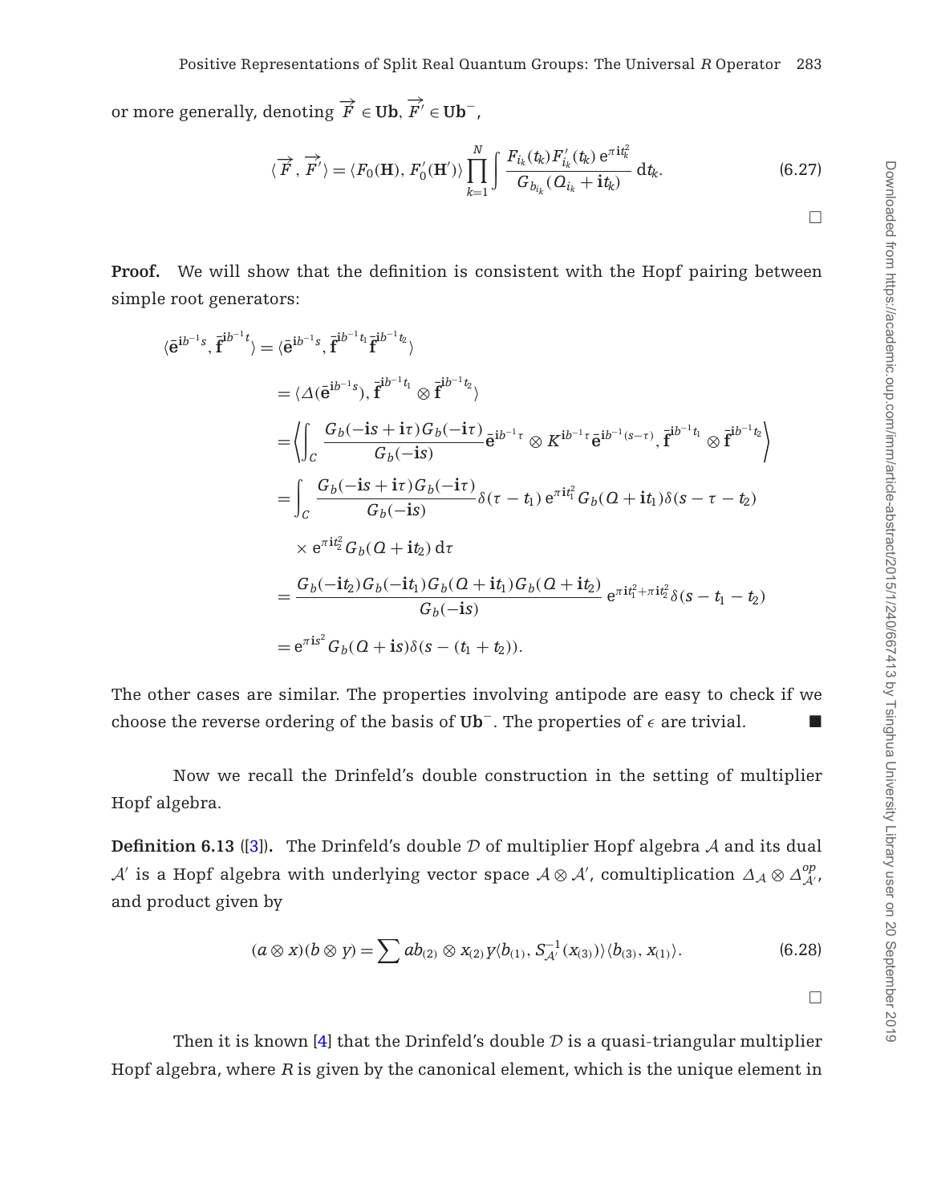or more generally, denoting $\overrightarrow{F} \in \mathbf{Ub}$, $\overrightarrow{F'} \in \mathbf{Ub}^-$,

$$\langle \overrightarrow{F}, \overrightarrow{F'} \rangle = \langle F_0(\mathbf{H}), F_0'(\mathbf{H}') \rangle \prod_{k=1}^{N} \int \frac{F_{i_k}(t_k) F'_{i_k}(t_k)\, e^{\pi \mathbf{i} t_k^2}}{G_{b_{i_k}}(Q_{i_k} + \mathbf{i} t_k)}\, dt_k. \tag{6.27}$$

□

**Proof.** We will show that the definition is consistent with the Hopf pairing between simple root generators:

$$\begin{aligned}
\langle \bar{\mathbf{e}}^{\mathbf{i}b^{-1}s}, \bar{\mathbf{f}}^{\mathbf{i}b^{-1}t} \rangle &= \langle \bar{\mathbf{e}}^{\mathbf{i}b^{-1}s}, \bar{\mathbf{f}}^{\mathbf{i}b^{-1}t_1} \bar{\mathbf{f}}^{\mathbf{i}b^{-1}t_2} \rangle \\
&= \langle \Delta(\bar{\mathbf{e}}^{\mathbf{i}b^{-1}s}), \bar{\mathbf{f}}^{\mathbf{i}b^{-1}t_1} \otimes \bar{\mathbf{f}}^{\mathbf{i}b^{-1}t_2} \rangle \\
&= \left\langle \int_C \frac{G_b(-\mathbf{i}s + \mathbf{i}\tau) G_b(-\mathbf{i}\tau)}{G_b(-\mathbf{i}s)} \bar{\mathbf{e}}^{\mathbf{i}b^{-1}\tau} \otimes K^{\mathbf{i}b^{-1}\tau} \bar{\mathbf{e}}^{\mathbf{i}b^{-1}(s-\tau)}, \bar{\mathbf{f}}^{\mathbf{i}b^{-1}t_1} \otimes \bar{\mathbf{f}}^{\mathbf{i}b^{-1}t_2} \right\rangle \\
&= \int_C \frac{G_b(-\mathbf{i}s + \mathbf{i}\tau) G_b(-\mathbf{i}\tau)}{G_b(-\mathbf{i}s)} \delta(\tau - t_1)\, e^{\pi \mathbf{i} t_1^2} G_b(Q + \mathbf{i}t_1) \delta(s - \tau - t_2) \\
&\quad \times e^{\pi \mathbf{i} t_2^2} G_b(Q + \mathbf{i}t_2)\, d\tau \\
&= \frac{G_b(-\mathbf{i}t_2) G_b(-\mathbf{i}t_1) G_b(Q + \mathbf{i}t_1) G_b(Q + \mathbf{i}t_2)}{G_b(-\mathbf{i}s)}\, e^{\pi \mathbf{i} t_1^2 + \pi \mathbf{i} t_2^2} \delta(s - t_1 - t_2) \\
&= e^{\pi \mathbf{i} s^2} G_b(Q + \mathbf{i}s) \delta(s - (t_1 + t_2)).
\end{aligned}$$

The other cases are similar. The properties involving antipode are easy to check if we choose the reverse ordering of the basis of $\mathbf{Ub}^-$. The properties of $\epsilon$ are trivial. ■

Now we recall the Drinfeld's double construction in the setting of multiplier Hopf algebra.

**Definition 6.13** ([3]). The Drinfeld's double $\mathcal{D}$ of multiplier Hopf algebra $\mathcal{A}$ and its dual $\mathcal{A}'$ is a Hopf algebra with underlying vector space $\mathcal{A} \otimes \mathcal{A}'$, comultiplication $\Delta_{\mathcal{A}} \otimes \Delta_{\mathcal{A}'}^{op}$, and product given by

$$(a \otimes x)(b \otimes y) = \sum ab_{(2)} \otimes x_{(2)} y \langle b_{(1)}, S_{\mathcal{A}'}^{-1}(x_{(3)}) \rangle \langle b_{(3)}, x_{(1)} \rangle. \tag{6.28}$$

□

Then it is known [4] that the Drinfeld's double $\mathcal{D}$ is a quasi-triangular multiplier Hopf algebra, where $R$ is given by the canonical element, which is the unique element in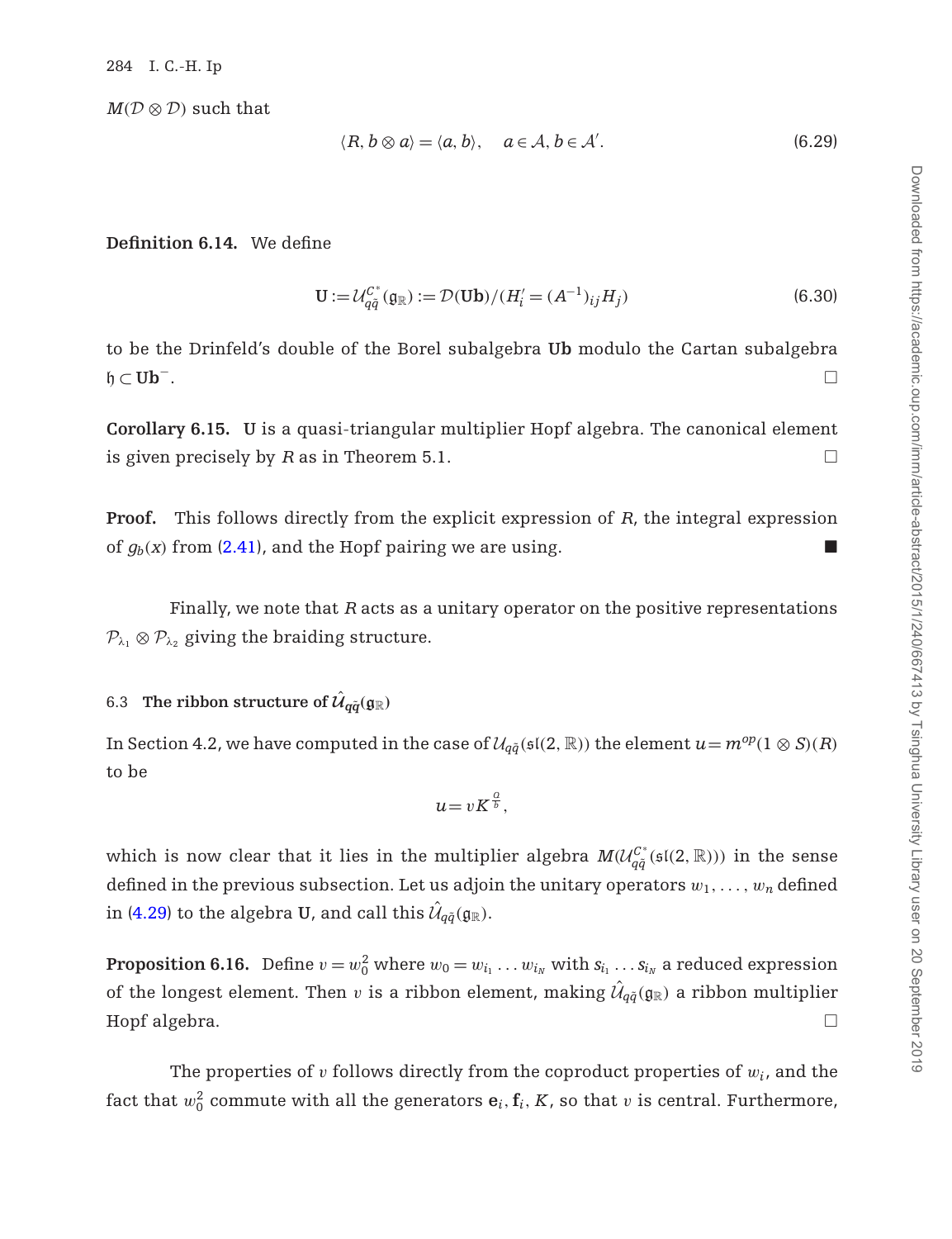$M(\mathcal{D} \otimes \mathcal{D})$ such that

$$\langle R, b \otimes a \rangle = \langle a, b \rangle, \quad a \in \mathcal{A}, b \in \mathcal{A}'. \tag{6.29}$$

**Definition 6.14.** We define

$$\mathbf{U} := \mathcal{U}_{q\tilde{q}}^{C^*}(\mathfrak{g}_{\mathbb{R}}) := \mathcal{D}(\mathbf{Ub})/(H_i' = (A^{-1})_{ij} H_j) \tag{6.30}$$

to be the Drinfeld's double of the Borel subalgebra $\mathbf{Ub}$ modulo the Cartan subalgebra $\mathfrak{h} \subset \mathbf{Ub}^-$. □

**Corollary 6.15.** $\mathbf{U}$ is a quasi-triangular multiplier Hopf algebra. The canonical element is given precisely by $R$ as in Theorem 5.1. □

**Proof.** This follows directly from the explicit expression of $R$, the integral expression of $g_b(x)$ from (2.41), and the Hopf pairing we are using. ■

Finally, we note that $R$ acts as a unitary operator on the positive representations $\mathcal{P}_{\lambda_1} \otimes \mathcal{P}_{\lambda_2}$ giving the braiding structure.

### 6.3 The ribbon structure of $\hat{\mathcal{U}}_{q\tilde{q}}(\mathfrak{g}_{\mathbb{R}})$

In Section 4.2, we have computed in the case of $\mathcal{U}_{q\tilde{q}}(\mathfrak{sl}(2,\mathbb{R}))$ the element $u = m^{op}(1 \otimes S)(R)$ to be

$$u = vK^{\frac{Q}{b}},$$

which is now clear that it lies in the multiplier algebra $M(\mathcal{U}_{q\tilde{q}}^{C^*}(\mathfrak{sl}(2,\mathbb{R})))$ in the sense defined in the previous subsection. Let us adjoin the unitary operators $w_1, \ldots, w_n$ defined in (4.29) to the algebra $\mathbf{U}$, and call this $\hat{\mathcal{U}}_{q\tilde{q}}(\mathfrak{g}_{\mathbb{R}})$.

**Proposition 6.16.** Define $v = w_0^2$ where $w_0 = w_{i_1} \ldots w_{i_N}$ with $s_{i_1} \ldots s_{i_N}$ a reduced expression of the longest element. Then $v$ is a ribbon element, making $\hat{\mathcal{U}}_{q\tilde{q}}(\mathfrak{g}_{\mathbb{R}})$ a ribbon multiplier Hopf algebra. □

The properties of $v$ follows directly from the coproduct properties of $w_i$, and the fact that $w_0^2$ commute with all the generators $\mathbf{e}_i, \mathbf{f}_i, K$, so that $v$ is central. Furthermore,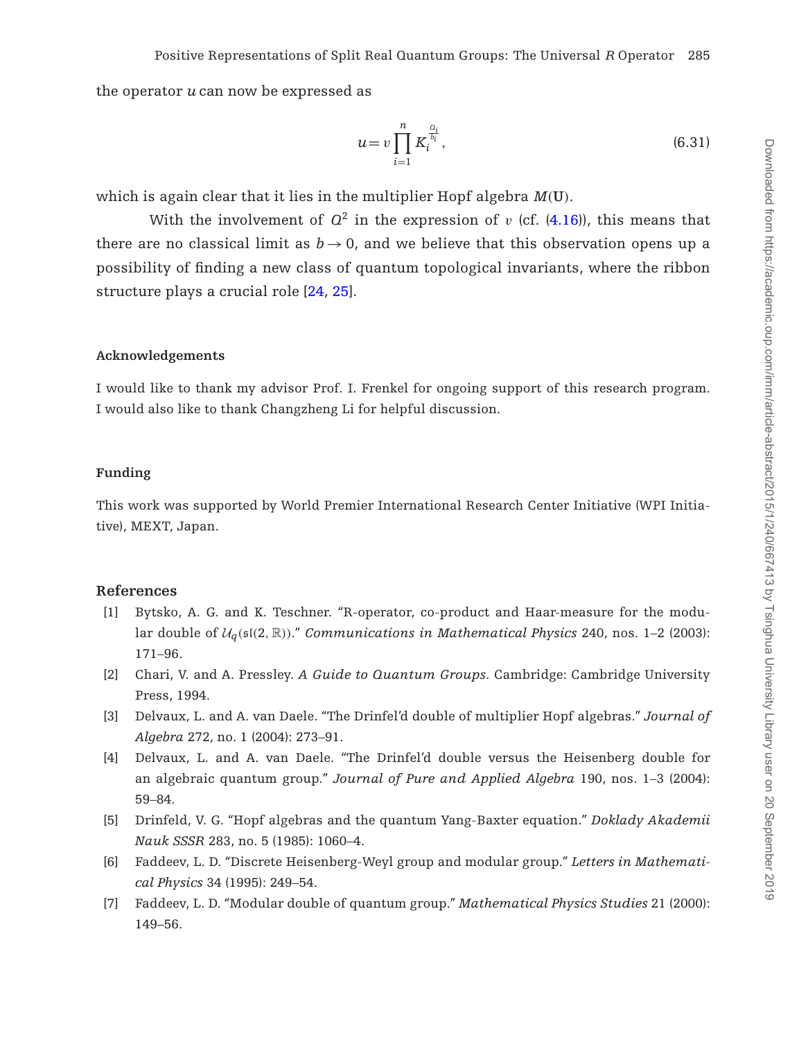the operator $u$ can now be expressed as

$$u = v \prod_{i=1}^{n} K_i^{\frac{a_i}{b_i}}, \tag{6.31}$$

which is again clear that it lies in the multiplier Hopf algebra $M(\mathbf{U})$.

With the involvement of $Q^2$ in the expression of $v$ (cf. (4.16)), this means that there are no classical limit as $b \to 0$, and we believe that this observation opens up a possibility of finding a new class of quantum topological invariants, where the ribbon structure plays a crucial role [24, 25].

## Acknowledgements

I would like to thank my advisor Prof. I. Frenkel for ongoing support of this research program. I would also like to thank Changzheng Li for helpful discussion.

## Funding

This work was supported by World Premier International Research Center Initiative (WPI Initiative), MEXT, Japan.

## References

[1] Bytsko, A. G. and K. Teschner. "R-operator, co-product and Haar-measure for the modular double of $\mathcal{U}_q(\mathfrak{sl}(2,\mathbb{R}))$." *Communications in Mathematical Physics* 240, nos. 1–2 (2003): 171–96.

[2] Chari, V. and A. Pressley. *A Guide to Quantum Groups*. Cambridge: Cambridge University Press, 1994.

[3] Delvaux, L. and A. van Daele. "The Drinfel'd double of multiplier Hopf algebras." *Journal of Algebra* 272, no. 1 (2004): 273–91.

[4] Delvaux, L. and A. van Daele. "The Drinfel'd double versus the Heisenberg double for an algebraic quantum group." *Journal of Pure and Applied Algebra* 190, nos. 1–3 (2004): 59–84.

[5] Drinfeld, V. G. "Hopf algebras and the quantum Yang-Baxter equation." *Doklady Akademii Nauk SSSR* 283, no. 5 (1985): 1060–4.

[6] Faddeev, L. D. "Discrete Heisenberg-Weyl group and modular group." *Letters in Mathematical Physics* 34 (1995): 249–54.

[7] Faddeev, L. D. "Modular double of quantum group." *Mathematical Physics Studies* 21 (2000): 149–56.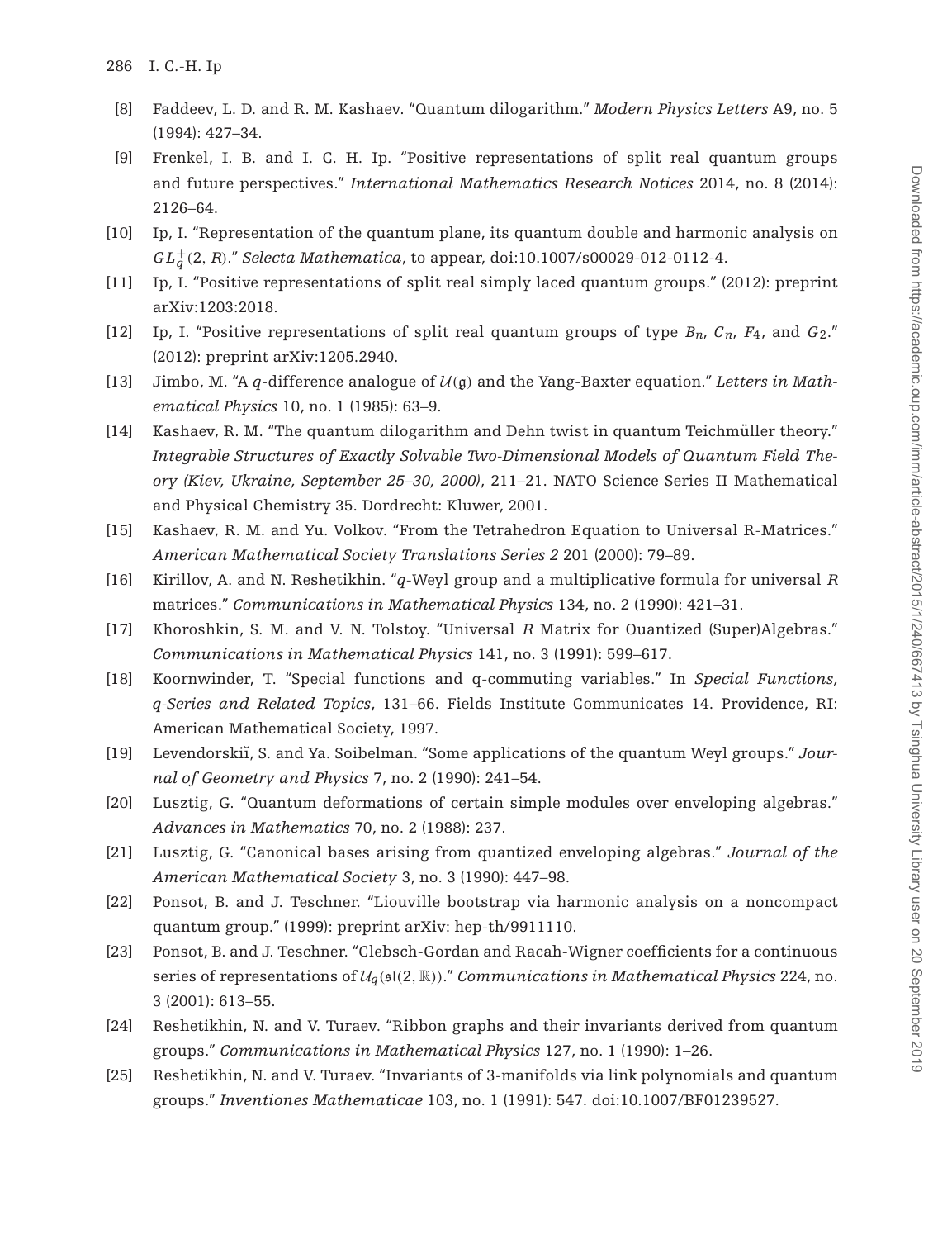[8] Faddeev, L. D. and R. M. Kashaev. "Quantum dilogarithm." *Modern Physics Letters* A9, no. 5 (1994): 427–34.

[9] Frenkel, I. B. and I. C. H. Ip. "Positive representations of split real quantum groups and future perspectives." *International Mathematics Research Notices* 2014, no. 8 (2014): 2126–64.

[10] Ip, I. "Representation of the quantum plane, its quantum double and harmonic analysis on $GL_q^+(2, R)$." *Selecta Mathematica*, to appear, doi:10.1007/s00029-012-0112-4.

[11] Ip, I. "Positive representations of split real simply laced quantum groups." (2012): preprint arXiv:1203:2018.

[12] Ip, I. "Positive representations of split real quantum groups of type $B_n$, $C_n$, $F_4$, and $G_2$." (2012): preprint arXiv:1205.2940.

[13] Jimbo, M. "A $q$-difference analogue of $\mathcal{U}(\mathfrak{g})$ and the Yang-Baxter equation." *Letters in Mathematical Physics* 10, no. 1 (1985): 63–9.

[14] Kashaev, R. M. "The quantum dilogarithm and Dehn twist in quantum Teichmüller theory." *Integrable Structures of Exactly Solvable Two-Dimensional Models of Quantum Field Theory (Kiev, Ukraine, September 25–30, 2000)*, 211–21. NATO Science Series II Mathematical and Physical Chemistry 35. Dordrecht: Kluwer, 2001.

[15] Kashaev, R. M. and Yu. Volkov. "From the Tetrahedron Equation to Universal R-Matrices." *American Mathematical Society Translations Series 2* 201 (2000): 79–89.

[16] Kirillov, A. and N. Reshetikhin. "$q$-Weyl group and a multiplicative formula for universal $R$ matrices." *Communications in Mathematical Physics* 134, no. 2 (1990): 421–31.

[17] Khoroshkin, S. M. and V. N. Tolstoy. "Universal $R$ Matrix for Quantized (Super)Algebras." *Communications in Mathematical Physics* 141, no. 3 (1991): 599–617.

[18] Koornwinder, T. "Special functions and q-commuting variables." In *Special Functions, q-Series and Related Topics*, 131–66. Fields Institute Communicates 14. Providence, RI: American Mathematical Society, 1997.

[19] Levendorskiĭ, S. and Ya. Soibelman. "Some applications of the quantum Weyl groups." *Journal of Geometry and Physics* 7, no. 2 (1990): 241–54.

[20] Lusztig, G. "Quantum deformations of certain simple modules over enveloping algebras." *Advances in Mathematics* 70, no. 2 (1988): 237.

[21] Lusztig, G. "Canonical bases arising from quantized enveloping algebras." *Journal of the American Mathematical Society* 3, no. 3 (1990): 447–98.

[22] Ponsot, B. and J. Teschner. "Liouville bootstrap via harmonic analysis on a noncompact quantum group." (1999): preprint arXiv: hep-th/9911110.

[23] Ponsot, B. and J. Teschner. "Clebsch-Gordan and Racah-Wigner coefficients for a continuous series of representations of $\mathcal{U}_q(\mathfrak{sl}(2, \mathbb{R}))$." *Communications in Mathematical Physics* 224, no. 3 (2001): 613–55.

[24] Reshetikhin, N. and V. Turaev. "Ribbon graphs and their invariants derived from quantum groups." *Communications in Mathematical Physics* 127, no. 1 (1990): 1–26.

[25] Reshetikhin, N. and V. Turaev. "Invariants of 3-manifolds via link polynomials and quantum groups." *Inventiones Mathematicae* 103, no. 1 (1991): 547. doi:10.1007/BF01239527.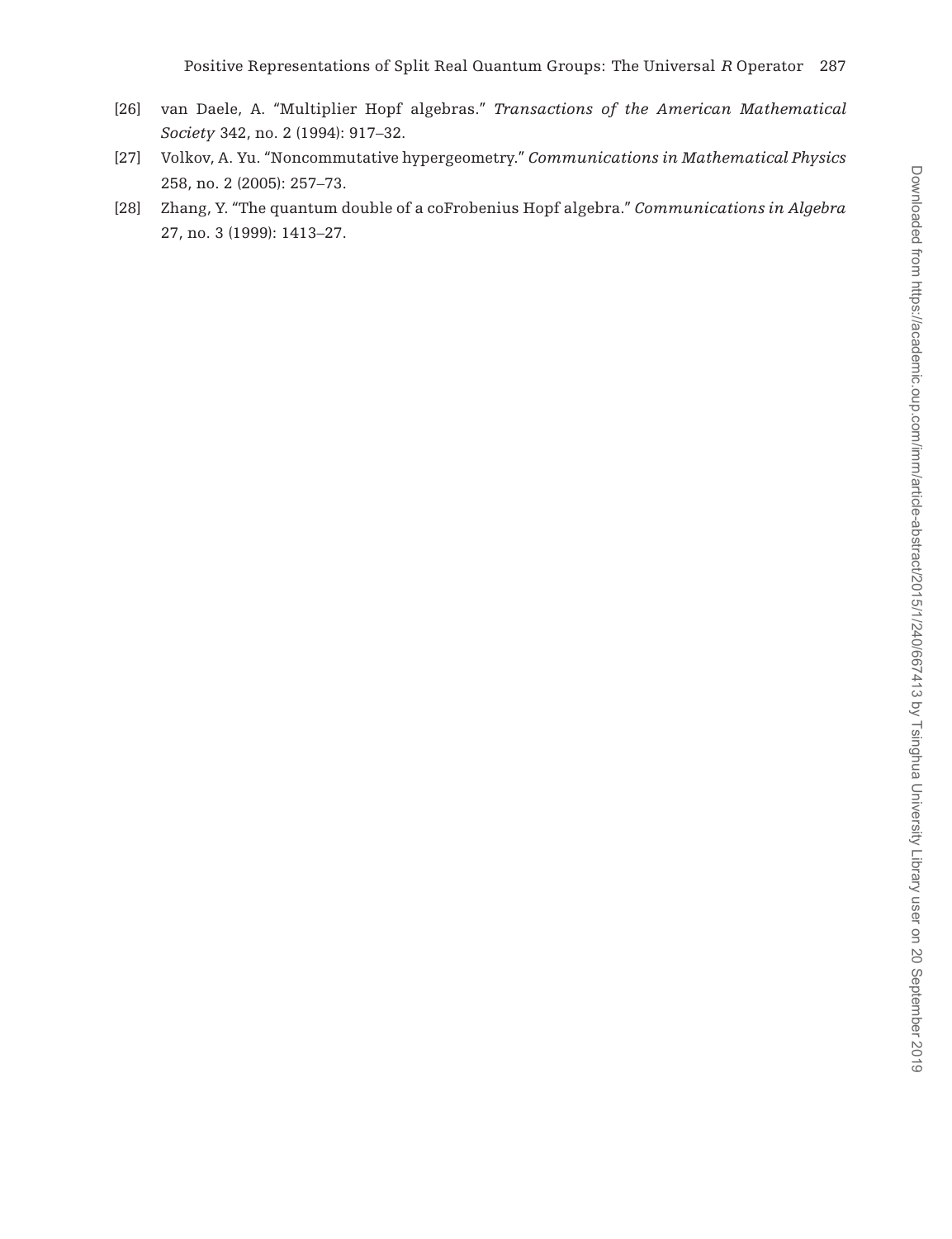[26] van Daele, A. "Multiplier Hopf algebras." *Transactions of the American Mathematical Society* 342, no. 2 (1994): 917–32.

[27] Volkov, A. Yu. "Noncommutative hypergeometry." *Communications in Mathematical Physics* 258, no. 2 (2005): 257–73.

[28] Zhang, Y. "The quantum double of a coFrobenius Hopf algebra." *Communications in Algebra* 27, no. 3 (1999): 1413–27.